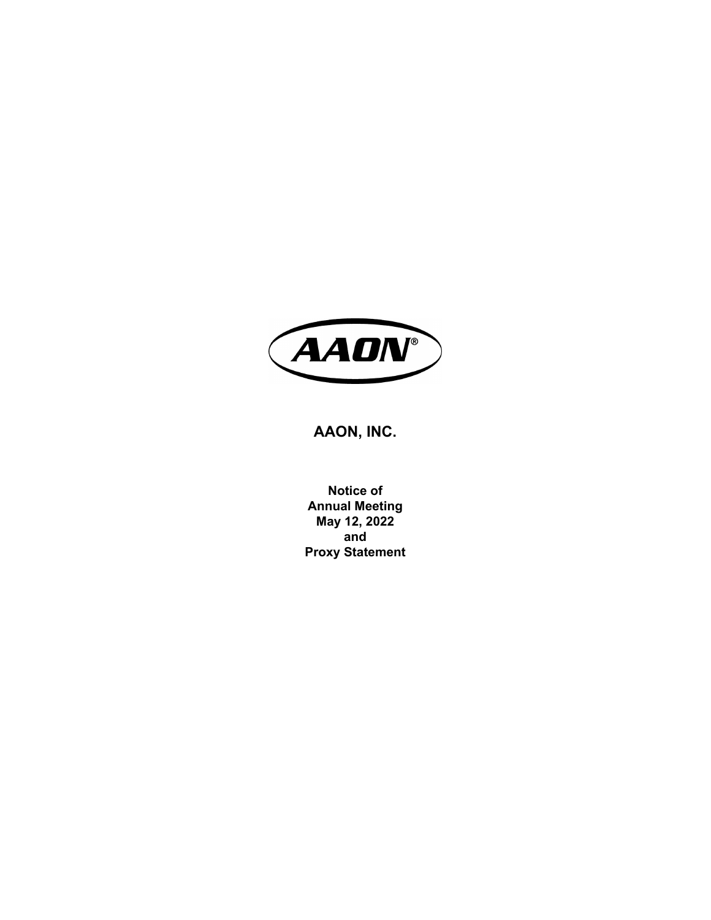# AAON, INC.

**Notice of**
**Annual Meeting**
**May 12, 2022**
**and**
**Proxy Statement**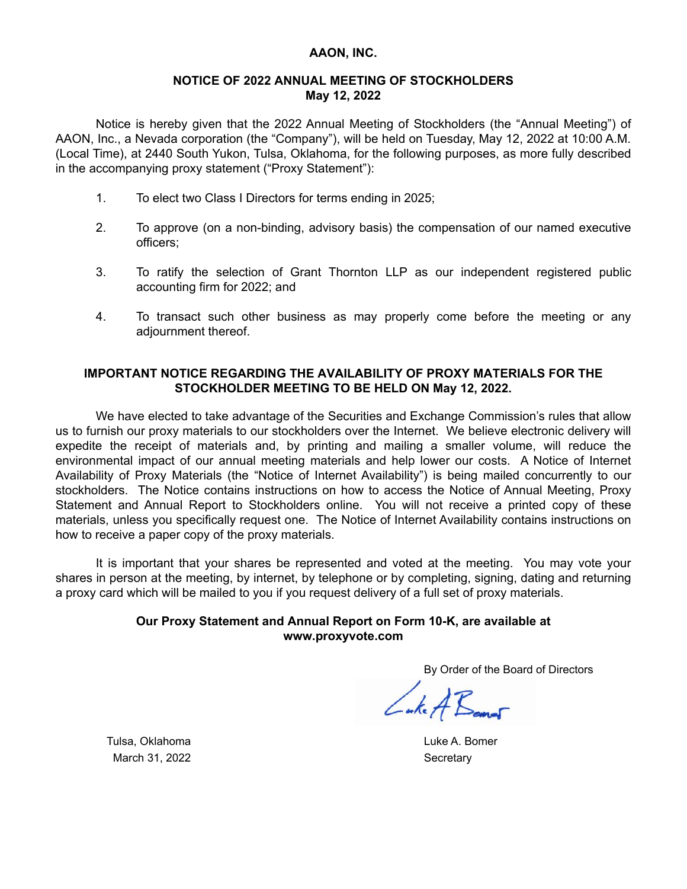**AAON, INC.**

**NOTICE OF 2022 ANNUAL MEETING OF STOCKHOLDERS**
**May 12, 2022**

Notice is hereby given that the 2022 Annual Meeting of Stockholders (the "Annual Meeting") of AAON, Inc., a Nevada corporation (the "Company"), will be held on Tuesday, May 12, 2022 at 10:00 A.M. (Local Time), at 2440 South Yukon, Tulsa, Oklahoma, for the following purposes, as more fully described in the accompanying proxy statement ("Proxy Statement"):

1. To elect two Class I Directors for terms ending in 2025;

2. To approve (on a non-binding, advisory basis) the compensation of our named executive officers;

3. To ratify the selection of Grant Thornton LLP as our independent registered public accounting firm for 2022; and

4. To transact such other business as may properly come before the meeting or any adjournment thereof.

**IMPORTANT NOTICE REGARDING THE AVAILABILITY OF PROXY MATERIALS FOR THE STOCKHOLDER MEETING TO BE HELD ON May 12, 2022.**

We have elected to take advantage of the Securities and Exchange Commission's rules that allow us to furnish our proxy materials to our stockholders over the Internet. We believe electronic delivery will expedite the receipt of materials and, by printing and mailing a smaller volume, will reduce the environmental impact of our annual meeting materials and help lower our costs. A Notice of Internet Availability of Proxy Materials (the "Notice of Internet Availability") is being mailed concurrently to our stockholders. The Notice contains instructions on how to access the Notice of Annual Meeting, Proxy Statement and Annual Report to Stockholders online. You will not receive a printed copy of these materials, unless you specifically request one. The Notice of Internet Availability contains instructions on how to receive a paper copy of the proxy materials.

It is important that your shares be represented and voted at the meeting. You may vote your shares in person at the meeting, by internet, by telephone or by completing, signing, dating and returning a proxy card which will be mailed to you if you request delivery of a full set of proxy materials.

**Our Proxy Statement and Annual Report on Form 10-K, are available at www.proxyvote.com**

By Order of the Board of Directors

Luke A. Bomer
Secretary

Tulsa, Oklahoma
March 31, 2022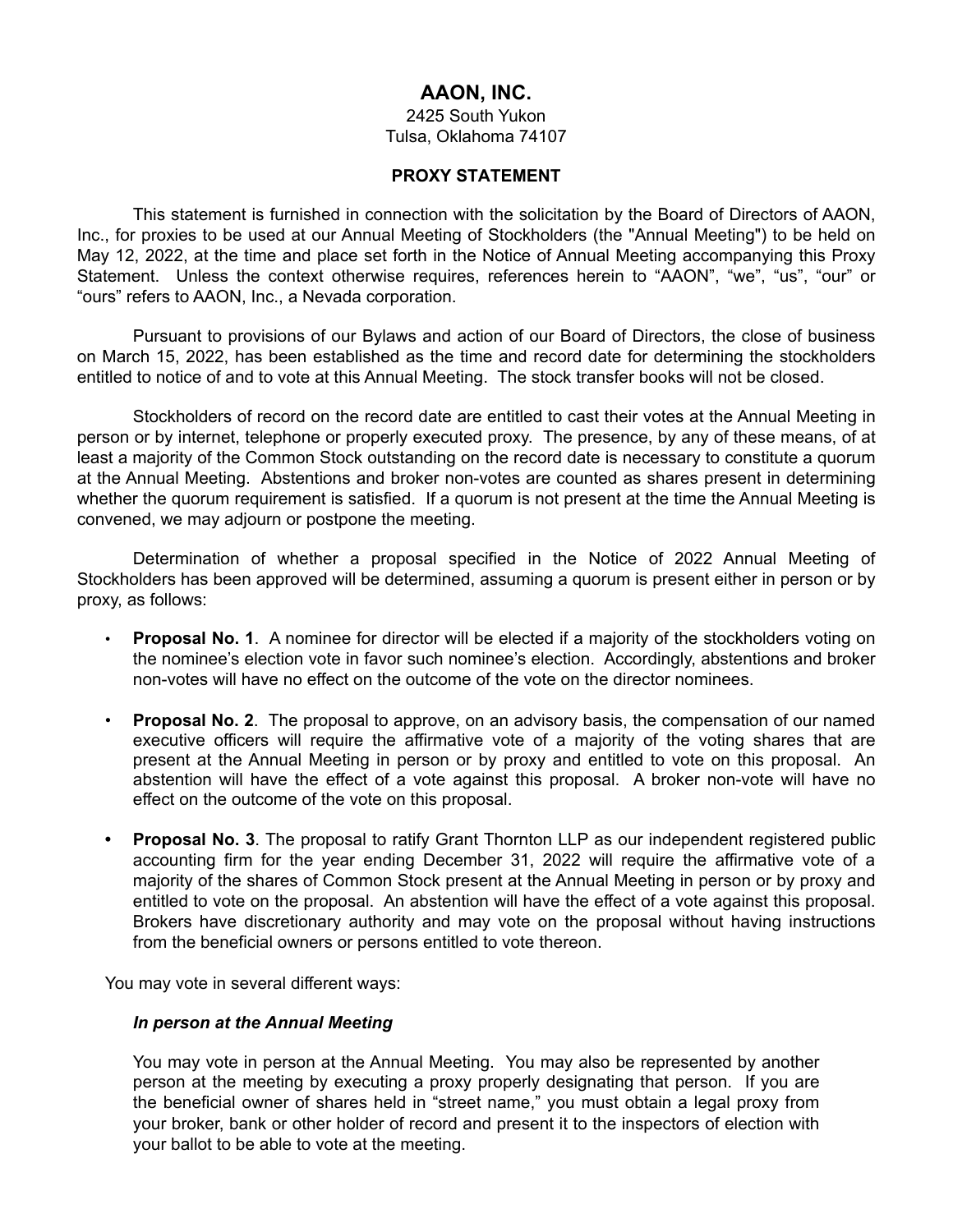# AAON, INC.

2425 South Yukon
Tulsa, Oklahoma 74107

## PROXY STATEMENT

This statement is furnished in connection with the solicitation by the Board of Directors of AAON, Inc., for proxies to be used at our Annual Meeting of Stockholders (the "Annual Meeting") to be held on May 12, 2022, at the time and place set forth in the Notice of Annual Meeting accompanying this Proxy Statement. Unless the context otherwise requires, references herein to "AAON", "we", "us", "our" or "ours" refers to AAON, Inc., a Nevada corporation.

Pursuant to provisions of our Bylaws and action of our Board of Directors, the close of business on March 15, 2022, has been established as the time and record date for determining the stockholders entitled to notice of and to vote at this Annual Meeting. The stock transfer books will not be closed.

Stockholders of record on the record date are entitled to cast their votes at the Annual Meeting in person or by internet, telephone or properly executed proxy. The presence, by any of these means, of at least a majority of the Common Stock outstanding on the record date is necessary to constitute a quorum at the Annual Meeting. Abstentions and broker non-votes are counted as shares present in determining whether the quorum requirement is satisfied. If a quorum is not present at the time the Annual Meeting is convened, we may adjourn or postpone the meeting.

Determination of whether a proposal specified in the Notice of 2022 Annual Meeting of Stockholders has been approved will be determined, assuming a quorum is present either in person or by proxy, as follows:

- **Proposal No. 1**. A nominee for director will be elected if a majority of the stockholders voting on the nominee's election vote in favor such nominee's election. Accordingly, abstentions and broker non-votes will have no effect on the outcome of the vote on the director nominees.
- **Proposal No. 2**. The proposal to approve, on an advisory basis, the compensation of our named executive officers will require the affirmative vote of a majority of the voting shares that are present at the Annual Meeting in person or by proxy and entitled to vote on this proposal. An abstention will have the effect of a vote against this proposal. A broker non-vote will have no effect on the outcome of the vote on this proposal.
- **Proposal No. 3**. The proposal to ratify Grant Thornton LLP as our independent registered public accounting firm for the year ending December 31, 2022 will require the affirmative vote of a majority of the shares of Common Stock present at the Annual Meeting in person or by proxy and entitled to vote on the proposal. An abstention will have the effect of a vote against this proposal. Brokers have discretionary authority and may vote on the proposal without having instructions from the beneficial owners or persons entitled to vote thereon.

You may vote in several different ways:

***In person at the Annual Meeting***

You may vote in person at the Annual Meeting. You may also be represented by another person at the meeting by executing a proxy properly designating that person. If you are the beneficial owner of shares held in "street name," you must obtain a legal proxy from your broker, bank or other holder of record and present it to the inspectors of election with your ballot to be able to vote at the meeting.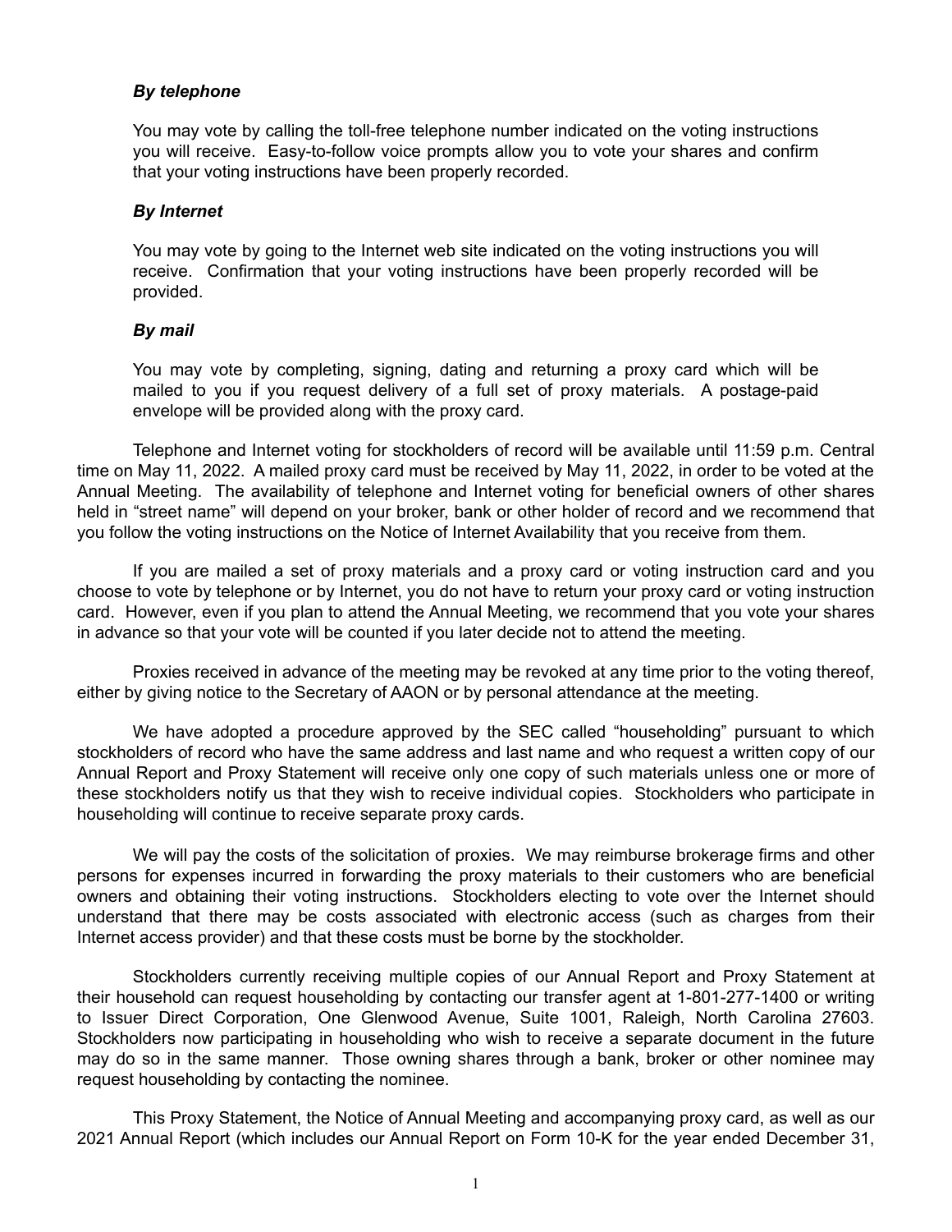***By telephone***

You may vote by calling the toll-free telephone number indicated on the voting instructions you will receive. Easy-to-follow voice prompts allow you to vote your shares and confirm that your voting instructions have been properly recorded.

***By Internet***

You may vote by going to the Internet web site indicated on the voting instructions you will receive. Confirmation that your voting instructions have been properly recorded will be provided.

***By mail***

You may vote by completing, signing, dating and returning a proxy card which will be mailed to you if you request delivery of a full set of proxy materials. A postage-paid envelope will be provided along with the proxy card.

Telephone and Internet voting for stockholders of record will be available until 11:59 p.m. Central time on May 11, 2022. A mailed proxy card must be received by May 11, 2022, in order to be voted at the Annual Meeting. The availability of telephone and Internet voting for beneficial owners of other shares held in "street name" will depend on your broker, bank or other holder of record and we recommend that you follow the voting instructions on the Notice of Internet Availability that you receive from them.

If you are mailed a set of proxy materials and a proxy card or voting instruction card and you choose to vote by telephone or by Internet, you do not have to return your proxy card or voting instruction card. However, even if you plan to attend the Annual Meeting, we recommend that you vote your shares in advance so that your vote will be counted if you later decide not to attend the meeting.

Proxies received in advance of the meeting may be revoked at any time prior to the voting thereof, either by giving notice to the Secretary of AAON or by personal attendance at the meeting.

We have adopted a procedure approved by the SEC called "householding" pursuant to which stockholders of record who have the same address and last name and who request a written copy of our Annual Report and Proxy Statement will receive only one copy of such materials unless one or more of these stockholders notify us that they wish to receive individual copies. Stockholders who participate in householding will continue to receive separate proxy cards.

We will pay the costs of the solicitation of proxies. We may reimburse brokerage firms and other persons for expenses incurred in forwarding the proxy materials to their customers who are beneficial owners and obtaining their voting instructions. Stockholders electing to vote over the Internet should understand that there may be costs associated with electronic access (such as charges from their Internet access provider) and that these costs must be borne by the stockholder.

Stockholders currently receiving multiple copies of our Annual Report and Proxy Statement at their household can request householding by contacting our transfer agent at 1-801-277-1400 or writing to Issuer Direct Corporation, One Glenwood Avenue, Suite 1001, Raleigh, North Carolina 27603. Stockholders now participating in householding who wish to receive a separate document in the future may do so in the same manner. Those owning shares through a bank, broker or other nominee may request householding by contacting the nominee.

This Proxy Statement, the Notice of Annual Meeting and accompanying proxy card, as well as our 2021 Annual Report (which includes our Annual Report on Form 10-K for the year ended December 31,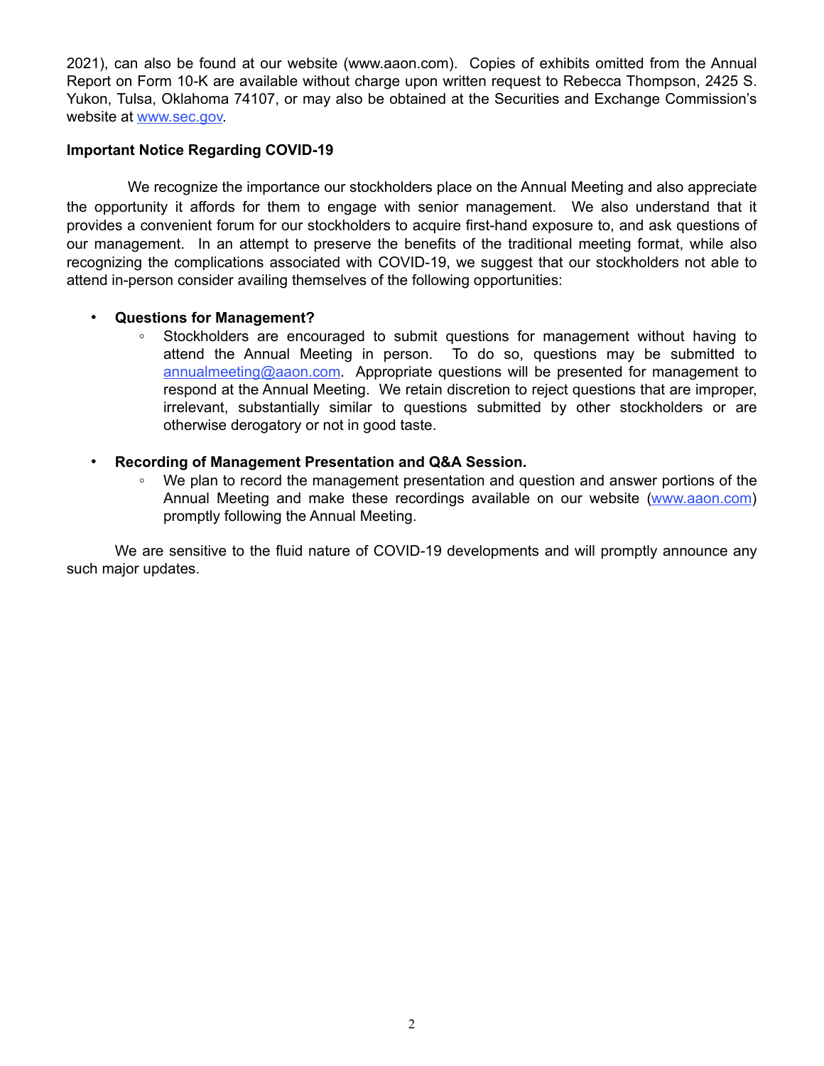2021), can also be found at our website (www.aaon.com). Copies of exhibits omitted from the Annual Report on Form 10-K are available without charge upon written request to Rebecca Thompson, 2425 S. Yukon, Tulsa, Oklahoma 74107, or may also be obtained at the Securities and Exchange Commission's website at www.sec.gov.

**Important Notice Regarding COVID-19**

We recognize the importance our stockholders place on the Annual Meeting and also appreciate the opportunity it affords for them to engage with senior management. We also understand that it provides a convenient forum for our stockholders to acquire first-hand exposure to, and ask questions of our management. In an attempt to preserve the benefits of the traditional meeting format, while also recognizing the complications associated with COVID-19, we suggest that our stockholders not able to attend in-person consider availing themselves of the following opportunities:

- **Questions for Management?**
  - Stockholders are encouraged to submit questions for management without having to attend the Annual Meeting in person. To do so, questions may be submitted to annualmeeting@aaon.com. Appropriate questions will be presented for management to respond at the Annual Meeting. We retain discretion to reject questions that are improper, irrelevant, substantially similar to questions submitted by other stockholders or are otherwise derogatory or not in good taste.

- **Recording of Management Presentation and Q&A Session.**
  - We plan to record the management presentation and question and answer portions of the Annual Meeting and make these recordings available on our website (www.aaon.com) promptly following the Annual Meeting.

We are sensitive to the fluid nature of COVID-19 developments and will promptly announce any such major updates.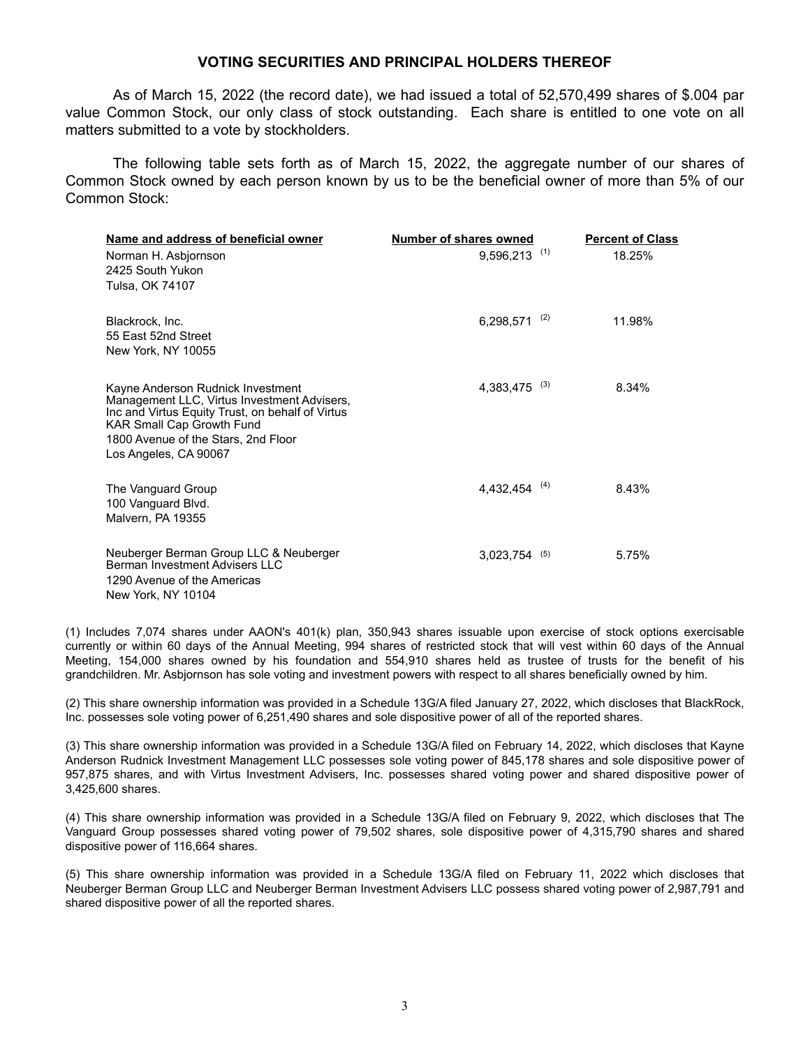## VOTING SECURITIES AND PRINCIPAL HOLDERS THEREOF

As of March 15, 2022 (the record date), we had issued a total of 52,570,499 shares of $.004 par value Common Stock, our only class of stock outstanding. Each share is entitled to one vote on all matters submitted to a vote by stockholders.

The following table sets forth as of March 15, 2022, the aggregate number of our shares of Common Stock owned by each person known by us to be the beneficial owner of more than 5% of our Common Stock:

| Name and address of beneficial owner | Number of shares owned | Percent of Class |
|---|---|---|
| Norman H. Asbjornson<br>2425 South Yukon<br>Tulsa, OK 74107 | 9,596,213 (1) | 18.25% |
| Blackrock, Inc.<br>55 East 52nd Street<br>New York, NY 10055 | 6,298,571 (2) | 11.98% |
| Kayne Anderson Rudnick Investment Management LLC, Virtus Investment Advisers, Inc and Virtus Equity Trust, on behalf of Virtus KAR Small Cap Growth Fund<br>1800 Avenue of the Stars, 2nd Floor<br>Los Angeles, CA 90067 | 4,383,475 (3) | 8.34% |
| The Vanguard Group<br>100 Vanguard Blvd.<br>Malvern, PA 19355 | 4,432,454 (4) | 8.43% |
| Neuberger Berman Group LLC & Neuberger Berman Investment Advisers LLC<br>1290 Avenue of the Americas<br>New York, NY 10104 | 3,023,754 (5) | 5.75% |

(1) Includes 7,074 shares under AAON's 401(k) plan, 350,943 shares issuable upon exercise of stock options exercisable currently or within 60 days of the Annual Meeting, 994 shares of restricted stock that will vest within 60 days of the Annual Meeting, 154,000 shares owned by his foundation and 554,910 shares held as trustee of trusts for the benefit of his grandchildren. Mr. Asbjornson has sole voting and investment powers with respect to all shares beneficially owned by him.

(2) This share ownership information was provided in a Schedule 13G/A filed January 27, 2022, which discloses that BlackRock, Inc. possesses sole voting power of 6,251,490 shares and sole dispositive power of all of the reported shares.

(3) This share ownership information was provided in a Schedule 13G/A filed on February 14, 2022, which discloses that Kayne Anderson Rudnick Investment Management LLC possesses sole voting power of 845,178 shares and sole dispositive power of 957,875 shares, and with Virtus Investment Advisers, Inc. possesses shared voting power and shared dispositive power of 3,425,600 shares.

(4) This share ownership information was provided in a Schedule 13G/A filed on February 9, 2022, which discloses that The Vanguard Group possesses shared voting power of 79,502 shares, sole dispositive power of 4,315,790 shares and shared dispositive power of 116,664 shares.

(5) This share ownership information was provided in a Schedule 13G/A filed on February 11, 2022 which discloses that Neuberger Berman Group LLC and Neuberger Berman Investment Advisers LLC possess shared voting power of 2,987,791 and shared dispositive power of all the reported shares.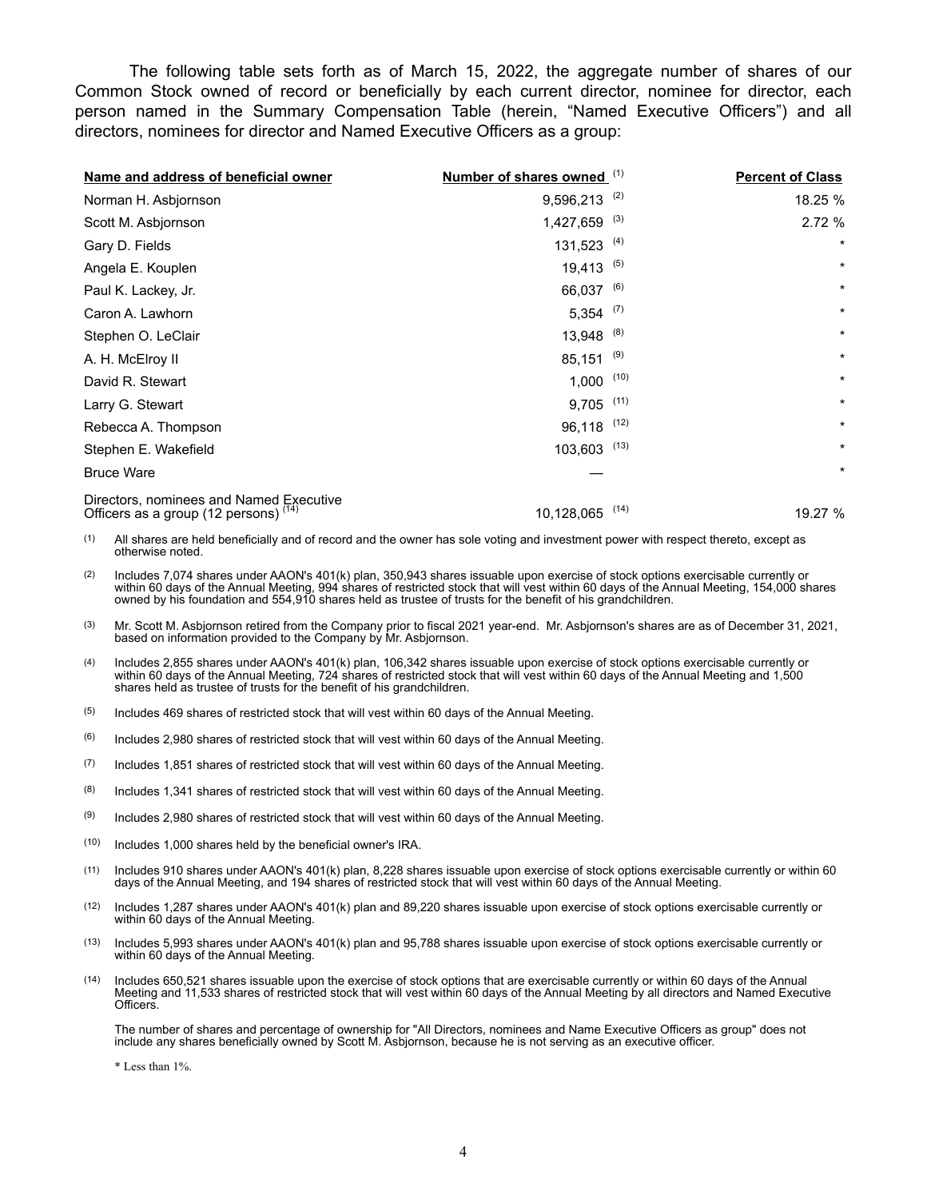The following table sets forth as of March 15, 2022, the aggregate number of shares of our Common Stock owned of record or beneficially by each current director, nominee for director, each person named in the Summary Compensation Table (herein, "Named Executive Officers") and all directors, nominees for director and Named Executive Officers as a group:

| Name and address of beneficial owner | Number of shares owned [(1)] | Percent of Class |
|---|---|---|
| Norman H. Asbjornson | 9,596,213 [(2)] | 18.25 % |
| Scott M. Asbjornson | 1,427,659 [(3)] | 2.72 % |
| Gary D. Fields | 131,523 [(4)] | * |
| Angela E. Kouplen | 19,413 [(5)] | * |
| Paul K. Lackey, Jr. | 66,037 [(6)] | * |
| Caron A. Lawhorn | 5,354 [(7)] | * |
| Stephen O. LeClair | 13,948 [(8)] | * |
| A. H. McElroy II | 85,151 [(9)] | * |
| David R. Stewart | 1,000 [(10)] | * |
| Larry G. Stewart | 9,705 [(11)] | * |
| Rebecca A. Thompson | 96,118 [(12)] | * |
| Stephen E. Wakefield | 103,603 [(13)] | * |
| Bruce Ware | — | * |
| Directors, nominees and Named Executive Officers as a group (12 persons) [(14)] | 10,128,065 [(14)] | 19.27 % |

(1) All shares are held beneficially and of record and the owner has sole voting and investment power with respect thereto, except as otherwise noted.

(2) Includes 7,074 shares under AAON's 401(k) plan, 350,943 shares issuable upon exercise of stock options exercisable currently or within 60 days of the Annual Meeting, 994 shares of restricted stock that will vest within 60 days of the Annual Meeting, 154,000 shares owned by his foundation and 554,910 shares held as trustee of trusts for the benefit of his grandchildren.

(3) Mr. Scott M. Asbjornson retired from the Company prior to fiscal 2021 year-end. Mr. Asbjornson's shares are as of December 31, 2021, based on information provided to the Company by Mr. Asbjornson.

(4) Includes 2,855 shares under AAON's 401(k) plan, 106,342 shares issuable upon exercise of stock options exercisable currently or within 60 days of the Annual Meeting, 724 shares of restricted stock that will vest within 60 days of the Annual Meeting and 1,500 shares held as trustee of trusts for the benefit of his grandchildren.

(5) Includes 469 shares of restricted stock that will vest within 60 days of the Annual Meeting.

(6) Includes 2,980 shares of restricted stock that will vest within 60 days of the Annual Meeting.

(7) Includes 1,851 shares of restricted stock that will vest within 60 days of the Annual Meeting.

(8) Includes 1,341 shares of restricted stock that will vest within 60 days of the Annual Meeting.

(9) Includes 2,980 shares of restricted stock that will vest within 60 days of the Annual Meeting.

(10) Includes 1,000 shares held by the beneficial owner's IRA.

(11) Includes 910 shares under AAON's 401(k) plan, 8,228 shares issuable upon exercise of stock options exercisable currently or within 60 days of the Annual Meeting, and 194 shares of restricted stock that will vest within 60 days of the Annual Meeting.

(12) Includes 1,287 shares under AAON's 401(k) plan and 89,220 shares issuable upon exercise of stock options exercisable currently or within 60 days of the Annual Meeting.

(13) Includes 5,993 shares under AAON's 401(k) plan and 95,788 shares issuable upon exercise of stock options exercisable currently or within 60 days of the Annual Meeting.

(14) Includes 650,521 shares issuable upon the exercise of stock options that are exercisable currently or within 60 days of the Annual Meeting and 11,533 shares of restricted stock that will vest within 60 days of the Annual Meeting by all directors and Named Executive Officers.

The number of shares and percentage of ownership for "All Directors, nominees and Name Executive Officers as group" does not include any shares beneficially owned by Scott M. Asbjornson, because he is not serving as an executive officer.

* Less than 1%.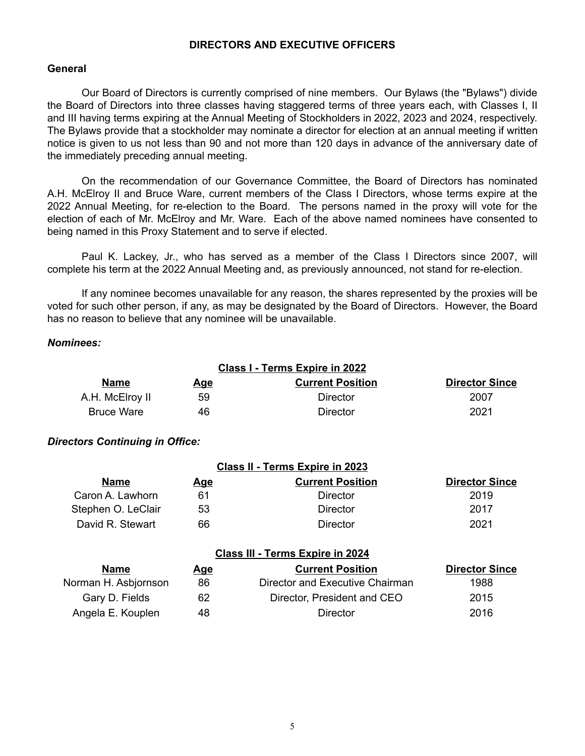## DIRECTORS AND EXECUTIVE OFFICERS

### General

Our Board of Directors is currently comprised of nine members. Our Bylaws (the "Bylaws") divide the Board of Directors into three classes having staggered terms of three years each, with Classes I, II and III having terms expiring at the Annual Meeting of Stockholders in 2022, 2023 and 2024, respectively. The Bylaws provide that a stockholder may nominate a director for election at an annual meeting if written notice is given to us not less than 90 and not more than 120 days in advance of the anniversary date of the immediately preceding annual meeting.

On the recommendation of our Governance Committee, the Board of Directors has nominated A.H. McElroy II and Bruce Ware, current members of the Class I Directors, whose terms expire at the 2022 Annual Meeting, for re-election to the Board. The persons named in the proxy will vote for the election of each of Mr. McElroy and Mr. Ware. Each of the above named nominees have consented to being named in this Proxy Statement and to serve if elected.

Paul K. Lackey, Jr., who has served as a member of the Class I Directors since 2007, will complete his term at the 2022 Annual Meeting and, as previously announced, not stand for re-election.

If any nominee becomes unavailable for any reason, the shares represented by the proxies will be voted for such other person, if any, as may be designated by the Board of Directors. However, the Board has no reason to believe that any nominee will be unavailable.

***Nominees:***

**Class I - Terms Expire in 2022**

| Name | Age | Current Position | Director Since |
|---|---|---|---|
| A.H. McElroy II | 59 | Director | 2007 |
| Bruce Ware | 46 | Director | 2021 |

***Directors Continuing in Office:***

**Class II - Terms Expire in 2023**

| Name | Age | Current Position | Director Since |
|---|---|---|---|
| Caron A. Lawhorn | 61 | Director | 2019 |
| Stephen O. LeClair | 53 | Director | 2017 |
| David R. Stewart | 66 | Director | 2021 |

**Class III - Terms Expire in 2024**

| Name | Age | Current Position | Director Since |
|---|---|---|---|
| Norman H. Asbjornson | 86 | Director and Executive Chairman | 1988 |
| Gary D. Fields | 62 | Director, President and CEO | 2015 |
| Angela E. Kouplen | 48 | Director | 2016 |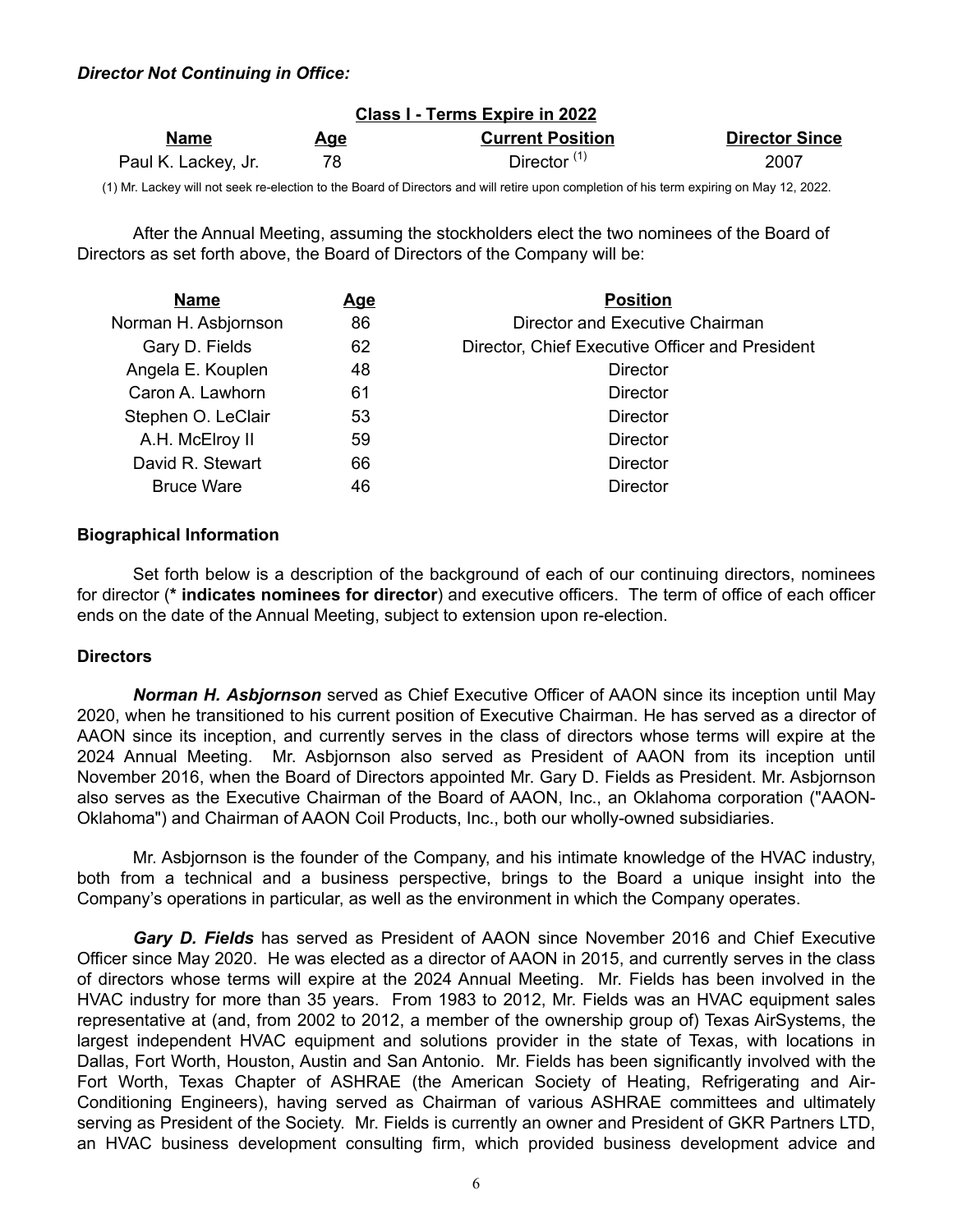***Director Not Continuing in Office:***

| Class I - Terms Expire in 2022 | | | |
|---|---|---|---|
| **Name** | **Age** | **Current Position** | **Director Since** |
| Paul K. Lackey, Jr. | 78 | Director [1] | 2007 |

(1) Mr. Lackey will not seek re-election to the Board of Directors and will retire upon completion of his term expiring on May 12, 2022.

After the Annual Meeting, assuming the stockholders elect the two nominees of the Board of Directors as set forth above, the Board of Directors of the Company will be:

| Name | Age | Position |
|---|---|---|
| Norman H. Asbjornson | 86 | Director and Executive Chairman |
| Gary D. Fields | 62 | Director, Chief Executive Officer and President |
| Angela E. Kouplen | 48 | Director |
| Caron A. Lawhorn | 61 | Director |
| Stephen O. LeClair | 53 | Director |
| A.H. McElroy II | 59 | Director |
| David R. Stewart | 66 | Director |
| Bruce Ware | 46 | Director |

### Biographical Information

Set forth below is a description of the background of each of our continuing directors, nominees for director (**\* indicates nominees for director**) and executive officers. The term of office of each officer ends on the date of the Annual Meeting, subject to extension upon re-election.

### Directors

***Norman H. Asbjornson*** served as Chief Executive Officer of AAON since its inception until May 2020, when he transitioned to his current position of Executive Chairman. He has served as a director of AAON since its inception, and currently serves in the class of directors whose terms will expire at the 2024 Annual Meeting. Mr. Asbjornson also served as President of AAON from its inception until November 2016, when the Board of Directors appointed Mr. Gary D. Fields as President. Mr. Asbjornson also serves as the Executive Chairman of the Board of AAON, Inc., an Oklahoma corporation ("AAON-Oklahoma") and Chairman of AAON Coil Products, Inc., both our wholly-owned subsidiaries.

Mr. Asbjornson is the founder of the Company, and his intimate knowledge of the HVAC industry, both from a technical and a business perspective, brings to the Board a unique insight into the Company's operations in particular, as well as the environment in which the Company operates.

***Gary D. Fields*** has served as President of AAON since November 2016 and Chief Executive Officer since May 2020. He was elected as a director of AAON in 2015, and currently serves in the class of directors whose terms will expire at the 2024 Annual Meeting. Mr. Fields has been involved in the HVAC industry for more than 35 years. From 1983 to 2012, Mr. Fields was an HVAC equipment sales representative at (and, from 2002 to 2012, a member of the ownership group of) Texas AirSystems, the largest independent HVAC equipment and solutions provider in the state of Texas, with locations in Dallas, Fort Worth, Houston, Austin and San Antonio. Mr. Fields has been significantly involved with the Fort Worth, Texas Chapter of ASHRAE (the American Society of Heating, Refrigerating and Air-Conditioning Engineers), having served as Chairman of various ASHRAE committees and ultimately serving as President of the Society. Mr. Fields is currently an owner and President of GKR Partners LTD, an HVAC business development consulting firm, which provided business development advice and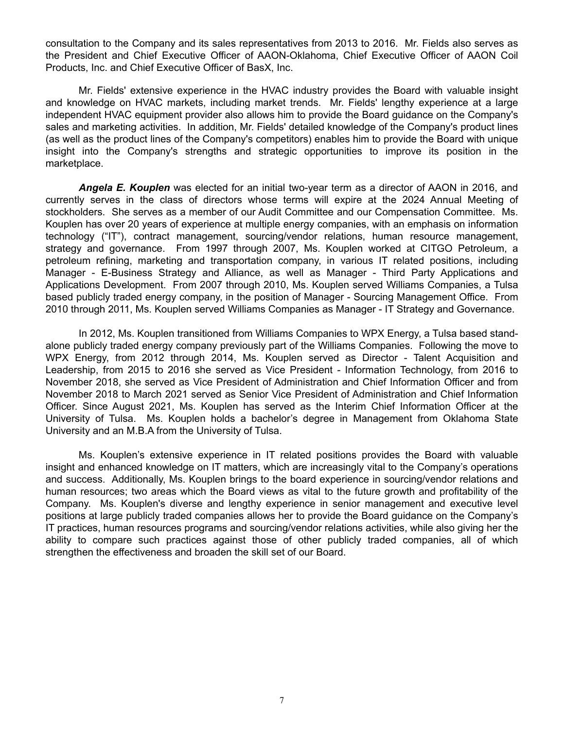consultation to the Company and its sales representatives from 2013 to 2016. Mr. Fields also serves as the President and Chief Executive Officer of AAON-Oklahoma, Chief Executive Officer of AAON Coil Products, Inc. and Chief Executive Officer of BasX, Inc.

Mr. Fields' extensive experience in the HVAC industry provides the Board with valuable insight and knowledge on HVAC markets, including market trends. Mr. Fields' lengthy experience at a large independent HVAC equipment provider also allows him to provide the Board guidance on the Company's sales and marketing activities. In addition, Mr. Fields' detailed knowledge of the Company's product lines (as well as the product lines of the Company's competitors) enables him to provide the Board with unique insight into the Company's strengths and strategic opportunities to improve its position in the marketplace.

***Angela E. Kouplen*** was elected for an initial two-year term as a director of AAON in 2016, and currently serves in the class of directors whose terms will expire at the 2024 Annual Meeting of stockholders. She serves as a member of our Audit Committee and our Compensation Committee. Ms. Kouplen has over 20 years of experience at multiple energy companies, with an emphasis on information technology ("IT"), contract management, sourcing/vendor relations, human resource management, strategy and governance. From 1997 through 2007, Ms. Kouplen worked at CITGO Petroleum, a petroleum refining, marketing and transportation company, in various IT related positions, including Manager - E-Business Strategy and Alliance, as well as Manager - Third Party Applications and Applications Development. From 2007 through 2010, Ms. Kouplen served Williams Companies, a Tulsa based publicly traded energy company, in the position of Manager - Sourcing Management Office. From 2010 through 2011, Ms. Kouplen served Williams Companies as Manager - IT Strategy and Governance.

In 2012, Ms. Kouplen transitioned from Williams Companies to WPX Energy, a Tulsa based stand-alone publicly traded energy company previously part of the Williams Companies. Following the move to WPX Energy, from 2012 through 2014, Ms. Kouplen served as Director - Talent Acquisition and Leadership, from 2015 to 2016 she served as Vice President - Information Technology, from 2016 to November 2018, she served as Vice President of Administration and Chief Information Officer and from November 2018 to March 2021 served as Senior Vice President of Administration and Chief Information Officer. Since August 2021, Ms. Kouplen has served as the Interim Chief Information Officer at the University of Tulsa. Ms. Kouplen holds a bachelor's degree in Management from Oklahoma State University and an M.B.A from the University of Tulsa.

Ms. Kouplen's extensive experience in IT related positions provides the Board with valuable insight and enhanced knowledge on IT matters, which are increasingly vital to the Company's operations and success. Additionally, Ms. Kouplen brings to the board experience in sourcing/vendor relations and human resources; two areas which the Board views as vital to the future growth and profitability of the Company. Ms. Kouplen's diverse and lengthy experience in senior management and executive level positions at large publicly traded companies allows her to provide the Board guidance on the Company's IT practices, human resources programs and sourcing/vendor relations activities, while also giving her the ability to compare such practices against those of other publicly traded companies, all of which strengthen the effectiveness and broaden the skill set of our Board.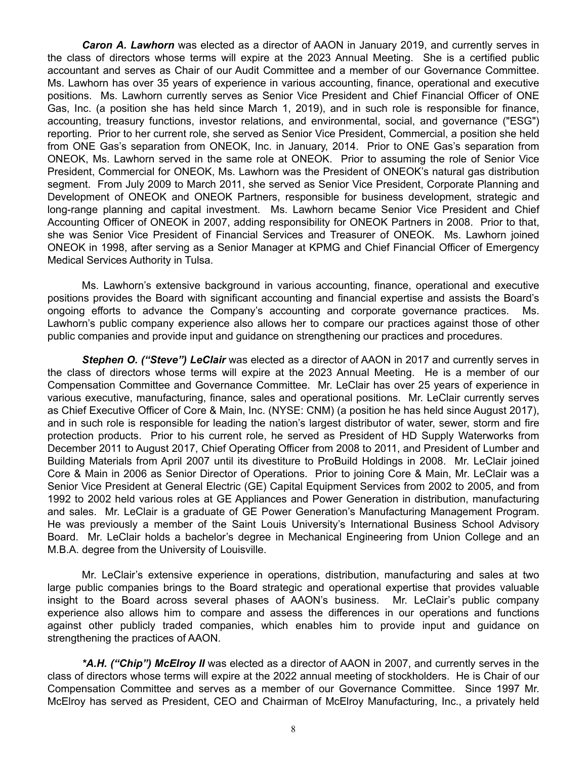***Caron A. Lawhorn*** was elected as a director of AAON in January 2019, and currently serves in the class of directors whose terms will expire at the 2023 Annual Meeting. She is a certified public accountant and serves as Chair of our Audit Committee and a member of our Governance Committee. Ms. Lawhorn has over 35 years of experience in various accounting, finance, operational and executive positions. Ms. Lawhorn currently serves as Senior Vice President and Chief Financial Officer of ONE Gas, Inc. (a position she has held since March 1, 2019), and in such role is responsible for finance, accounting, treasury functions, investor relations, and environmental, social, and governance ("ESG") reporting. Prior to her current role, she served as Senior Vice President, Commercial, a position she held from ONE Gas's separation from ONEOK, Inc. in January, 2014. Prior to ONE Gas's separation from ONEOK, Ms. Lawhorn served in the same role at ONEOK. Prior to assuming the role of Senior Vice President, Commercial for ONEOK, Ms. Lawhorn was the President of ONEOK's natural gas distribution segment. From July 2009 to March 2011, she served as Senior Vice President, Corporate Planning and Development of ONEOK and ONEOK Partners, responsible for business development, strategic and long-range planning and capital investment. Ms. Lawhorn became Senior Vice President and Chief Accounting Officer of ONEOK in 2007, adding responsibility for ONEOK Partners in 2008. Prior to that, she was Senior Vice President of Financial Services and Treasurer of ONEOK. Ms. Lawhorn joined ONEOK in 1998, after serving as a Senior Manager at KPMG and Chief Financial Officer of Emergency Medical Services Authority in Tulsa.

Ms. Lawhorn's extensive background in various accounting, finance, operational and executive positions provides the Board with significant accounting and financial expertise and assists the Board's ongoing efforts to advance the Company's accounting and corporate governance practices. Ms. Lawhorn's public company experience also allows her to compare our practices against those of other public companies and provide input and guidance on strengthening our practices and procedures.

***Stephen O. ("Steve") LeClair*** was elected as a director of AAON in 2017 and currently serves in the class of directors whose terms will expire at the 2023 Annual Meeting. He is a member of our Compensation Committee and Governance Committee. Mr. LeClair has over 25 years of experience in various executive, manufacturing, finance, sales and operational positions. Mr. LeClair currently serves as Chief Executive Officer of Core & Main, Inc. (NYSE: CNM) (a position he has held since August 2017), and in such role is responsible for leading the nation's largest distributor of water, sewer, storm and fire protection products. Prior to his current role, he served as President of HD Supply Waterworks from December 2011 to August 2017, Chief Operating Officer from 2008 to 2011, and President of Lumber and Building Materials from April 2007 until its divestiture to ProBuild Holdings in 2008. Mr. LeClair joined Core & Main in 2006 as Senior Director of Operations. Prior to joining Core & Main, Mr. LeClair was a Senior Vice President at General Electric (GE) Capital Equipment Services from 2002 to 2005, and from 1992 to 2002 held various roles at GE Appliances and Power Generation in distribution, manufacturing and sales. Mr. LeClair is a graduate of GE Power Generation's Manufacturing Management Program. He was previously a member of the Saint Louis University's International Business School Advisory Board. Mr. LeClair holds a bachelor's degree in Mechanical Engineering from Union College and an M.B.A. degree from the University of Louisville.

Mr. LeClair's extensive experience in operations, distribution, manufacturing and sales at two large public companies brings to the Board strategic and operational expertise that provides valuable insight to the Board across several phases of AAON's business. Mr. LeClair's public company experience also allows him to compare and assess the differences in our operations and functions against other publicly traded companies, which enables him to provide input and guidance on strengthening the practices of AAON.

***\*A.H. ("Chip") McElroy II*** was elected as a director of AAON in 2007, and currently serves in the class of directors whose terms will expire at the 2022 annual meeting of stockholders. He is Chair of our Compensation Committee and serves as a member of our Governance Committee. Since 1997 Mr. McElroy has served as President, CEO and Chairman of McElroy Manufacturing, Inc., a privately held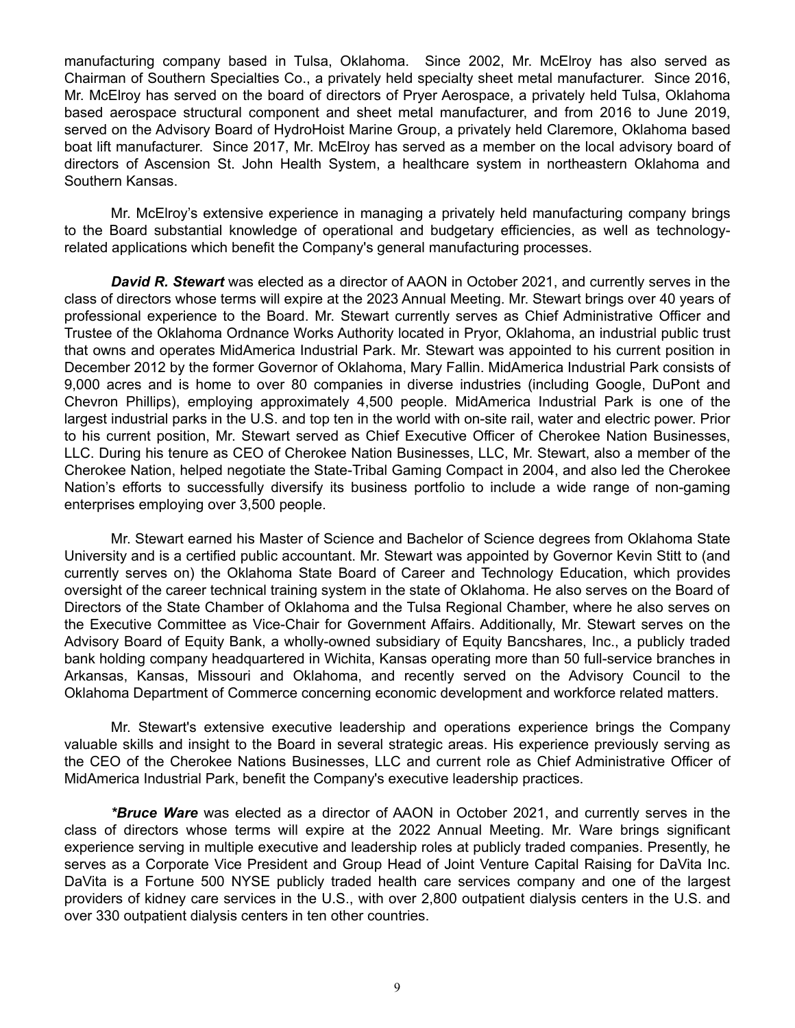manufacturing company based in Tulsa, Oklahoma. Since 2002, Mr. McElroy has also served as Chairman of Southern Specialties Co., a privately held specialty sheet metal manufacturer. Since 2016, Mr. McElroy has served on the board of directors of Pryer Aerospace, a privately held Tulsa, Oklahoma based aerospace structural component and sheet metal manufacturer, and from 2016 to June 2019, served on the Advisory Board of HydroHoist Marine Group, a privately held Claremore, Oklahoma based boat lift manufacturer. Since 2017, Mr. McElroy has served as a member on the local advisory board of directors of Ascension St. John Health System, a healthcare system in northeastern Oklahoma and Southern Kansas.

Mr. McElroy's extensive experience in managing a privately held manufacturing company brings to the Board substantial knowledge of operational and budgetary efficiencies, as well as technology-related applications which benefit the Company's general manufacturing processes.

***David R. Stewart*** was elected as a director of AAON in October 2021, and currently serves in the class of directors whose terms will expire at the 2023 Annual Meeting. Mr. Stewart brings over 40 years of professional experience to the Board. Mr. Stewart currently serves as Chief Administrative Officer and Trustee of the Oklahoma Ordnance Works Authority located in Pryor, Oklahoma, an industrial public trust that owns and operates MidAmerica Industrial Park. Mr. Stewart was appointed to his current position in December 2012 by the former Governor of Oklahoma, Mary Fallin. MidAmerica Industrial Park consists of 9,000 acres and is home to over 80 companies in diverse industries (including Google, DuPont and Chevron Phillips), employing approximately 4,500 people. MidAmerica Industrial Park is one of the largest industrial parks in the U.S. and top ten in the world with on-site rail, water and electric power. Prior to his current position, Mr. Stewart served as Chief Executive Officer of Cherokee Nation Businesses, LLC. During his tenure as CEO of Cherokee Nation Businesses, LLC, Mr. Stewart, also a member of the Cherokee Nation, helped negotiate the State-Tribal Gaming Compact in 2004, and also led the Cherokee Nation's efforts to successfully diversify its business portfolio to include a wide range of non-gaming enterprises employing over 3,500 people.

Mr. Stewart earned his Master of Science and Bachelor of Science degrees from Oklahoma State University and is a certified public accountant. Mr. Stewart was appointed by Governor Kevin Stitt to (and currently serves on) the Oklahoma State Board of Career and Technology Education, which provides oversight of the career technical training system in the state of Oklahoma. He also serves on the Board of Directors of the State Chamber of Oklahoma and the Tulsa Regional Chamber, where he also serves on the Executive Committee as Vice-Chair for Government Affairs. Additionally, Mr. Stewart serves on the Advisory Board of Equity Bank, a wholly-owned subsidiary of Equity Bancshares, Inc., a publicly traded bank holding company headquartered in Wichita, Kansas operating more than 50 full-service branches in Arkansas, Kansas, Missouri and Oklahoma, and recently served on the Advisory Council to the Oklahoma Department of Commerce concerning economic development and workforce related matters.

Mr. Stewart's extensive executive leadership and operations experience brings the Company valuable skills and insight to the Board in several strategic areas. His experience previously serving as the CEO of the Cherokee Nations Businesses, LLC and current role as Chief Administrative Officer of MidAmerica Industrial Park, benefit the Company's executive leadership practices.

***\*Bruce Ware*** was elected as a director of AAON in October 2021, and currently serves in the class of directors whose terms will expire at the 2022 Annual Meeting. Mr. Ware brings significant experience serving in multiple executive and leadership roles at publicly traded companies. Presently, he serves as a Corporate Vice President and Group Head of Joint Venture Capital Raising for DaVita Inc. DaVita is a Fortune 500 NYSE publicly traded health care services company and one of the largest providers of kidney care services in the U.S., with over 2,800 outpatient dialysis centers in the U.S. and over 330 outpatient dialysis centers in ten other countries.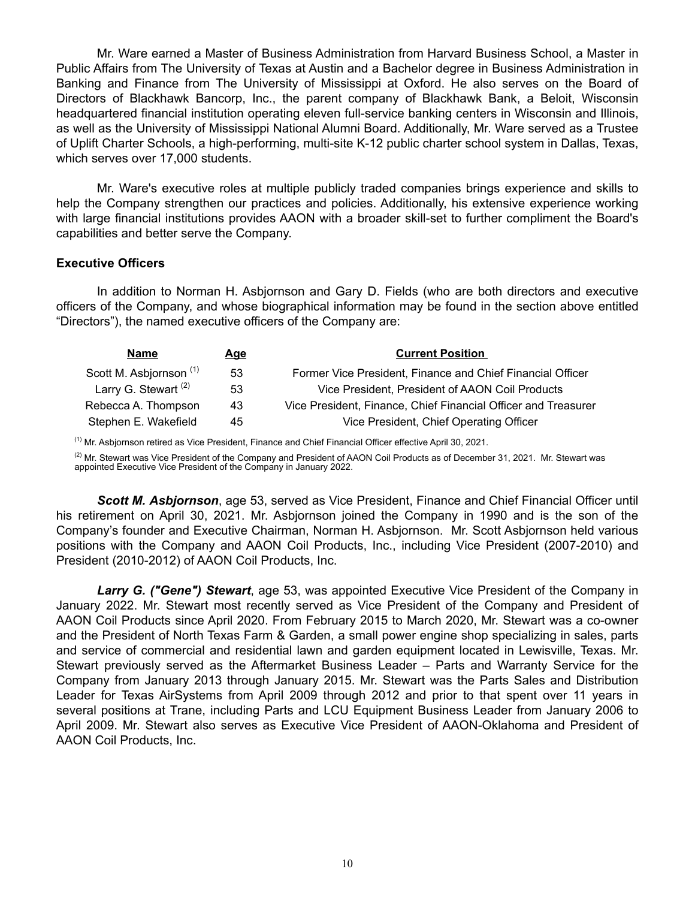Mr. Ware earned a Master of Business Administration from Harvard Business School, a Master in Public Affairs from The University of Texas at Austin and a Bachelor degree in Business Administration in Banking and Finance from The University of Mississippi at Oxford. He also serves on the Board of Directors of Blackhawk Bancorp, Inc., the parent company of Blackhawk Bank, a Beloit, Wisconsin headquartered financial institution operating eleven full-service banking centers in Wisconsin and Illinois, as well as the University of Mississippi National Alumni Board. Additionally, Mr. Ware served as a Trustee of Uplift Charter Schools, a high-performing, multi-site K-12 public charter school system in Dallas, Texas, which serves over 17,000 students.

Mr. Ware's executive roles at multiple publicly traded companies brings experience and skills to help the Company strengthen our practices and policies. Additionally, his extensive experience working with large financial institutions provides AAON with a broader skill-set to further compliment the Board's capabilities and better serve the Company.

**Executive Officers**

In addition to Norman H. Asbjornson and Gary D. Fields (who are both directors and executive officers of the Company, and whose biographical information may be found in the section above entitled "Directors"), the named executive officers of the Company are:

| Name | Age | Current Position |
|---|---|---|
| Scott M. Asbjornson [1] | 53 | Former Vice President, Finance and Chief Financial Officer |
| Larry G. Stewart [2] | 53 | Vice President, President of AAON Coil Products |
| Rebecca A. Thompson | 43 | Vice President, Finance, Chief Financial Officer and Treasurer |
| Stephen E. Wakefield | 45 | Vice President, Chief Operating Officer |

[1] Mr. Asbjornson retired as Vice President, Finance and Chief Financial Officer effective April 30, 2021.

[2] Mr. Stewart was Vice President of the Company and President of AAON Coil Products as of December 31, 2021. Mr. Stewart was appointed Executive Vice President of the Company in January 2022.

***Scott M. Asbjornson***, age 53, served as Vice President, Finance and Chief Financial Officer until his retirement on April 30, 2021. Mr. Asbjornson joined the Company in 1990 and is the son of the Company's founder and Executive Chairman, Norman H. Asbjornson. Mr. Scott Asbjornson held various positions with the Company and AAON Coil Products, Inc., including Vice President (2007-2010) and President (2010-2012) of AAON Coil Products, Inc.

***Larry G. ("Gene") Stewart***, age 53, was appointed Executive Vice President of the Company in January 2022. Mr. Stewart most recently served as Vice President of the Company and President of AAON Coil Products since April 2020. From February 2015 to March 2020, Mr. Stewart was a co-owner and the President of North Texas Farm & Garden, a small power engine shop specializing in sales, parts and service of commercial and residential lawn and garden equipment located in Lewisville, Texas. Mr. Stewart previously served as the Aftermarket Business Leader – Parts and Warranty Service for the Company from January 2013 through January 2015. Mr. Stewart was the Parts Sales and Distribution Leader for Texas AirSystems from April 2009 through 2012 and prior to that spent over 11 years in several positions at Trane, including Parts and LCU Equipment Business Leader from January 2006 to April 2009. Mr. Stewart also serves as Executive Vice President of AAON-Oklahoma and President of AAON Coil Products, Inc.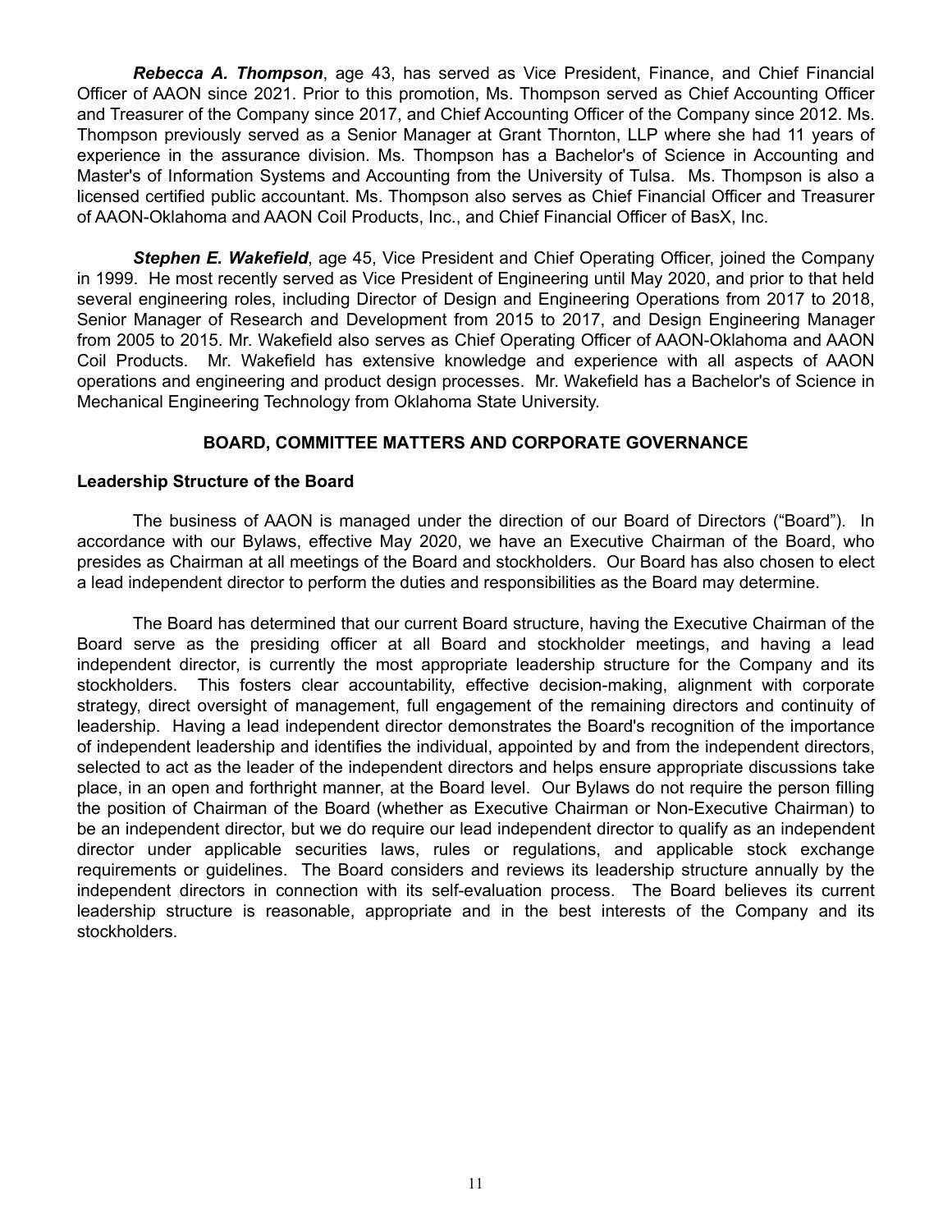***Rebecca A. Thompson***, age 43, has served as Vice President, Finance, and Chief Financial Officer of AAON since 2021. Prior to this promotion, Ms. Thompson served as Chief Accounting Officer and Treasurer of the Company since 2017, and Chief Accounting Officer of the Company since 2012. Ms. Thompson previously served as a Senior Manager at Grant Thornton, LLP where she had 11 years of experience in the assurance division. Ms. Thompson has a Bachelor's of Science in Accounting and Master's of Information Systems and Accounting from the University of Tulsa. Ms. Thompson is also a licensed certified public accountant. Ms. Thompson also serves as Chief Financial Officer and Treasurer of AAON-Oklahoma and AAON Coil Products, Inc., and Chief Financial Officer of BasX, Inc.

***Stephen E. Wakefield***, age 45, Vice President and Chief Operating Officer, joined the Company in 1999. He most recently served as Vice President of Engineering until May 2020, and prior to that held several engineering roles, including Director of Design and Engineering Operations from 2017 to 2018, Senior Manager of Research and Development from 2015 to 2017, and Design Engineering Manager from 2005 to 2015. Mr. Wakefield also serves as Chief Operating Officer of AAON-Oklahoma and AAON Coil Products. Mr. Wakefield has extensive knowledge and experience with all aspects of AAON operations and engineering and product design processes. Mr. Wakefield has a Bachelor's of Science in Mechanical Engineering Technology from Oklahoma State University.

## BOARD, COMMITTEE MATTERS AND CORPORATE GOVERNANCE

### Leadership Structure of the Board

The business of AAON is managed under the direction of our Board of Directors ("Board"). In accordance with our Bylaws, effective May 2020, we have an Executive Chairman of the Board, who presides as Chairman at all meetings of the Board and stockholders. Our Board has also chosen to elect a lead independent director to perform the duties and responsibilities as the Board may determine.

The Board has determined that our current Board structure, having the Executive Chairman of the Board serve as the presiding officer at all Board and stockholder meetings, and having a lead independent director, is currently the most appropriate leadership structure for the Company and its stockholders. This fosters clear accountability, effective decision-making, alignment with corporate strategy, direct oversight of management, full engagement of the remaining directors and continuity of leadership. Having a lead independent director demonstrates the Board's recognition of the importance of independent leadership and identifies the individual, appointed by and from the independent directors, selected to act as the leader of the independent directors and helps ensure appropriate discussions take place, in an open and forthright manner, at the Board level. Our Bylaws do not require the person filling the position of Chairman of the Board (whether as Executive Chairman or Non-Executive Chairman) to be an independent director, but we do require our lead independent director to qualify as an independent director under applicable securities laws, rules or regulations, and applicable stock exchange requirements or guidelines. The Board considers and reviews its leadership structure annually by the independent directors in connection with its self-evaluation process. The Board believes its current leadership structure is reasonable, appropriate and in the best interests of the Company and its stockholders.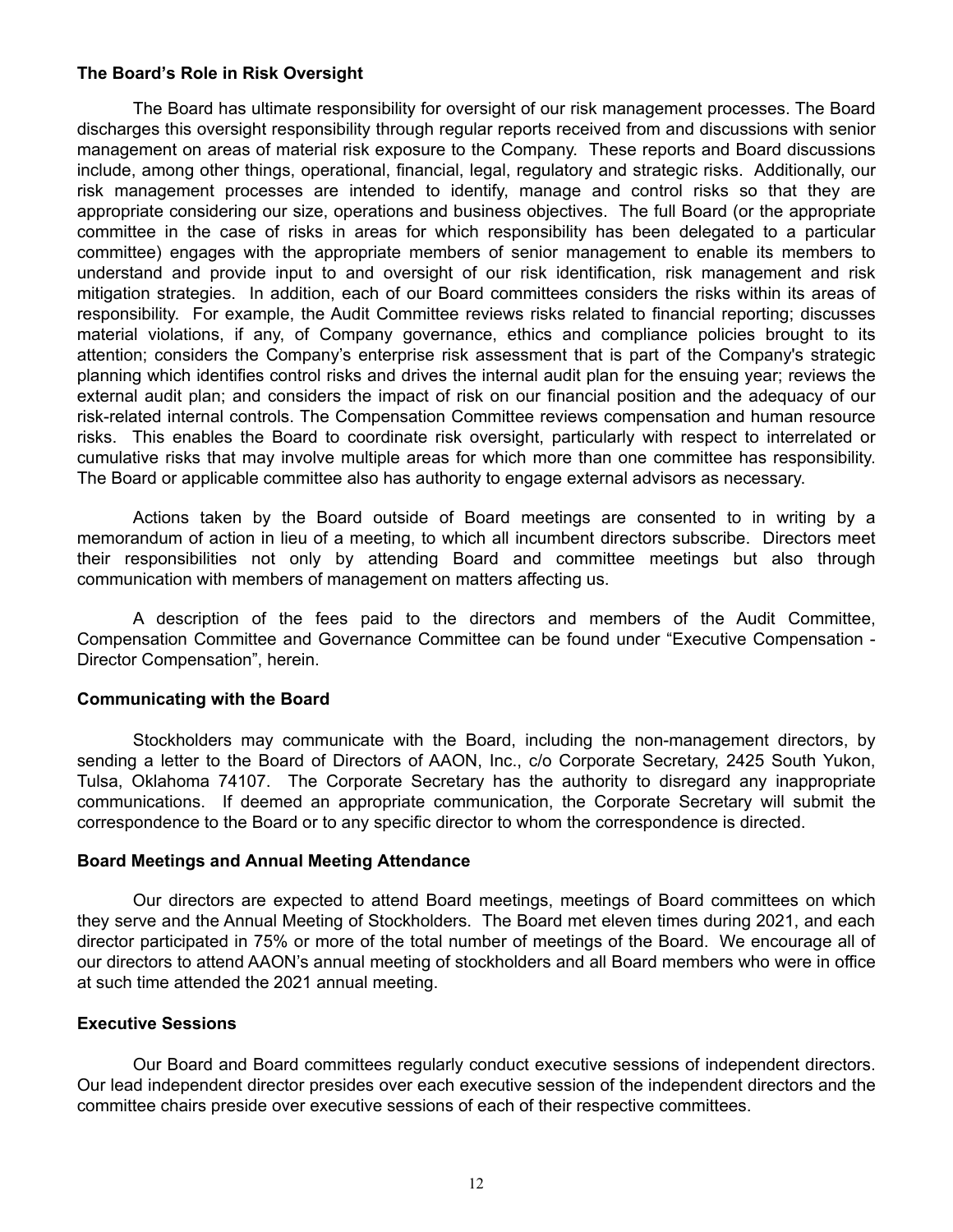**The Board's Role in Risk Oversight**

The Board has ultimate responsibility for oversight of our risk management processes. The Board discharges this oversight responsibility through regular reports received from and discussions with senior management on areas of material risk exposure to the Company. These reports and Board discussions include, among other things, operational, financial, legal, regulatory and strategic risks. Additionally, our risk management processes are intended to identify, manage and control risks so that they are appropriate considering our size, operations and business objectives. The full Board (or the appropriate committee in the case of risks in areas for which responsibility has been delegated to a particular committee) engages with the appropriate members of senior management to enable its members to understand and provide input to and oversight of our risk identification, risk management and risk mitigation strategies. In addition, each of our Board committees considers the risks within its areas of responsibility. For example, the Audit Committee reviews risks related to financial reporting; discusses material violations, if any, of Company governance, ethics and compliance policies brought to its attention; considers the Company's enterprise risk assessment that is part of the Company's strategic planning which identifies control risks and drives the internal audit plan for the ensuing year; reviews the external audit plan; and considers the impact of risk on our financial position and the adequacy of our risk-related internal controls. The Compensation Committee reviews compensation and human resource risks. This enables the Board to coordinate risk oversight, particularly with respect to interrelated or cumulative risks that may involve multiple areas for which more than one committee has responsibility. The Board or applicable committee also has authority to engage external advisors as necessary.

Actions taken by the Board outside of Board meetings are consented to in writing by a memorandum of action in lieu of a meeting, to which all incumbent directors subscribe. Directors meet their responsibilities not only by attending Board and committee meetings but also through communication with members of management on matters affecting us.

A description of the fees paid to the directors and members of the Audit Committee, Compensation Committee and Governance Committee can be found under "Executive Compensation - Director Compensation", herein.

**Communicating with the Board**

Stockholders may communicate with the Board, including the non-management directors, by sending a letter to the Board of Directors of AAON, Inc., c/o Corporate Secretary, 2425 South Yukon, Tulsa, Oklahoma 74107. The Corporate Secretary has the authority to disregard any inappropriate communications. If deemed an appropriate communication, the Corporate Secretary will submit the correspondence to the Board or to any specific director to whom the correspondence is directed.

**Board Meetings and Annual Meeting Attendance**

Our directors are expected to attend Board meetings, meetings of Board committees on which they serve and the Annual Meeting of Stockholders. The Board met eleven times during 2021, and each director participated in 75% or more of the total number of meetings of the Board. We encourage all of our directors to attend AAON's annual meeting of stockholders and all Board members who were in office at such time attended the 2021 annual meeting.

**Executive Sessions**

Our Board and Board committees regularly conduct executive sessions of independent directors. Our lead independent director presides over each executive session of the independent directors and the committee chairs preside over executive sessions of each of their respective committees.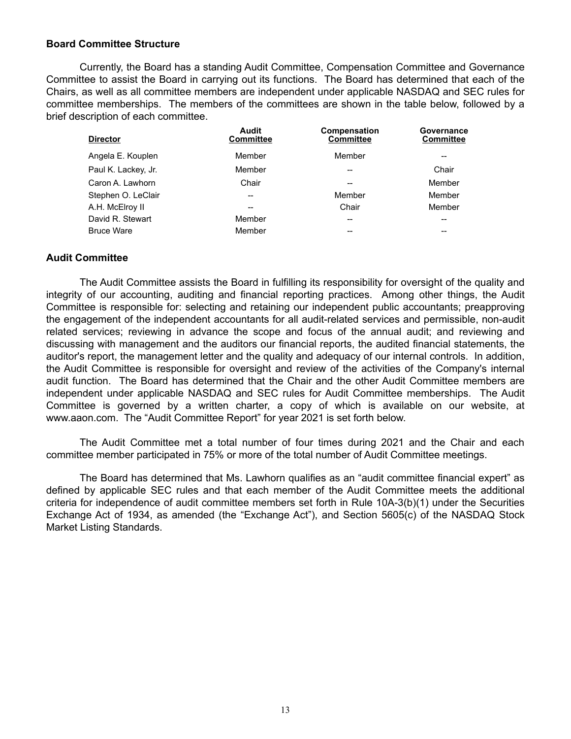## Board Committee Structure

Currently, the Board has a standing Audit Committee, Compensation Committee and Governance Committee to assist the Board in carrying out its functions. The Board has determined that each of the Chairs, as well as all committee members are independent under applicable NASDAQ and SEC rules for committee memberships. The members of the committees are shown in the table below, followed by a brief description of each committee.

| Director | Audit Committee | Compensation Committee | Governance Committee |
|---|---|---|---|
| Angela E. Kouplen | Member | Member | -- |
| Paul K. Lackey, Jr. | Member | -- | Chair |
| Caron A. Lawhorn | Chair | -- | Member |
| Stephen O. LeClair | -- | Member | Member |
| A.H. McElroy II | -- | Chair | Member |
| David R. Stewart | Member | -- | -- |
| Bruce Ware | Member | -- | -- |

## Audit Committee

The Audit Committee assists the Board in fulfilling its responsibility for oversight of the quality and integrity of our accounting, auditing and financial reporting practices. Among other things, the Audit Committee is responsible for: selecting and retaining our independent public accountants; preapproving the engagement of the independent accountants for all audit-related services and permissible, non-audit related services; reviewing in advance the scope and focus of the annual audit; and reviewing and discussing with management and the auditors our financial reports, the audited financial statements, the auditor's report, the management letter and the quality and adequacy of our internal controls. In addition, the Audit Committee is responsible for oversight and review of the activities of the Company's internal audit function. The Board has determined that the Chair and the other Audit Committee members are independent under applicable NASDAQ and SEC rules for Audit Committee memberships. The Audit Committee is governed by a written charter, a copy of which is available on our website, at www.aaon.com. The "Audit Committee Report" for year 2021 is set forth below.

The Audit Committee met a total number of four times during 2021 and the Chair and each committee member participated in 75% or more of the total number of Audit Committee meetings.

The Board has determined that Ms. Lawhorn qualifies as an "audit committee financial expert" as defined by applicable SEC rules and that each member of the Audit Committee meets the additional criteria for independence of audit committee members set forth in Rule 10A-3(b)(1) under the Securities Exchange Act of 1934, as amended (the "Exchange Act"), and Section 5605(c) of the NASDAQ Stock Market Listing Standards.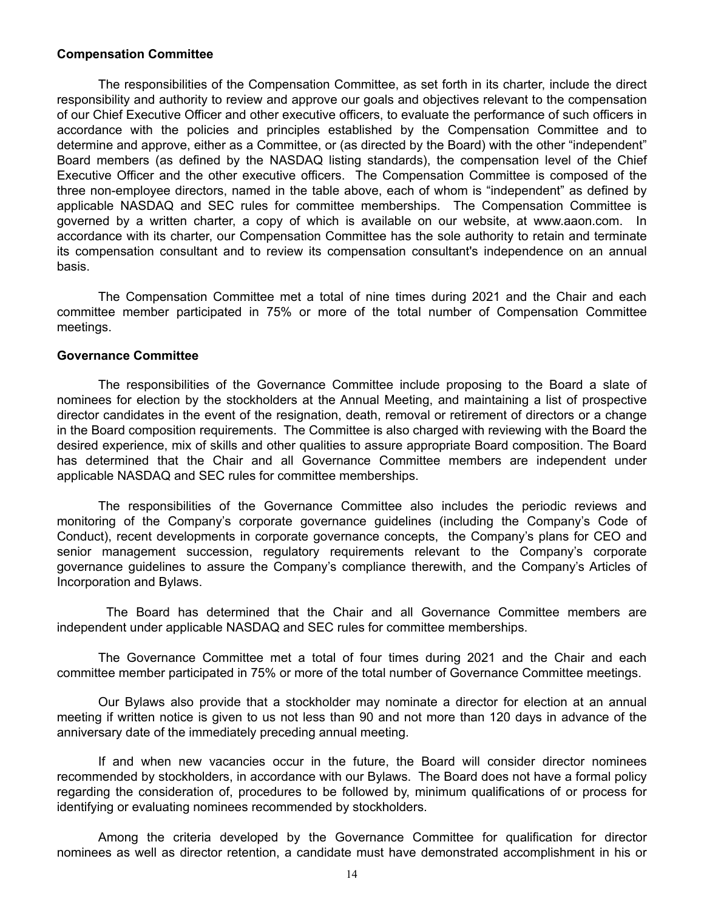**Compensation Committee**

The responsibilities of the Compensation Committee, as set forth in its charter, include the direct responsibility and authority to review and approve our goals and objectives relevant to the compensation of our Chief Executive Officer and other executive officers, to evaluate the performance of such officers in accordance with the policies and principles established by the Compensation Committee and to determine and approve, either as a Committee, or (as directed by the Board) with the other "independent" Board members (as defined by the NASDAQ listing standards), the compensation level of the Chief Executive Officer and the other executive officers. The Compensation Committee is composed of the three non-employee directors, named in the table above, each of whom is "independent" as defined by applicable NASDAQ and SEC rules for committee memberships. The Compensation Committee is governed by a written charter, a copy of which is available on our website, at www.aaon.com. In accordance with its charter, our Compensation Committee has the sole authority to retain and terminate its compensation consultant and to review its compensation consultant's independence on an annual basis.

The Compensation Committee met a total of nine times during 2021 and the Chair and each committee member participated in 75% or more of the total number of Compensation Committee meetings.

**Governance Committee**

The responsibilities of the Governance Committee include proposing to the Board a slate of nominees for election by the stockholders at the Annual Meeting, and maintaining a list of prospective director candidates in the event of the resignation, death, removal or retirement of directors or a change in the Board composition requirements. The Committee is also charged with reviewing with the Board the desired experience, mix of skills and other qualities to assure appropriate Board composition. The Board has determined that the Chair and all Governance Committee members are independent under applicable NASDAQ and SEC rules for committee memberships.

The responsibilities of the Governance Committee also includes the periodic reviews and monitoring of the Company's corporate governance guidelines (including the Company's Code of Conduct), recent developments in corporate governance concepts, the Company's plans for CEO and senior management succession, regulatory requirements relevant to the Company's corporate governance guidelines to assure the Company's compliance therewith, and the Company's Articles of Incorporation and Bylaws.

The Board has determined that the Chair and all Governance Committee members are independent under applicable NASDAQ and SEC rules for committee memberships.

The Governance Committee met a total of four times during 2021 and the Chair and each committee member participated in 75% or more of the total number of Governance Committee meetings.

Our Bylaws also provide that a stockholder may nominate a director for election at an annual meeting if written notice is given to us not less than 90 and not more than 120 days in advance of the anniversary date of the immediately preceding annual meeting.

If and when new vacancies occur in the future, the Board will consider director nominees recommended by stockholders, in accordance with our Bylaws. The Board does not have a formal policy regarding the consideration of, procedures to be followed by, minimum qualifications of or process for identifying or evaluating nominees recommended by stockholders.

Among the criteria developed by the Governance Committee for qualification for director nominees as well as director retention, a candidate must have demonstrated accomplishment in his or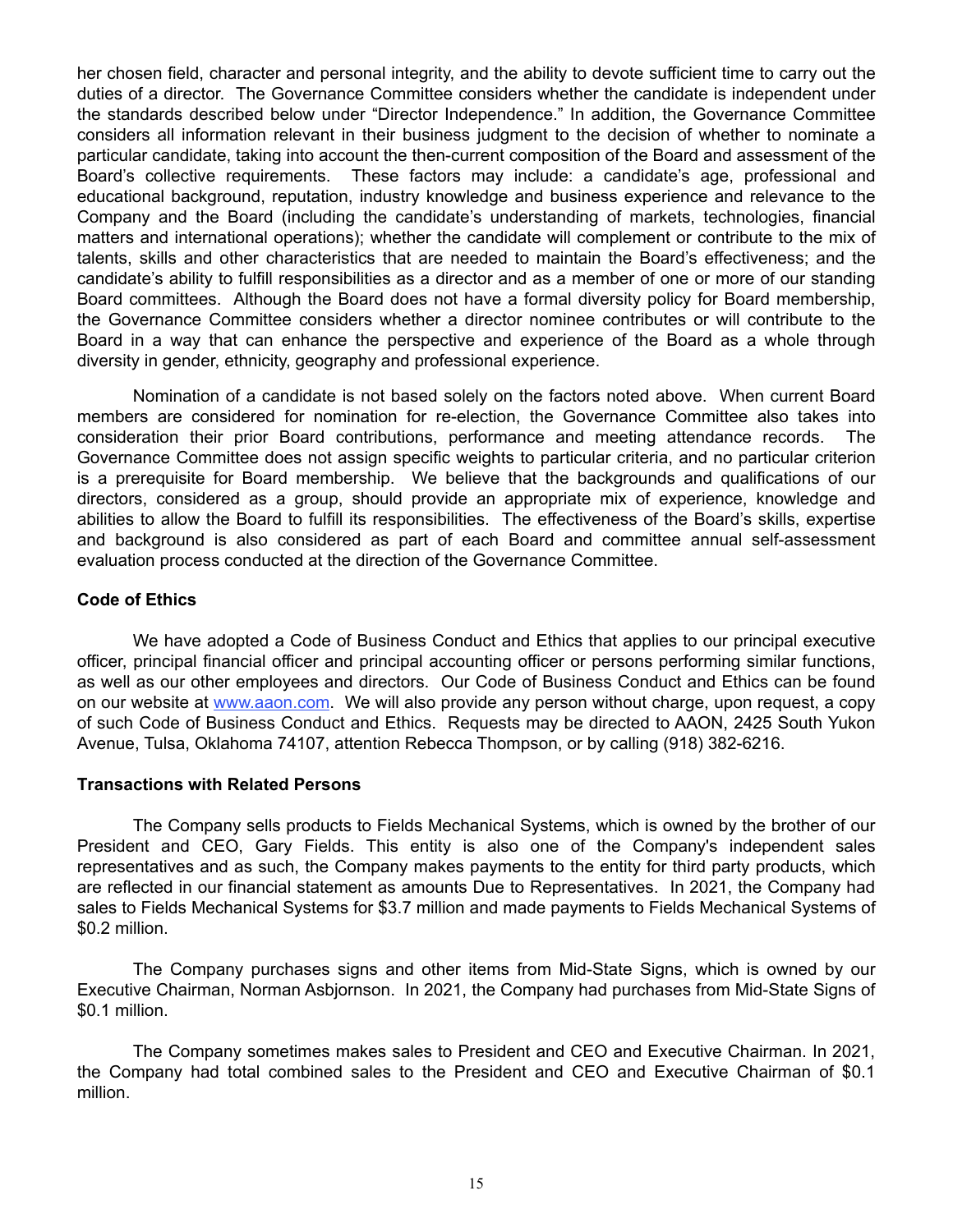her chosen field, character and personal integrity, and the ability to devote sufficient time to carry out the duties of a director. The Governance Committee considers whether the candidate is independent under the standards described below under "Director Independence." In addition, the Governance Committee considers all information relevant in their business judgment to the decision of whether to nominate a particular candidate, taking into account the then-current composition of the Board and assessment of the Board's collective requirements. These factors may include: a candidate's age, professional and educational background, reputation, industry knowledge and business experience and relevance to the Company and the Board (including the candidate's understanding of markets, technologies, financial matters and international operations); whether the candidate will complement or contribute to the mix of talents, skills and other characteristics that are needed to maintain the Board's effectiveness; and the candidate's ability to fulfill responsibilities as a director and as a member of one or more of our standing Board committees. Although the Board does not have a formal diversity policy for Board membership, the Governance Committee considers whether a director nominee contributes or will contribute to the Board in a way that can enhance the perspective and experience of the Board as a whole through diversity in gender, ethnicity, geography and professional experience.

Nomination of a candidate is not based solely on the factors noted above. When current Board members are considered for nomination for re-election, the Governance Committee also takes into consideration their prior Board contributions, performance and meeting attendance records. The Governance Committee does not assign specific weights to particular criteria, and no particular criterion is a prerequisite for Board membership. We believe that the backgrounds and qualifications of our directors, considered as a group, should provide an appropriate mix of experience, knowledge and abilities to allow the Board to fulfill its responsibilities. The effectiveness of the Board's skills, expertise and background is also considered as part of each Board and committee annual self-assessment evaluation process conducted at the direction of the Governance Committee.

**Code of Ethics**

We have adopted a Code of Business Conduct and Ethics that applies to our principal executive officer, principal financial officer and principal accounting officer or persons performing similar functions, as well as our other employees and directors. Our Code of Business Conduct and Ethics can be found on our website at www.aaon.com. We will also provide any person without charge, upon request, a copy of such Code of Business Conduct and Ethics. Requests may be directed to AAON, 2425 South Yukon Avenue, Tulsa, Oklahoma 74107, attention Rebecca Thompson, or by calling (918) 382-6216.

**Transactions with Related Persons**

The Company sells products to Fields Mechanical Systems, which is owned by the brother of our President and CEO, Gary Fields. This entity is also one of the Company's independent sales representatives and as such, the Company makes payments to the entity for third party products, which are reflected in our financial statement as amounts Due to Representatives. In 2021, the Company had sales to Fields Mechanical Systems for $3.7 million and made payments to Fields Mechanical Systems of $0.2 million.

The Company purchases signs and other items from Mid-State Signs, which is owned by our Executive Chairman, Norman Asbjornson. In 2021, the Company had purchases from Mid-State Signs of $0.1 million.

The Company sometimes makes sales to President and CEO and Executive Chairman. In 2021, the Company had total combined sales to the President and CEO and Executive Chairman of $0.1 million.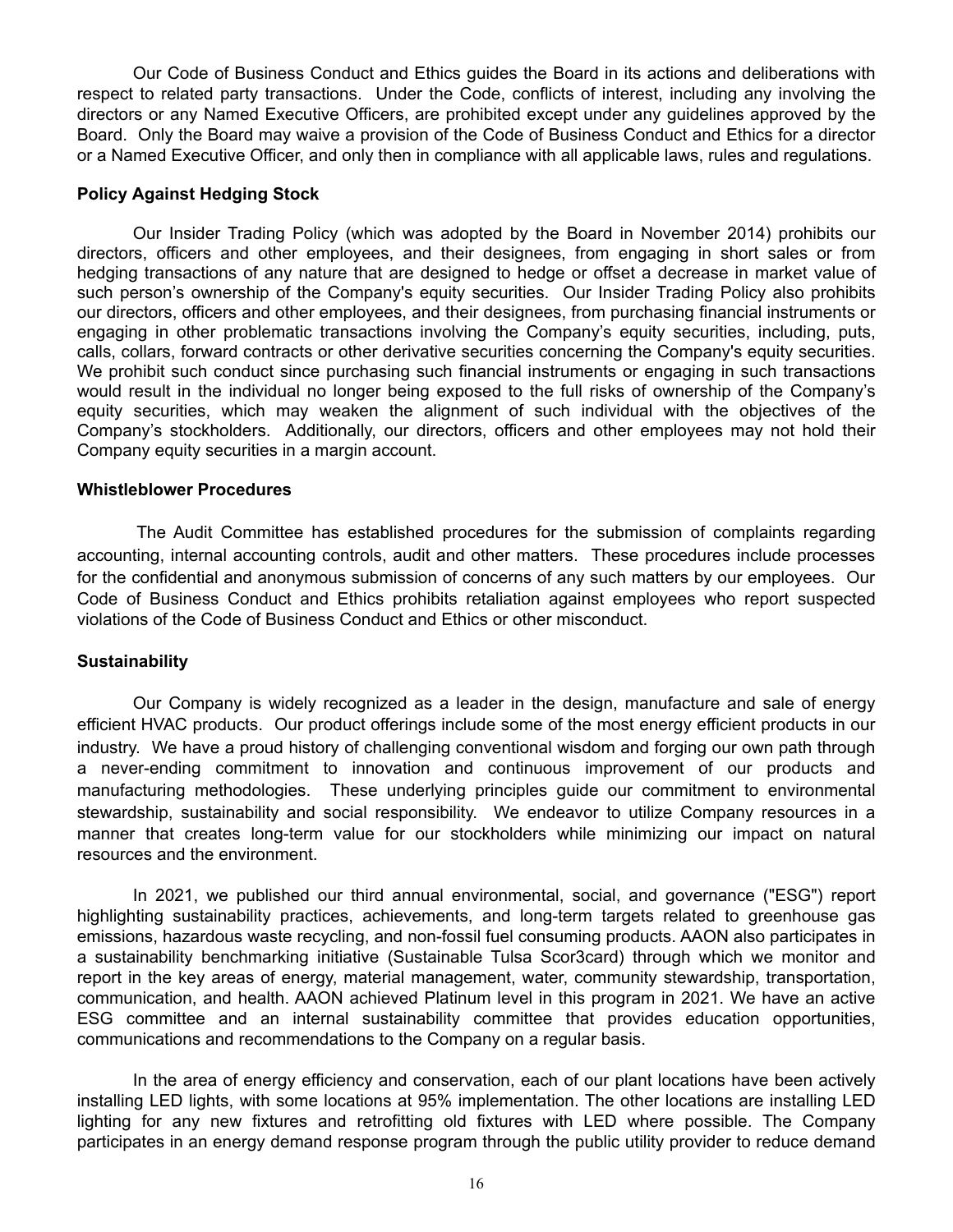Our Code of Business Conduct and Ethics guides the Board in its actions and deliberations with respect to related party transactions. Under the Code, conflicts of interest, including any involving the directors or any Named Executive Officers, are prohibited except under any guidelines approved by the Board. Only the Board may waive a provision of the Code of Business Conduct and Ethics for a director or a Named Executive Officer, and only then in compliance with all applicable laws, rules and regulations.

**Policy Against Hedging Stock**

Our Insider Trading Policy (which was adopted by the Board in November 2014) prohibits our directors, officers and other employees, and their designees, from engaging in short sales or from hedging transactions of any nature that are designed to hedge or offset a decrease in market value of such person's ownership of the Company's equity securities. Our Insider Trading Policy also prohibits our directors, officers and other employees, and their designees, from purchasing financial instruments or engaging in other problematic transactions involving the Company's equity securities, including, puts, calls, collars, forward contracts or other derivative securities concerning the Company's equity securities. We prohibit such conduct since purchasing such financial instruments or engaging in such transactions would result in the individual no longer being exposed to the full risks of ownership of the Company's equity securities, which may weaken the alignment of such individual with the objectives of the Company's stockholders. Additionally, our directors, officers and other employees may not hold their Company equity securities in a margin account.

**Whistleblower Procedures**

The Audit Committee has established procedures for the submission of complaints regarding accounting, internal accounting controls, audit and other matters. These procedures include processes for the confidential and anonymous submission of concerns of any such matters by our employees. Our Code of Business Conduct and Ethics prohibits retaliation against employees who report suspected violations of the Code of Business Conduct and Ethics or other misconduct.

**Sustainability**

Our Company is widely recognized as a leader in the design, manufacture and sale of energy efficient HVAC products. Our product offerings include some of the most energy efficient products in our industry. We have a proud history of challenging conventional wisdom and forging our own path through a never-ending commitment to innovation and continuous improvement of our products and manufacturing methodologies. These underlying principles guide our commitment to environmental stewardship, sustainability and social responsibility. We endeavor to utilize Company resources in a manner that creates long-term value for our stockholders while minimizing our impact on natural resources and the environment.

In 2021, we published our third annual environmental, social, and governance ("ESG") report highlighting sustainability practices, achievements, and long-term targets related to greenhouse gas emissions, hazardous waste recycling, and non-fossil fuel consuming products. AAON also participates in a sustainability benchmarking initiative (Sustainable Tulsa Scor3card) through which we monitor and report in the key areas of energy, material management, water, community stewardship, transportation, communication, and health. AAON achieved Platinum level in this program in 2021. We have an active ESG committee and an internal sustainability committee that provides education opportunities, communications and recommendations to the Company on a regular basis.

In the area of energy efficiency and conservation, each of our plant locations have been actively installing LED lights, with some locations at 95% implementation. The other locations are installing LED lighting for any new fixtures and retrofitting old fixtures with LED where possible. The Company participates in an energy demand response program through the public utility provider to reduce demand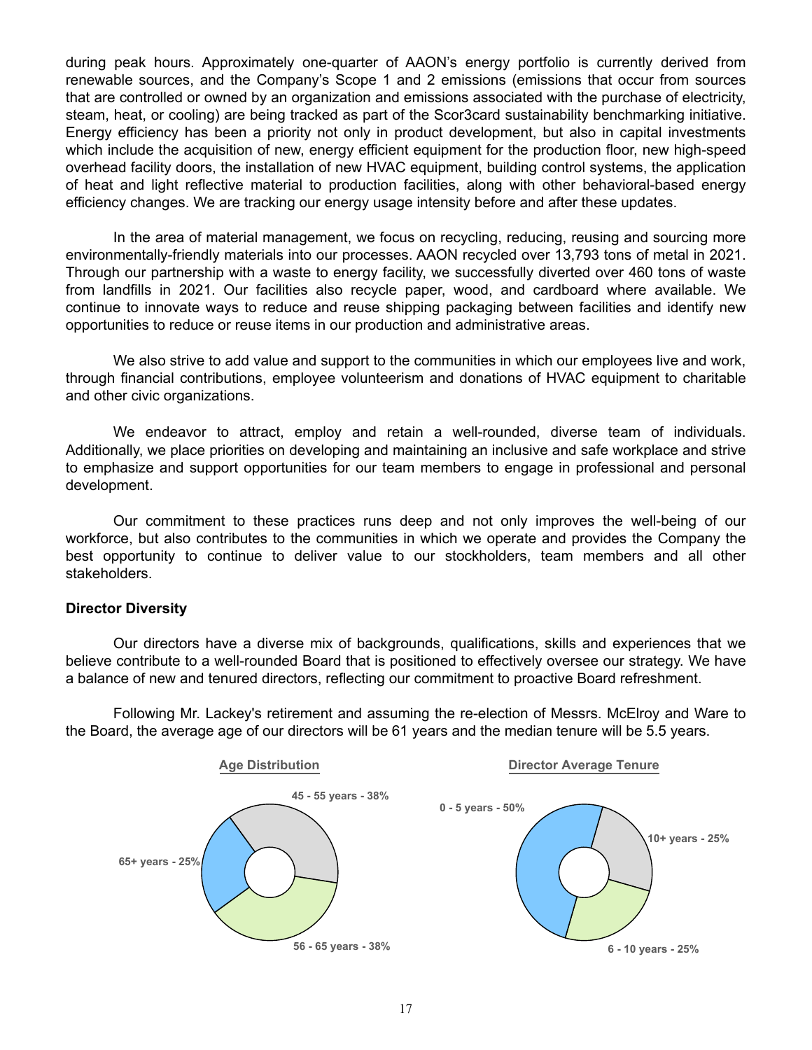during peak hours. Approximately one-quarter of AAON's energy portfolio is currently derived from renewable sources, and the Company's Scope 1 and 2 emissions (emissions that occur from sources that are controlled or owned by an organization and emissions associated with the purchase of electricity, steam, heat, or cooling) are being tracked as part of the Scor3card sustainability benchmarking initiative. Energy efficiency has been a priority not only in product development, but also in capital investments which include the acquisition of new, energy efficient equipment for the production floor, new high-speed overhead facility doors, the installation of new HVAC equipment, building control systems, the application of heat and light reflective material to production facilities, along with other behavioral-based energy efficiency changes. We are tracking our energy usage intensity before and after these updates.

In the area of material management, we focus on recycling, reducing, reusing and sourcing more environmentally-friendly materials into our processes. AAON recycled over 13,793 tons of metal in 2021. Through our partnership with a waste to energy facility, we successfully diverted over 460 tons of waste from landfills in 2021. Our facilities also recycle paper, wood, and cardboard where available. We continue to innovate ways to reduce and reuse shipping packaging between facilities and identify new opportunities to reduce or reuse items in our production and administrative areas.

We also strive to add value and support to the communities in which our employees live and work, through financial contributions, employee volunteerism and donations of HVAC equipment to charitable and other civic organizations.

We endeavor to attract, employ and retain a well-rounded, diverse team of individuals. Additionally, we place priorities on developing and maintaining an inclusive and safe workplace and strive to emphasize and support opportunities for our team members to engage in professional and personal development.

Our commitment to these practices runs deep and not only improves the well-being of our workforce, but also contributes to the communities in which we operate and provides the Company the best opportunity to continue to deliver value to our stockholders, team members and all other stakeholders.

### Director Diversity

Our directors have a diverse mix of backgrounds, qualifications, skills and experiences that we believe contribute to a well-rounded Board that is positioned to effectively oversee our strategy. We have a balance of new and tenured directors, reflecting our commitment to proactive Board refreshment.

Following Mr. Lackey's retirement and assuming the re-election of Messrs. McElroy and Ware to the Board, the average age of our directors will be 61 years and the median tenure will be 5.5 years.

**Age Distribution**

- 45 - 55 years - 38%
- 56 - 65 years - 38%
- 65+ years - 25%

**Director Average Tenure**

- 0 - 5 years - 50%
- 6 - 10 years - 25%
- 10+ years - 25%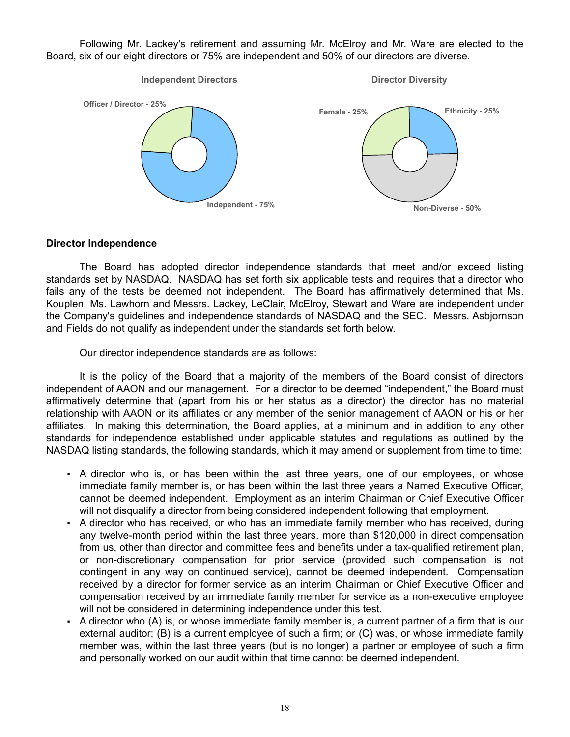Following Mr. Lackey's retirement and assuming Mr. McElroy and Mr. Ware are elected to the Board, six of our eight directors or 75% are independent and 50% of our directors are diverse.

**Independent Directors**

Officer / Director - 25%

Independent - 75%

**Director Diversity**

Female - 25%

Ethnicity - 25%

Non-Diverse - 50%

### Director Independence

The Board has adopted director independence standards that meet and/or exceed listing standards set by NASDAQ. NASDAQ has set forth six applicable tests and requires that a director who fails any of the tests be deemed not independent. The Board has affirmatively determined that Ms. Kouplen, Ms. Lawhorn and Messrs. Lackey, LeClair, McElroy, Stewart and Ware are independent under the Company's guidelines and independence standards of NASDAQ and the SEC. Messrs. Asbjornson and Fields do not qualify as independent under the standards set forth below.

Our director independence standards are as follows:

It is the policy of the Board that a majority of the members of the Board consist of directors independent of AAON and our management. For a director to be deemed "independent," the Board must affirmatively determine that (apart from his or her status as a director) the director has no material relationship with AAON or its affiliates or any member of the senior management of AAON or his or her affiliates. In making this determination, the Board applies, at a minimum and in addition to any other standards for independence established under applicable statutes and regulations as outlined by the NASDAQ listing standards, the following standards, which it may amend or supplement from time to time:

- A director who is, or has been within the last three years, one of our employees, or whose immediate family member is, or has been within the last three years a Named Executive Officer, cannot be deemed independent. Employment as an interim Chairman or Chief Executive Officer will not disqualify a director from being considered independent following that employment.
- A director who has received, or who has an immediate family member who has received, during any twelve-month period within the last three years, more than $120,000 in direct compensation from us, other than director and committee fees and benefits under a tax-qualified retirement plan, or non-discretionary compensation for prior service (provided such compensation is not contingent in any way on continued service), cannot be deemed independent. Compensation received by a director for former service as an interim Chairman or Chief Executive Officer and compensation received by an immediate family member for service as a non-executive employee will not be considered in determining independence under this test.
- A director who (A) is, or whose immediate family member is, a current partner of a firm that is our external auditor; (B) is a current employee of such a firm; or (C) was, or whose immediate family member was, within the last three years (but is no longer) a partner or employee of such a firm and personally worked on our audit within that time cannot be deemed independent.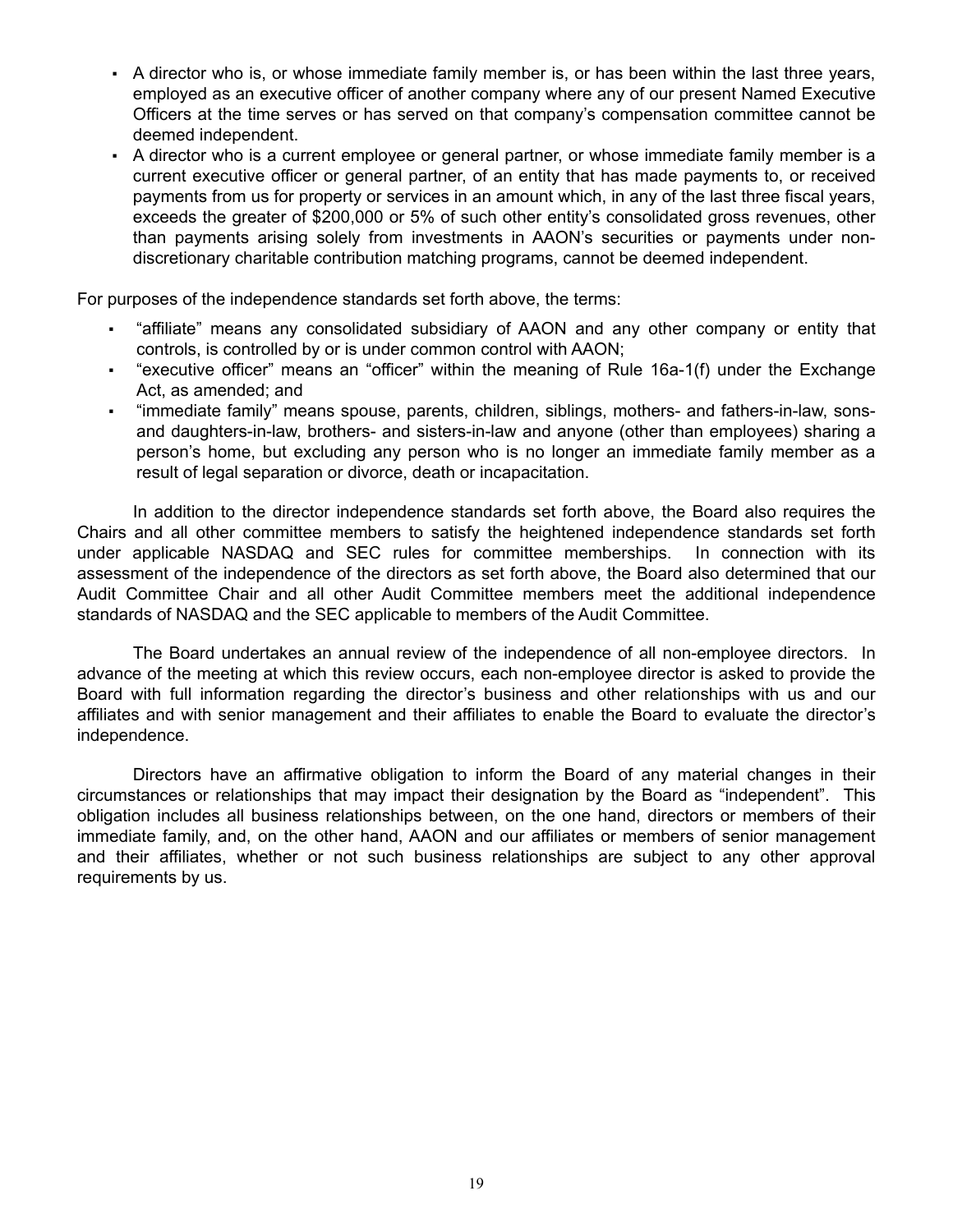- A director who is, or whose immediate family member is, or has been within the last three years, employed as an executive officer of another company where any of our present Named Executive Officers at the time serves or has served on that company's compensation committee cannot be deemed independent.
- A director who is a current employee or general partner, or whose immediate family member is a current executive officer or general partner, of an entity that has made payments to, or received payments from us for property or services in an amount which, in any of the last three fiscal years, exceeds the greater of $200,000 or 5% of such other entity's consolidated gross revenues, other than payments arising solely from investments in AAON's securities or payments under non-discretionary charitable contribution matching programs, cannot be deemed independent.

For purposes of the independence standards set forth above, the terms:

- "affiliate" means any consolidated subsidiary of AAON and any other company or entity that controls, is controlled by or is under common control with AAON;
- "executive officer" means an "officer" within the meaning of Rule 16a-1(f) under the Exchange Act, as amended; and
- "immediate family" means spouse, parents, children, siblings, mothers- and fathers-in-law, sons- and daughters-in-law, brothers- and sisters-in-law and anyone (other than employees) sharing a person's home, but excluding any person who is no longer an immediate family member as a result of legal separation or divorce, death or incapacitation.

In addition to the director independence standards set forth above, the Board also requires the Chairs and all other committee members to satisfy the heightened independence standards set forth under applicable NASDAQ and SEC rules for committee memberships. In connection with its assessment of the independence of the directors as set forth above, the Board also determined that our Audit Committee Chair and all other Audit Committee members meet the additional independence standards of NASDAQ and the SEC applicable to members of the Audit Committee.

The Board undertakes an annual review of the independence of all non-employee directors. In advance of the meeting at which this review occurs, each non-employee director is asked to provide the Board with full information regarding the director's business and other relationships with us and our affiliates and with senior management and their affiliates to enable the Board to evaluate the director's independence.

Directors have an affirmative obligation to inform the Board of any material changes in their circumstances or relationships that may impact their designation by the Board as "independent". This obligation includes all business relationships between, on the one hand, directors or members of their immediate family, and, on the other hand, AAON and our affiliates or members of senior management and their affiliates, whether or not such business relationships are subject to any other approval requirements by us.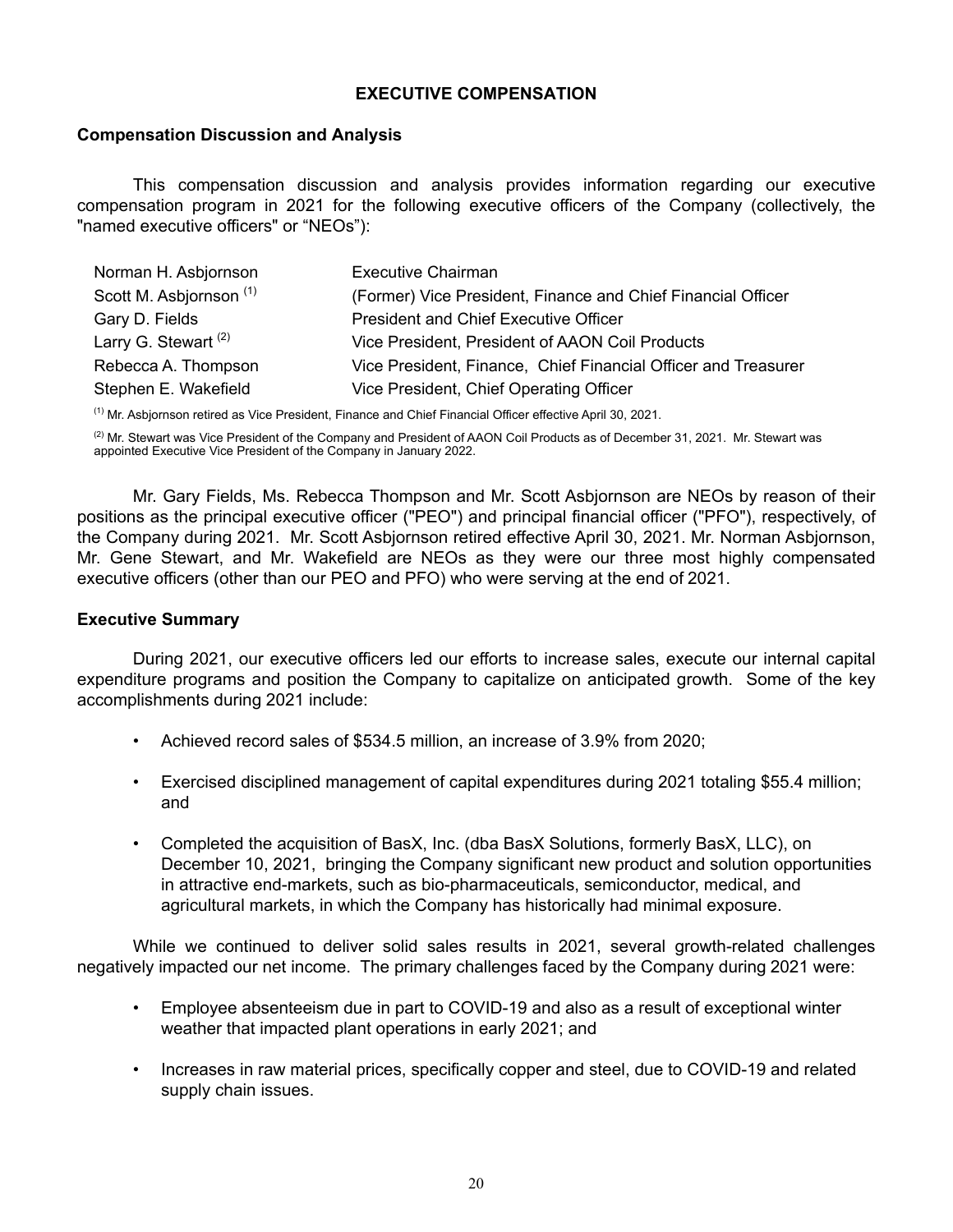# EXECUTIVE COMPENSATION

## Compensation Discussion and Analysis

This compensation discussion and analysis provides information regarding our executive compensation program in 2021 for the following executive officers of the Company (collectively, the "named executive officers" or "NEOs"):

| | |
|---|---|
| Norman H. Asbjornson | Executive Chairman |
| Scott M. Asbjornson [(1)] | (Former) Vice President, Finance and Chief Financial Officer |
| Gary D. Fields | President and Chief Executive Officer |
| Larry G. Stewart [(2)] | Vice President, President of AAON Coil Products |
| Rebecca A. Thompson | Vice President, Finance, Chief Financial Officer and Treasurer |
| Stephen E. Wakefield | Vice President, Chief Operating Officer |

[(1)] Mr. Asbjornson retired as Vice President, Finance and Chief Financial Officer effective April 30, 2021.

[(2)] Mr. Stewart was Vice President of the Company and President of AAON Coil Products as of December 31, 2021. Mr. Stewart was appointed Executive Vice President of the Company in January 2022.

Mr. Gary Fields, Ms. Rebecca Thompson and Mr. Scott Asbjornson are NEOs by reason of their positions as the principal executive officer ("PEO") and principal financial officer ("PFO"), respectively, of the Company during 2021. Mr. Scott Asbjornson retired effective April 30, 2021. Mr. Norman Asbjornson, Mr. Gene Stewart, and Mr. Wakefield are NEOs as they were our three most highly compensated executive officers (other than our PEO and PFO) who were serving at the end of 2021.

## Executive Summary

During 2021, our executive officers led our efforts to increase sales, execute our internal capital expenditure programs and position the Company to capitalize on anticipated growth. Some of the key accomplishments during 2021 include:

- Achieved record sales of $534.5 million, an increase of 3.9% from 2020;
- Exercised disciplined management of capital expenditures during 2021 totaling $55.4 million; and
- Completed the acquisition of BasX, Inc. (dba BasX Solutions, formerly BasX, LLC), on December 10, 2021, bringing the Company significant new product and solution opportunities in attractive end-markets, such as bio-pharmaceuticals, semiconductor, medical, and agricultural markets, in which the Company has historically had minimal exposure.

While we continued to deliver solid sales results in 2021, several growth-related challenges negatively impacted our net income. The primary challenges faced by the Company during 2021 were:

- Employee absenteeism due in part to COVID-19 and also as a result of exceptional winter weather that impacted plant operations in early 2021; and
- Increases in raw material prices, specifically copper and steel, due to COVID-19 and related supply chain issues.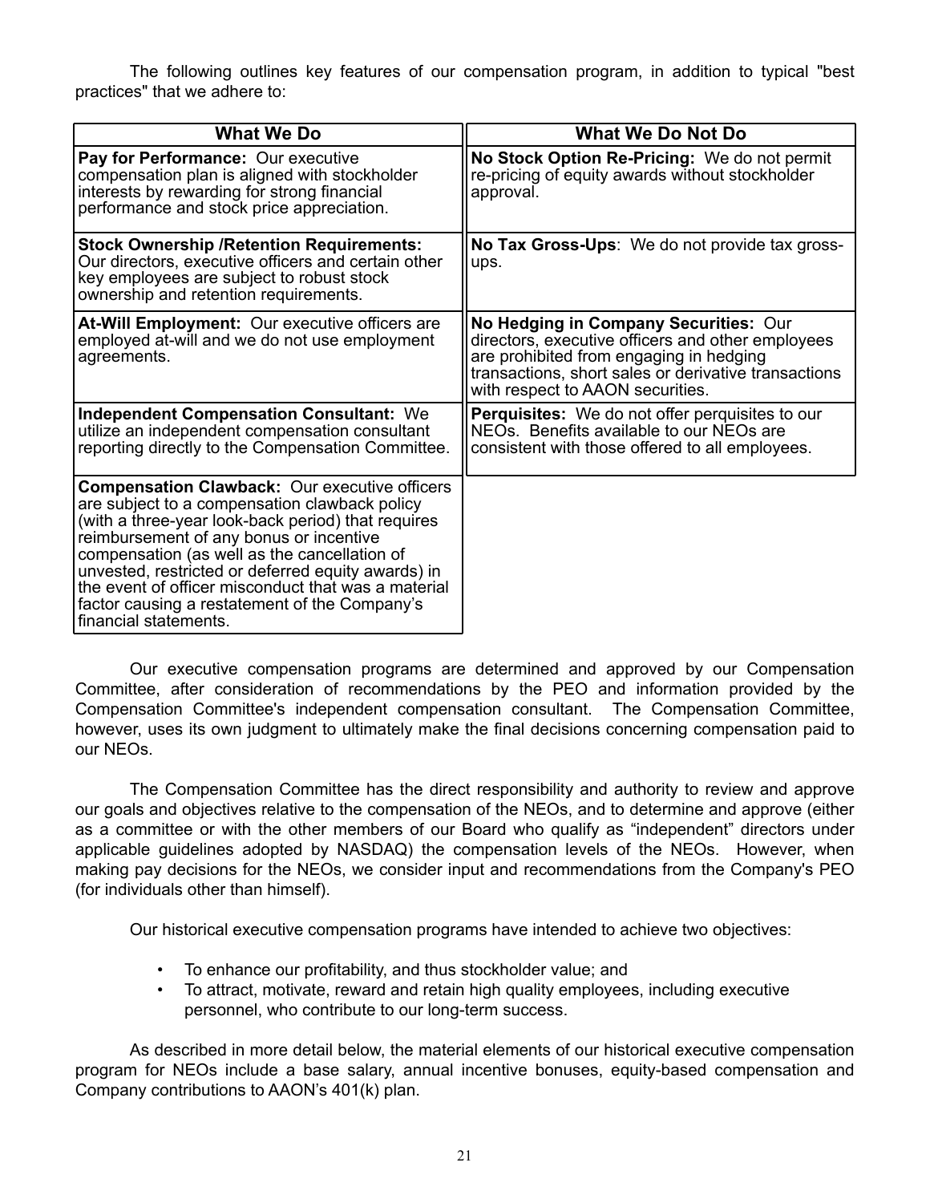The following outlines key features of our compensation program, in addition to typical "best practices" that we adhere to:

| What We Do | What We Do Not Do |
|---|---|
| **Pay for Performance:** Our executive compensation plan is aligned with stockholder interests by rewarding for strong financial performance and stock price appreciation. | **No Stock Option Re-Pricing:** We do not permit re-pricing of equity awards without stockholder approval. |
| **Stock Ownership /Retention Requirements:** Our directors, executive officers and certain other key employees are subject to robust stock ownership and retention requirements. | **No Tax Gross-Ups**: We do not provide tax gross-ups. |
| **At-Will Employment:** Our executive officers are employed at-will and we do not use employment agreements. | **No Hedging in Company Securities:** Our directors, executive officers and other employees are prohibited from engaging in hedging transactions, short sales or derivative transactions with respect to AAON securities. |
| **Independent Compensation Consultant:** We utilize an independent compensation consultant reporting directly to the Compensation Committee. | **Perquisites:** We do not offer perquisites to our NEOs. Benefits available to our NEOs are consistent with those offered to all employees. |
| **Compensation Clawback:** Our executive officers are subject to a compensation clawback policy (with a three-year look-back period) that requires reimbursement of any bonus or incentive compensation (as well as the cancellation of unvested, restricted or deferred equity awards) in the event of officer misconduct that was a material factor causing a restatement of the Company's financial statements. | |

Our executive compensation programs are determined and approved by our Compensation Committee, after consideration of recommendations by the PEO and information provided by the Compensation Committee's independent compensation consultant. The Compensation Committee, however, uses its own judgment to ultimately make the final decisions concerning compensation paid to our NEOs.

The Compensation Committee has the direct responsibility and authority to review and approve our goals and objectives relative to the compensation of the NEOs, and to determine and approve (either as a committee or with the other members of our Board who qualify as "independent" directors under applicable guidelines adopted by NASDAQ) the compensation levels of the NEOs. However, when making pay decisions for the NEOs, we consider input and recommendations from the Company's PEO (for individuals other than himself).

Our historical executive compensation programs have intended to achieve two objectives:

- To enhance our profitability, and thus stockholder value; and
- To attract, motivate, reward and retain high quality employees, including executive personnel, who contribute to our long-term success.

As described in more detail below, the material elements of our historical executive compensation program for NEOs include a base salary, annual incentive bonuses, equity-based compensation and Company contributions to AAON's 401(k) plan.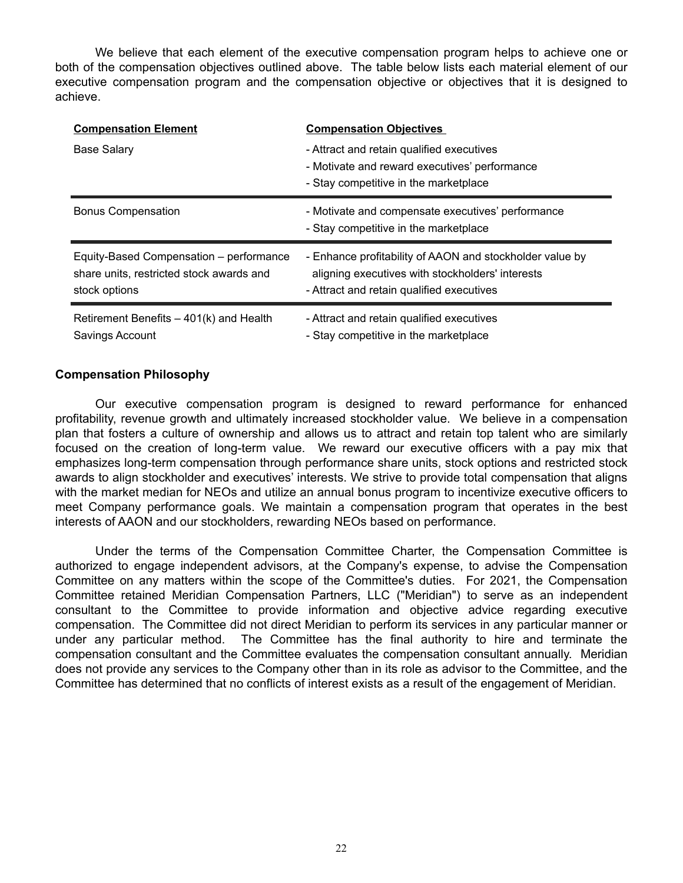We believe that each element of the executive compensation program helps to achieve one or both of the compensation objectives outlined above. The table below lists each material element of our executive compensation program and the compensation objective or objectives that it is designed to achieve.

| Compensation Element | Compensation Objectives |
|---|---|
| Base Salary | - Attract and retain qualified executives<br>- Motivate and reward executives' performance<br>- Stay competitive in the marketplace |
| Bonus Compensation | - Motivate and compensate executives' performance<br>- Stay competitive in the marketplace |
| Equity-Based Compensation – performance share units, restricted stock awards and stock options | - Enhance profitability of AAON and stockholder value by aligning executives with stockholders' interests<br>- Attract and retain qualified executives |
| Retirement Benefits – 401(k) and Health Savings Account | - Attract and retain qualified executives<br>- Stay competitive in the marketplace |

**Compensation Philosophy**

Our executive compensation program is designed to reward performance for enhanced profitability, revenue growth and ultimately increased stockholder value. We believe in a compensation plan that fosters a culture of ownership and allows us to attract and retain top talent who are similarly focused on the creation of long-term value. We reward our executive officers with a pay mix that emphasizes long-term compensation through performance share units, stock options and restricted stock awards to align stockholder and executives' interests. We strive to provide total compensation that aligns with the market median for NEOs and utilize an annual bonus program to incentivize executive officers to meet Company performance goals. We maintain a compensation program that operates in the best interests of AAON and our stockholders, rewarding NEOs based on performance.

Under the terms of the Compensation Committee Charter, the Compensation Committee is authorized to engage independent advisors, at the Company's expense, to advise the Compensation Committee on any matters within the scope of the Committee's duties. For 2021, the Compensation Committee retained Meridian Compensation Partners, LLC ("Meridian") to serve as an independent consultant to the Committee to provide information and objective advice regarding executive compensation. The Committee did not direct Meridian to perform its services in any particular manner or under any particular method. The Committee has the final authority to hire and terminate the compensation consultant and the Committee evaluates the compensation consultant annually. Meridian does not provide any services to the Company other than in its role as advisor to the Committee, and the Committee has determined that no conflicts of interest exists as a result of the engagement of Meridian.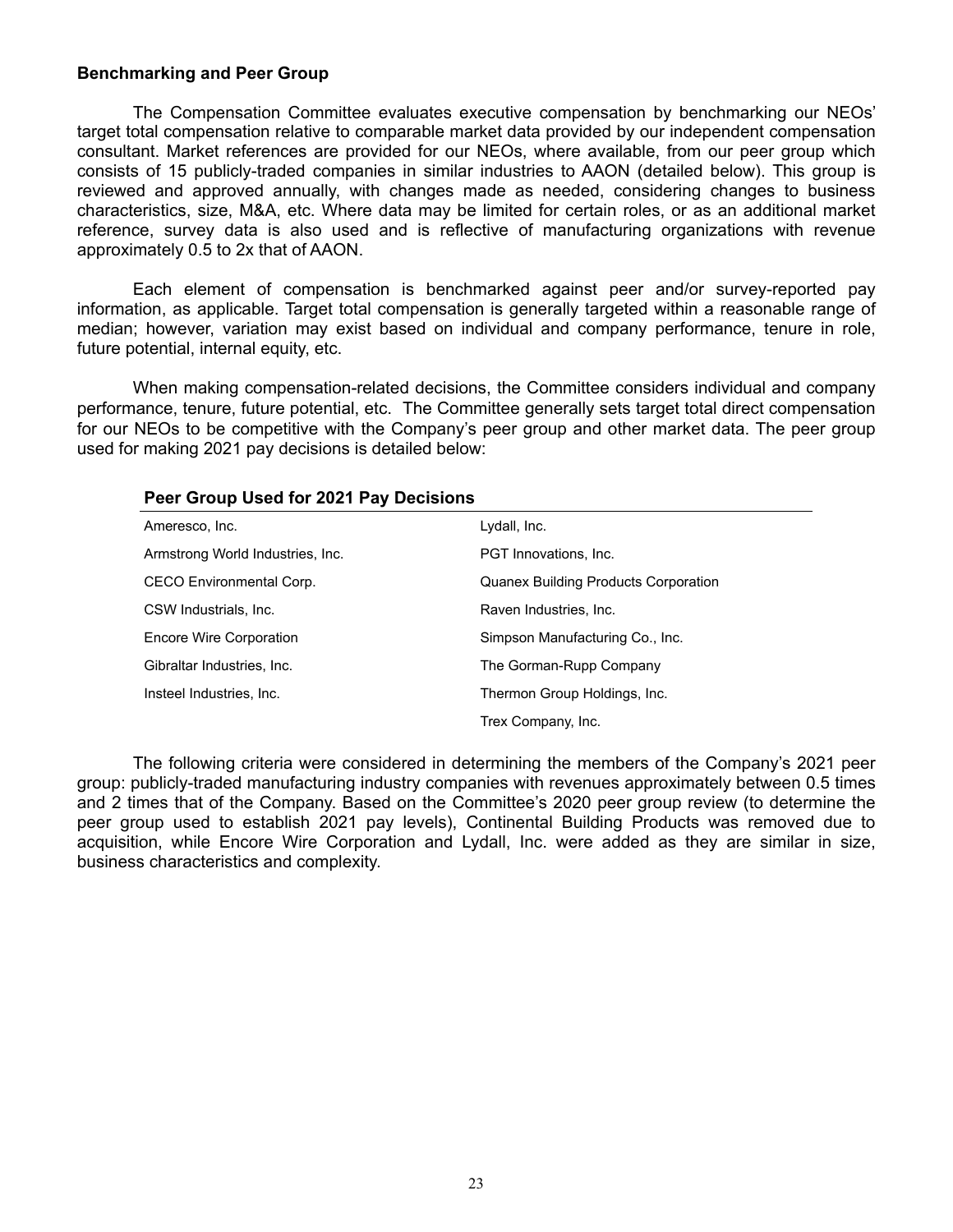### Benchmarking and Peer Group

The Compensation Committee evaluates executive compensation by benchmarking our NEOs' target total compensation relative to comparable market data provided by our independent compensation consultant. Market references are provided for our NEOs, where available, from our peer group which consists of 15 publicly-traded companies in similar industries to AAON (detailed below). This group is reviewed and approved annually, with changes made as needed, considering changes to business characteristics, size, M&A, etc. Where data may be limited for certain roles, or as an additional market reference, survey data is also used and is reflective of manufacturing organizations with revenue approximately 0.5 to 2x that of AAON.

Each element of compensation is benchmarked against peer and/or survey-reported pay information, as applicable. Target total compensation is generally targeted within a reasonable range of median; however, variation may exist based on individual and company performance, tenure in role, future potential, internal equity, etc.

When making compensation-related decisions, the Committee considers individual and company performance, tenure, future potential, etc. The Committee generally sets target total direct compensation for our NEOs to be competitive with the Company's peer group and other market data. The peer group used for making 2021 pay decisions is detailed below:

**Peer Group Used for 2021 Pay Decisions**

| | |
|---|---|
| Ameresco, Inc. | Lydall, Inc. |
| Armstrong World Industries, Inc. | PGT Innovations, Inc. |
| CECO Environmental Corp. | Quanex Building Products Corporation |
| CSW Industrials, Inc. | Raven Industries, Inc. |
| Encore Wire Corporation | Simpson Manufacturing Co., Inc. |
| Gibraltar Industries, Inc. | The Gorman-Rupp Company |
| Insteel Industries, Inc. | Thermon Group Holdings, Inc. |
| | Trex Company, Inc. |

The following criteria were considered in determining the members of the Company's 2021 peer group: publicly-traded manufacturing industry companies with revenues approximately between 0.5 times and 2 times that of the Company. Based on the Committee's 2020 peer group review (to determine the peer group used to establish 2021 pay levels), Continental Building Products was removed due to acquisition, while Encore Wire Corporation and Lydall, Inc. were added as they are similar in size, business characteristics and complexity.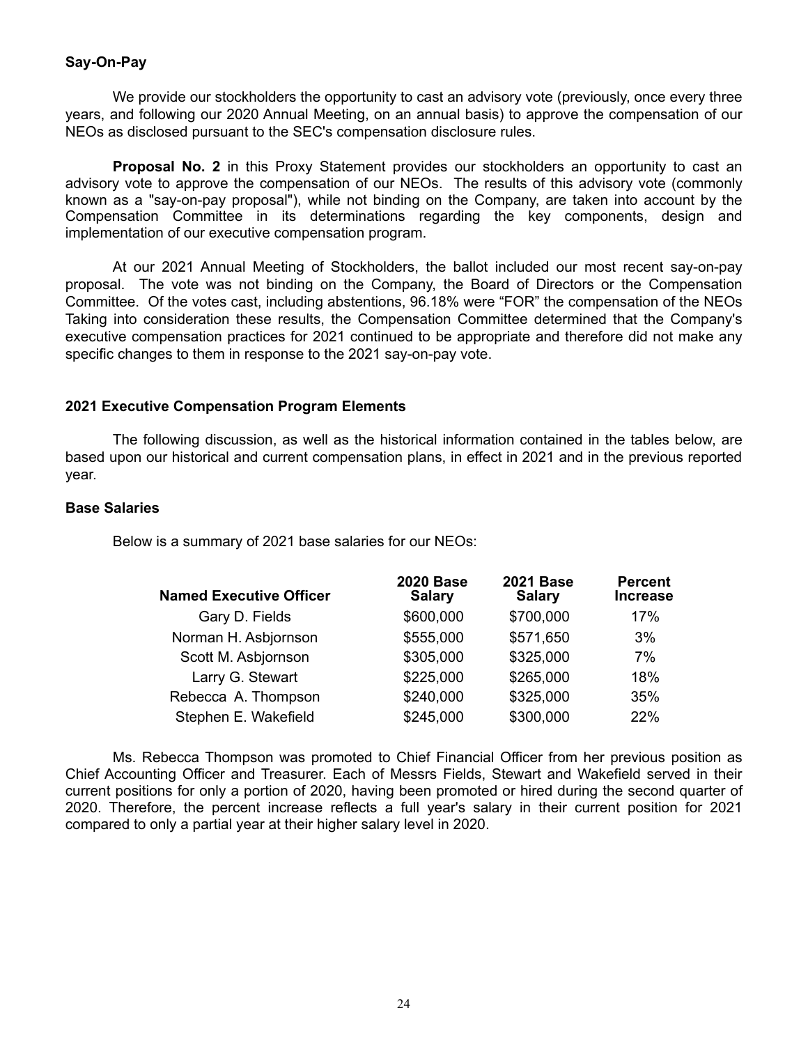### Say-On-Pay

We provide our stockholders the opportunity to cast an advisory vote (previously, once every three years, and following our 2020 Annual Meeting, on an annual basis) to approve the compensation of our NEOs as disclosed pursuant to the SEC's compensation disclosure rules.

**Proposal No. 2** in this Proxy Statement provides our stockholders an opportunity to cast an advisory vote to approve the compensation of our NEOs. The results of this advisory vote (commonly known as a "say-on-pay proposal"), while not binding on the Company, are taken into account by the Compensation Committee in its determinations regarding the key components, design and implementation of our executive compensation program.

At our 2021 Annual Meeting of Stockholders, the ballot included our most recent say-on-pay proposal. The vote was not binding on the Company, the Board of Directors or the Compensation Committee. Of the votes cast, including abstentions, 96.18% were "FOR" the compensation of the NEOs Taking into consideration these results, the Compensation Committee determined that the Company's executive compensation practices for 2021 continued to be appropriate and therefore did not make any specific changes to them in response to the 2021 say-on-pay vote.

### 2021 Executive Compensation Program Elements

The following discussion, as well as the historical information contained in the tables below, are based upon our historical and current compensation plans, in effect in 2021 and in the previous reported year.

### Base Salaries

Below is a summary of 2021 base salaries for our NEOs:

| Named Executive Officer | 2020 Base Salary | 2021 Base Salary | Percent Increase |
|---|---|---|---|
| Gary D. Fields | $600,000 | $700,000 | 17% |
| Norman H. Asbjornson | $555,000 | $571,650 | 3% |
| Scott M. Asbjornson | $305,000 | $325,000 | 7% |
| Larry G. Stewart | $225,000 | $265,000 | 18% |
| Rebecca A. Thompson | $240,000 | $325,000 | 35% |
| Stephen E. Wakefield | $245,000 | $300,000 | 22% |

Ms. Rebecca Thompson was promoted to Chief Financial Officer from her previous position as Chief Accounting Officer and Treasurer. Each of Messrs Fields, Stewart and Wakefield served in their current positions for only a portion of 2020, having been promoted or hired during the second quarter of 2020. Therefore, the percent increase reflects a full year's salary in their current position for 2021 compared to only a partial year at their higher salary level in 2020.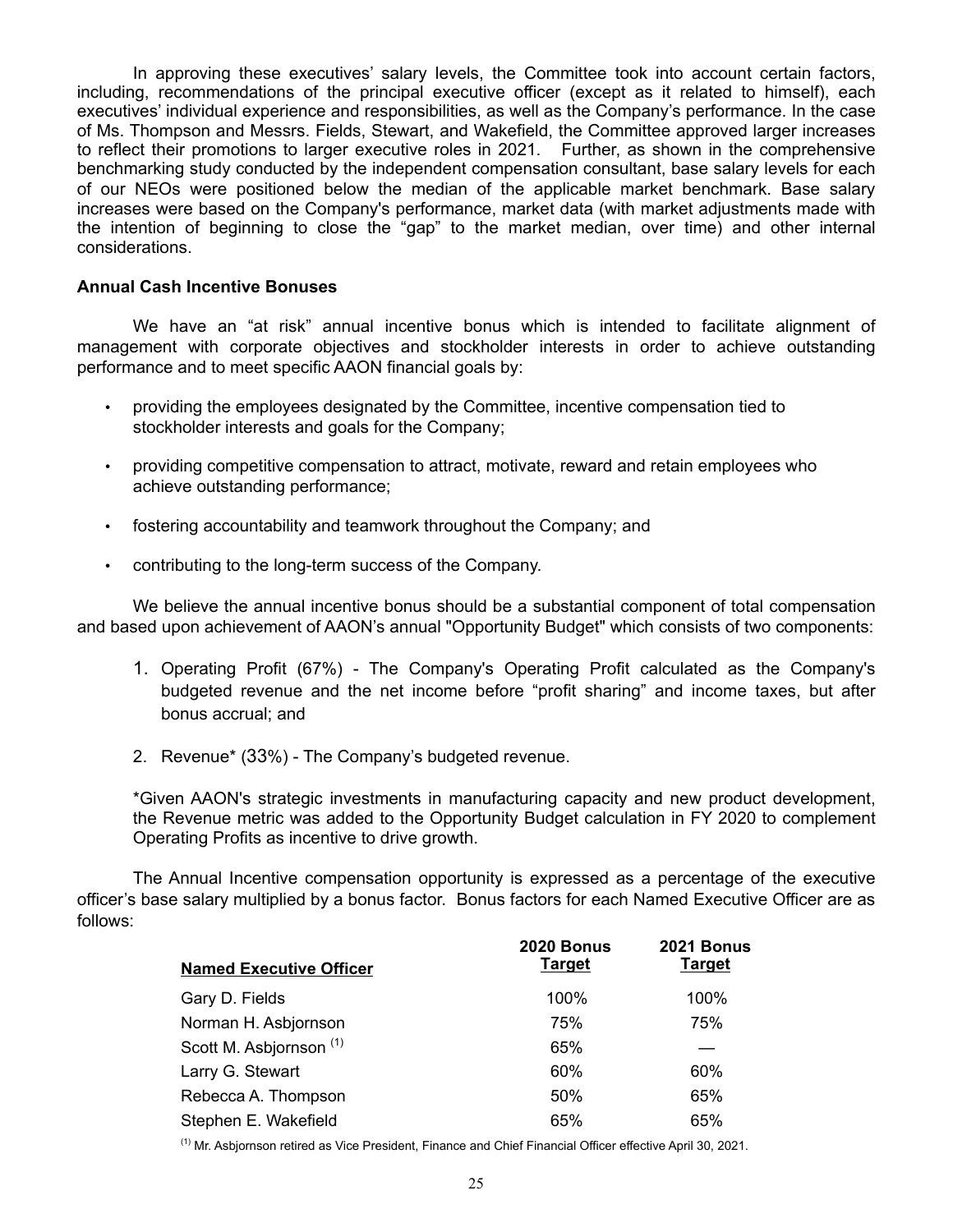In approving these executives' salary levels, the Committee took into account certain factors, including, recommendations of the principal executive officer (except as it related to himself), each executives' individual experience and responsibilities, as well as the Company's performance. In the case of Ms. Thompson and Messrs. Fields, Stewart, and Wakefield, the Committee approved larger increases to reflect their promotions to larger executive roles in 2021. Further, as shown in the comprehensive benchmarking study conducted by the independent compensation consultant, base salary levels for each of our NEOs were positioned below the median of the applicable market benchmark. Base salary increases were based on the Company's performance, market data (with market adjustments made with the intention of beginning to close the "gap" to the market median, over time) and other internal considerations.

### Annual Cash Incentive Bonuses

We have an "at risk" annual incentive bonus which is intended to facilitate alignment of management with corporate objectives and stockholder interests in order to achieve outstanding performance and to meet specific AAON financial goals by:

- providing the employees designated by the Committee, incentive compensation tied to stockholder interests and goals for the Company;
- providing competitive compensation to attract, motivate, reward and retain employees who achieve outstanding performance;
- fostering accountability and teamwork throughout the Company; and
- contributing to the long-term success of the Company.

We believe the annual incentive bonus should be a substantial component of total compensation and based upon achievement of AAON's annual "Opportunity Budget" which consists of two components:

1. Operating Profit (67%) - The Company's Operating Profit calculated as the Company's budgeted revenue and the net income before "profit sharing" and income taxes, but after bonus accrual; and
2. Revenue* (33%) - The Company's budgeted revenue.

*Given AAON's strategic investments in manufacturing capacity and new product development, the Revenue metric was added to the Opportunity Budget calculation in FY 2020 to complement Operating Profits as incentive to drive growth.

The Annual Incentive compensation opportunity is expressed as a percentage of the executive officer's base salary multiplied by a bonus factor. Bonus factors for each Named Executive Officer are as follows:

| Named Executive Officer | 2020 Bonus Target | 2021 Bonus Target |
|---|---|---|
| Gary D. Fields | 100% | 100% |
| Norman H. Asbjornson | 75% | 75% |
| Scott M. Asbjornson [(1)] | 65% | — |
| Larry G. Stewart | 60% | 60% |
| Rebecca A. Thompson | 50% | 65% |
| Stephen E. Wakefield | 65% | 65% |

[(1)] Mr. Asbjornson retired as Vice President, Finance and Chief Financial Officer effective April 30, 2021.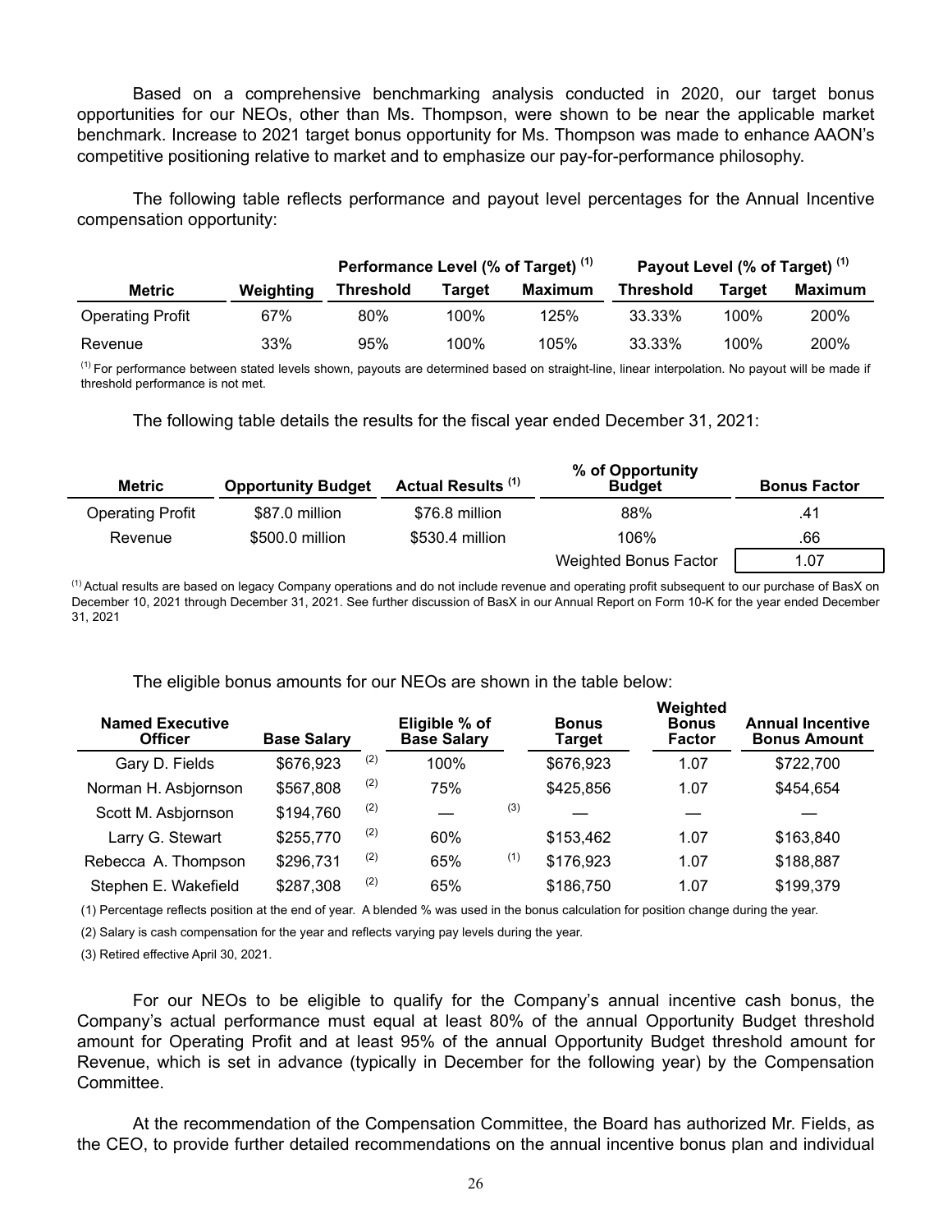Based on a comprehensive benchmarking analysis conducted in 2020, our target bonus opportunities for our NEOs, other than Ms. Thompson, were shown to be near the applicable market benchmark. Increase to 2021 target bonus opportunity for Ms. Thompson was made to enhance AAON's competitive positioning relative to market and to emphasize our pay-for-performance philosophy.

The following table reflects performance and payout level percentages for the Annual Incentive compensation opportunity:

| | | Performance Level (% of Target) [(1)] | | | Payout Level (% of Target) [(1)] | | |
|---|---|---|---|---|---|---|---|
| **Metric** | **Weighting** | **Threshold** | **Target** | **Maximum** | **Threshold** | **Target** | **Maximum** |
| Operating Profit | 67% | 80% | 100% | 125% | 33.33% | 100% | 200% |
| Revenue | 33% | 95% | 100% | 105% | 33.33% | 100% | 200% |

[(1)] For performance between stated levels shown, payouts are determined based on straight-line, linear interpolation. No payout will be made if threshold performance is not met.

The following table details the results for the fiscal year ended December 31, 2021:

| Metric | Opportunity Budget | Actual Results [(1)] | % of Opportunity Budget | Bonus Factor |
|---|---|---|---|---|
| Operating Profit | $87.0 million | $76.8 million | 88% | .41 |
| Revenue | $500.0 million | $530.4 million | 106% | .66 |
| | | | Weighted Bonus Factor | 1.07 |

[(1)] Actual results are based on legacy Company operations and do not include revenue and operating profit subsequent to our purchase of BasX on December 10, 2021 through December 31, 2021. See further discussion of BasX in our Annual Report on Form 10-K for the year ended December 31, 2021

The eligible bonus amounts for our NEOs are shown in the table below:

| Named Executive Officer | Base Salary | Eligible % of Base Salary | Bonus Target | Weighted Bonus Factor | Annual Incentive Bonus Amount |
|---|---|---|---|---|---|
| Gary D. Fields | $676,923 (2) | 100% | $676,923 | 1.07 | $722,700 |
| Norman H. Asbjornson | $567,808 (2) | 75% | $425,856 | 1.07 | $454,654 |
| Scott M. Asbjornson | $194,760 (2) | — (3) | — | — | — |
| Larry G. Stewart | $255,770 (2) | 60% | $153,462 | 1.07 | $163,840 |
| Rebecca A. Thompson | $296,731 (2) | 65% (1) | $176,923 | 1.07 | $188,887 |
| Stephen E. Wakefield | $287,308 (2) | 65% | $186,750 | 1.07 | $199,379 |

(1) Percentage reflects position at the end of year. A blended % was used in the bonus calculation for position change during the year.

(2) Salary is cash compensation for the year and reflects varying pay levels during the year.

(3) Retired effective April 30, 2021.

For our NEOs to be eligible to qualify for the Company's annual incentive cash bonus, the Company's actual performance must equal at least 80% of the annual Opportunity Budget threshold amount for Operating Profit and at least 95% of the annual Opportunity Budget threshold amount for Revenue, which is set in advance (typically in December for the following year) by the Compensation Committee.

At the recommendation of the Compensation Committee, the Board has authorized Mr. Fields, as the CEO, to provide further detailed recommendations on the annual incentive bonus plan and individual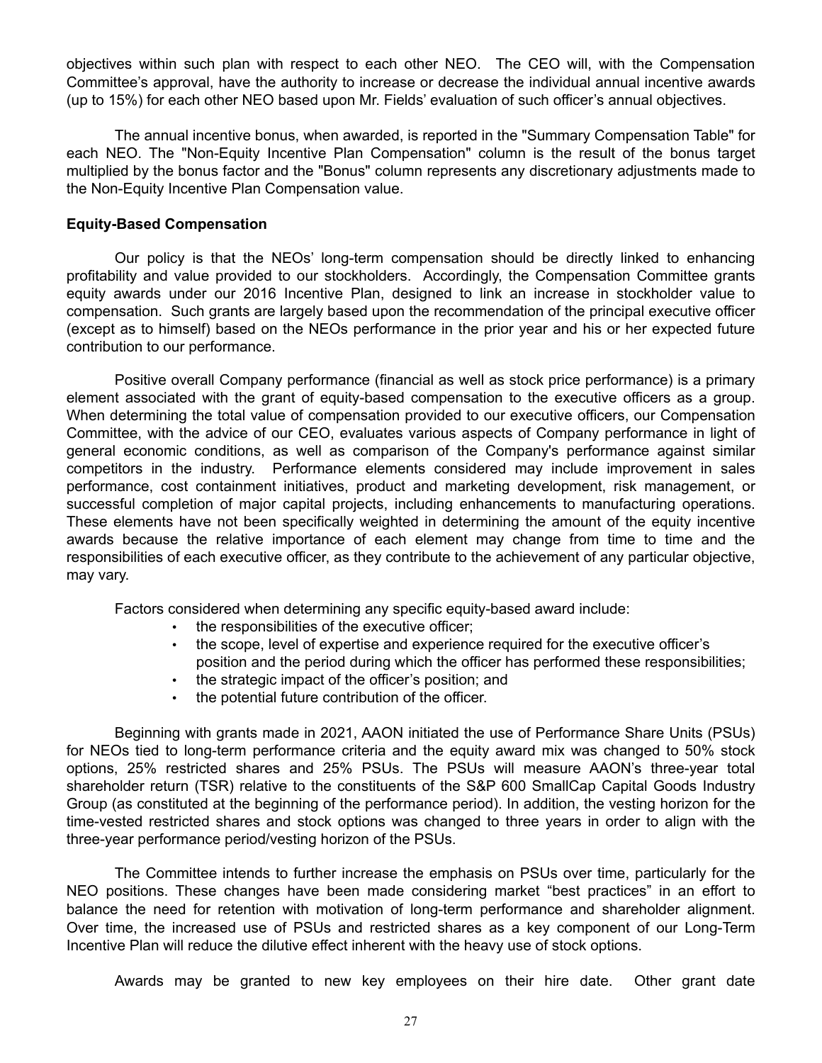objectives within such plan with respect to each other NEO. The CEO will, with the Compensation Committee's approval, have the authority to increase or decrease the individual annual incentive awards (up to 15%) for each other NEO based upon Mr. Fields' evaluation of such officer's annual objectives.

The annual incentive bonus, when awarded, is reported in the "Summary Compensation Table" for each NEO. The "Non-Equity Incentive Plan Compensation" column is the result of the bonus target multiplied by the bonus factor and the "Bonus" column represents any discretionary adjustments made to the Non-Equity Incentive Plan Compensation value.

**Equity-Based Compensation**

Our policy is that the NEOs' long-term compensation should be directly linked to enhancing profitability and value provided to our stockholders. Accordingly, the Compensation Committee grants equity awards under our 2016 Incentive Plan, designed to link an increase in stockholder value to compensation. Such grants are largely based upon the recommendation of the principal executive officer (except as to himself) based on the NEOs performance in the prior year and his or her expected future contribution to our performance.

Positive overall Company performance (financial as well as stock price performance) is a primary element associated with the grant of equity-based compensation to the executive officers as a group. When determining the total value of compensation provided to our executive officers, our Compensation Committee, with the advice of our CEO, evaluates various aspects of Company performance in light of general economic conditions, as well as comparison of the Company's performance against similar competitors in the industry. Performance elements considered may include improvement in sales performance, cost containment initiatives, product and marketing development, risk management, or successful completion of major capital projects, including enhancements to manufacturing operations. These elements have not been specifically weighted in determining the amount of the equity incentive awards because the relative importance of each element may change from time to time and the responsibilities of each executive officer, as they contribute to the achievement of any particular objective, may vary.

Factors considered when determining any specific equity-based award include:

- the responsibilities of the executive officer;
- the scope, level of expertise and experience required for the executive officer's position and the period during which the officer has performed these responsibilities;
- the strategic impact of the officer's position; and
- the potential future contribution of the officer.

Beginning with grants made in 2021, AAON initiated the use of Performance Share Units (PSUs) for NEOs tied to long-term performance criteria and the equity award mix was changed to 50% stock options, 25% restricted shares and 25% PSUs. The PSUs will measure AAON's three-year total shareholder return (TSR) relative to the constituents of the S&P 600 SmallCap Capital Goods Industry Group (as constituted at the beginning of the performance period). In addition, the vesting horizon for the time-vested restricted shares and stock options was changed to three years in order to align with the three-year performance period/vesting horizon of the PSUs.

The Committee intends to further increase the emphasis on PSUs over time, particularly for the NEO positions. These changes have been made considering market "best practices" in an effort to balance the need for retention with motivation of long-term performance and shareholder alignment. Over time, the increased use of PSUs and restricted shares as a key component of our Long-Term Incentive Plan will reduce the dilutive effect inherent with the heavy use of stock options.

Awards may be granted to new key employees on their hire date. Other grant date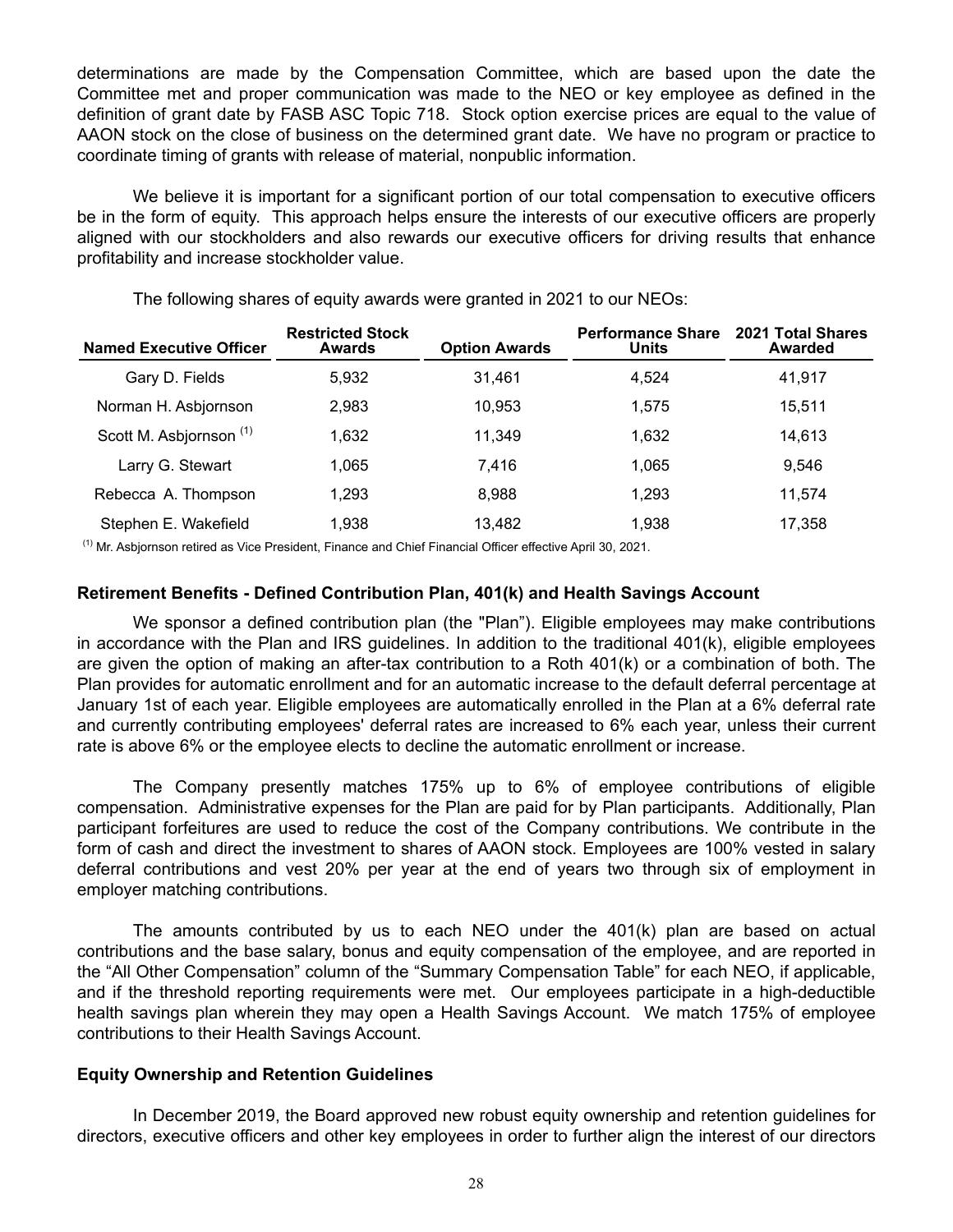determinations are made by the Compensation Committee, which are based upon the date the Committee met and proper communication was made to the NEO or key employee as defined in the definition of grant date by FASB ASC Topic 718. Stock option exercise prices are equal to the value of AAON stock on the close of business on the determined grant date. We have no program or practice to coordinate timing of grants with release of material, nonpublic information.

We believe it is important for a significant portion of our total compensation to executive officers be in the form of equity. This approach helps ensure the interests of our executive officers are properly aligned with our stockholders and also rewards our executive officers for driving results that enhance profitability and increase stockholder value.

The following shares of equity awards were granted in 2021 to our NEOs:

| Named Executive Officer | Restricted Stock Awards | Option Awards | Performance Share Units | 2021 Total Shares Awarded |
|---|---|---|---|---|
| Gary D. Fields | 5,932 | 31,461 | 4,524 | 41,917 |
| Norman H. Asbjornson | 2,983 | 10,953 | 1,575 | 15,511 |
| Scott M. Asbjornson [(1)] | 1,632 | 11,349 | 1,632 | 14,613 |
| Larry G. Stewart | 1,065 | 7,416 | 1,065 | 9,546 |
| Rebecca A. Thompson | 1,293 | 8,988 | 1,293 | 11,574 |
| Stephen E. Wakefield | 1,938 | 13,482 | 1,938 | 17,358 |

[(1)] Mr. Asbjornson retired as Vice President, Finance and Chief Financial Officer effective April 30, 2021.

**Retirement Benefits - Defined Contribution Plan, 401(k) and Health Savings Account**

We sponsor a defined contribution plan (the "Plan"). Eligible employees may make contributions in accordance with the Plan and IRS guidelines. In addition to the traditional 401(k), eligible employees are given the option of making an after-tax contribution to a Roth 401(k) or a combination of both. The Plan provides for automatic enrollment and for an automatic increase to the default deferral percentage at January 1st of each year. Eligible employees are automatically enrolled in the Plan at a 6% deferral rate and currently contributing employees' deferral rates are increased to 6% each year, unless their current rate is above 6% or the employee elects to decline the automatic enrollment or increase.

The Company presently matches 175% up to 6% of employee contributions of eligible compensation. Administrative expenses for the Plan are paid for by Plan participants. Additionally, Plan participant forfeitures are used to reduce the cost of the Company contributions. We contribute in the form of cash and direct the investment to shares of AAON stock. Employees are 100% vested in salary deferral contributions and vest 20% per year at the end of years two through six of employment in employer matching contributions.

The amounts contributed by us to each NEO under the 401(k) plan are based on actual contributions and the base salary, bonus and equity compensation of the employee, and are reported in the "All Other Compensation" column of the "Summary Compensation Table" for each NEO, if applicable, and if the threshold reporting requirements were met. Our employees participate in a high-deductible health savings plan wherein they may open a Health Savings Account. We match 175% of employee contributions to their Health Savings Account.

**Equity Ownership and Retention Guidelines**

In December 2019, the Board approved new robust equity ownership and retention guidelines for directors, executive officers and other key employees in order to further align the interest of our directors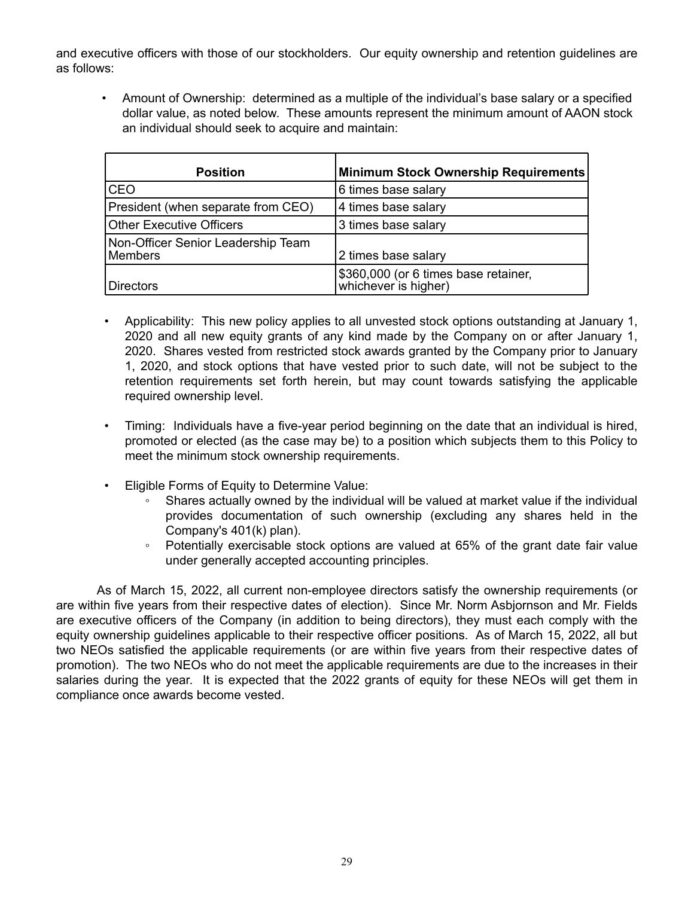and executive officers with those of our stockholders. Our equity ownership and retention guidelines are as follows:

- Amount of Ownership: determined as a multiple of the individual's base salary or a specified dollar value, as noted below. These amounts represent the minimum amount of AAON stock an individual should seek to acquire and maintain:

| Position | Minimum Stock Ownership Requirements |
|---|---|
| CEO | 6 times base salary |
| President (when separate from CEO) | 4 times base salary |
| Other Executive Officers | 3 times base salary |
| Non-Officer Senior Leadership Team Members | 2 times base salary |
| Directors | $360,000 (or 6 times base retainer, whichever is higher) |

- Applicability: This new policy applies to all unvested stock options outstanding at January 1, 2020 and all new equity grants of any kind made by the Company on or after January 1, 2020. Shares vested from restricted stock awards granted by the Company prior to January 1, 2020, and stock options that have vested prior to such date, will not be subject to the retention requirements set forth herein, but may count towards satisfying the applicable required ownership level.

- Timing: Individuals have a five-year period beginning on the date that an individual is hired, promoted or elected (as the case may be) to a position which subjects them to this Policy to meet the minimum stock ownership requirements.

- Eligible Forms of Equity to Determine Value:
  - Shares actually owned by the individual will be valued at market value if the individual provides documentation of such ownership (excluding any shares held in the Company's 401(k) plan).
  - Potentially exercisable stock options are valued at 65% of the grant date fair value under generally accepted accounting principles.

As of March 15, 2022, all current non-employee directors satisfy the ownership requirements (or are within five years from their respective dates of election). Since Mr. Norm Asbjornson and Mr. Fields are executive officers of the Company (in addition to being directors), they must each comply with the equity ownership guidelines applicable to their respective officer positions. As of March 15, 2022, all but two NEOs satisfied the applicable requirements (or are within five years from their respective dates of promotion). The two NEOs who do not meet the applicable requirements are due to the increases in their salaries during the year. It is expected that the 2022 grants of equity for these NEOs will get them in compliance once awards become vested.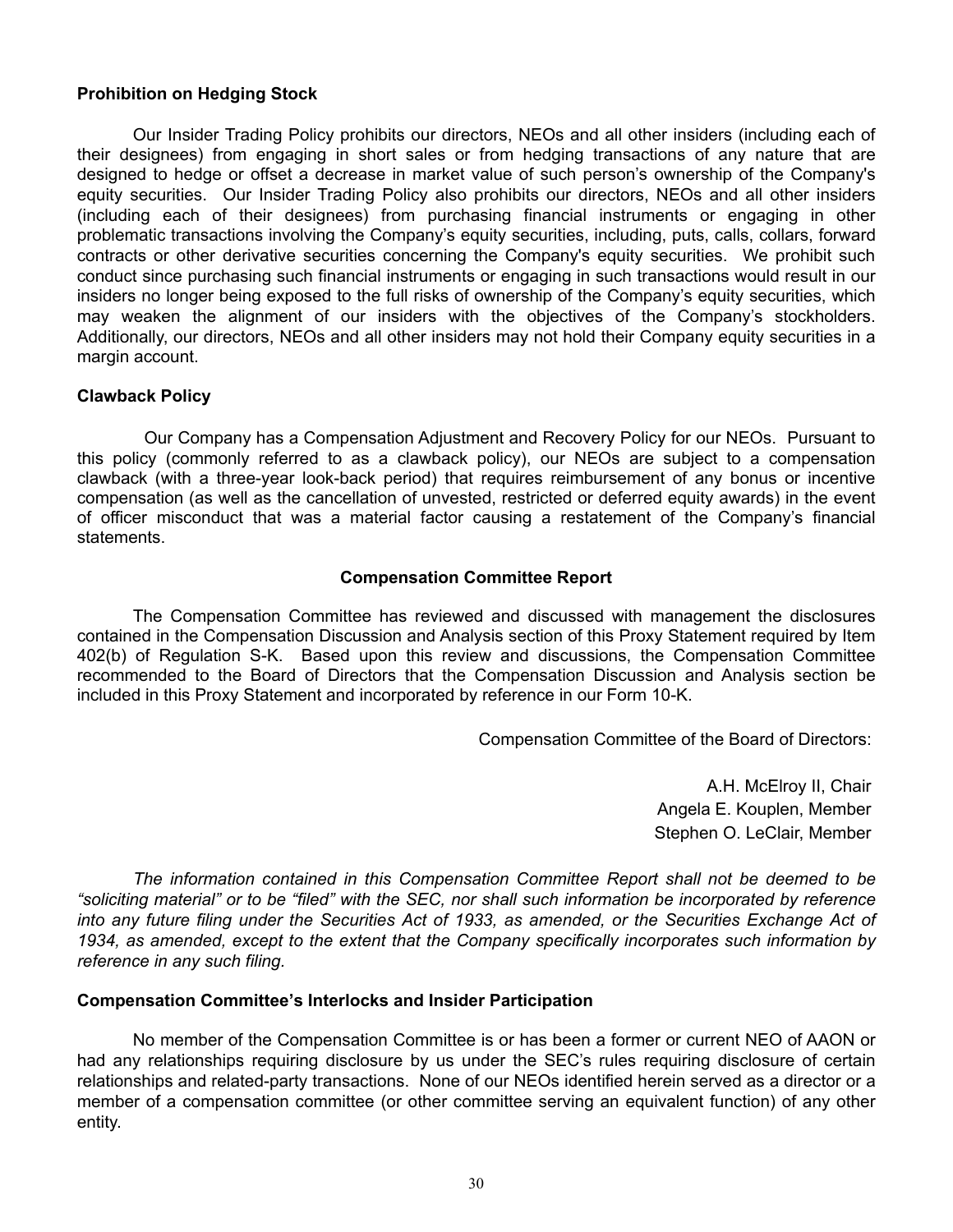**Prohibition on Hedging Stock**

Our Insider Trading Policy prohibits our directors, NEOs and all other insiders (including each of their designees) from engaging in short sales or from hedging transactions of any nature that are designed to hedge or offset a decrease in market value of such person's ownership of the Company's equity securities. Our Insider Trading Policy also prohibits our directors, NEOs and all other insiders (including each of their designees) from purchasing financial instruments or engaging in other problematic transactions involving the Company's equity securities, including, puts, calls, collars, forward contracts or other derivative securities concerning the Company's equity securities. We prohibit such conduct since purchasing such financial instruments or engaging in such transactions would result in our insiders no longer being exposed to the full risks of ownership of the Company's equity securities, which may weaken the alignment of our insiders with the objectives of the Company's stockholders. Additionally, our directors, NEOs and all other insiders may not hold their Company equity securities in a margin account.

**Clawback Policy**

Our Company has a Compensation Adjustment and Recovery Policy for our NEOs. Pursuant to this policy (commonly referred to as a clawback policy), our NEOs are subject to a compensation clawback (with a three-year look-back period) that requires reimbursement of any bonus or incentive compensation (as well as the cancellation of unvested, restricted or deferred equity awards) in the event of officer misconduct that was a material factor causing a restatement of the Company's financial statements.

**Compensation Committee Report**

The Compensation Committee has reviewed and discussed with management the disclosures contained in the Compensation Discussion and Analysis section of this Proxy Statement required by Item 402(b) of Regulation S-K. Based upon this review and discussions, the Compensation Committee recommended to the Board of Directors that the Compensation Discussion and Analysis section be included in this Proxy Statement and incorporated by reference in our Form 10-K.

Compensation Committee of the Board of Directors:

A.H. McElroy II, Chair
Angela E. Kouplen, Member
Stephen O. LeClair, Member

*The information contained in this Compensation Committee Report shall not be deemed to be "soliciting material" or to be "filed" with the SEC, nor shall such information be incorporated by reference into any future filing under the Securities Act of 1933, as amended, or the Securities Exchange Act of 1934, as amended, except to the extent that the Company specifically incorporates such information by reference in any such filing.*

**Compensation Committee's Interlocks and Insider Participation**

No member of the Compensation Committee is or has been a former or current NEO of AAON or had any relationships requiring disclosure by us under the SEC's rules requiring disclosure of certain relationships and related-party transactions. None of our NEOs identified herein served as a director or a member of a compensation committee (or other committee serving an equivalent function) of any other entity.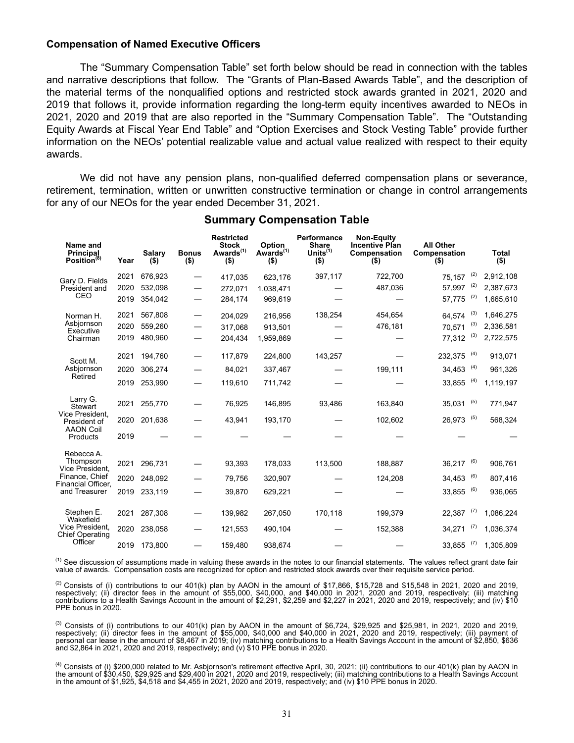### Compensation of Named Executive Officers

The "Summary Compensation Table" set forth below should be read in connection with the tables and narrative descriptions that follow. The "Grants of Plan-Based Awards Table", and the description of the material terms of the nonqualified options and restricted stock awards granted in 2021, 2020 and 2019 that follows it, provide information regarding the long-term equity incentives awarded to NEOs in 2021, 2020 and 2019 that are also reported in the "Summary Compensation Table". The "Outstanding Equity Awards at Fiscal Year End Table" and "Option Exercises and Stock Vesting Table" provide further information on the NEOs' potential realizable value and actual value realized with respect to their equity awards.

We did not have any pension plans, non-qualified deferred compensation plans or severance, retirement, termination, written or unwritten constructive termination or change in control arrangements for any of our NEOs for the year ended December 31, 2021.

## Summary Compensation Table

| Name and Principal Position[8] | Year | Salary ($) | Bonus ($) | Restricted Stock Awards[1] ($) | Option Awards[1] ($) | Performance Share Units[1] ($) | Non-Equity Incentive Plan Compensation ($) | All Other Compensation ($) | Total ($) |
|---|---|---|---|---|---|---|---|---|---|
| Gary D. Fields President and CEO | 2021 | 676,923 | — | 417,035 | 623,176 | 397,117 | 722,700 | 75,157 [2] | 2,912,108 |
| | 2020 | 532,098 | — | 272,071 | 1,038,471 | — | 487,036 | 57,997 [2] | 2,387,673 |
| | 2019 | 354,042 | — | 284,174 | 969,619 | — | — | 57,775 [2] | 1,665,610 |
| Norman H. Asbjornson Executive Chairman | 2021 | 567,808 | — | 204,029 | 216,956 | 138,254 | 454,654 | 64,574 [3] | 1,646,275 |
| | 2020 | 559,260 | — | 317,068 | 913,501 | — | 476,181 | 70,571 [3] | 2,336,581 |
| | 2019 | 480,960 | — | 204,434 | 1,959,869 | — | — | 77,312 [3] | 2,722,575 |
| Scott M. Asbjornson Retired | 2021 | 194,760 | — | 117,879 | 224,800 | 143,257 | — | 232,375 [4] | 913,071 |
| | 2020 | 306,274 | — | 84,021 | 337,467 | — | 199,111 | 34,453 [4] | 961,326 |
| | 2019 | 253,990 | — | 119,610 | 711,742 | — | — | 33,855 [4] | 1,119,197 |
| Larry G. Stewart Vice President, President of AAON Coil Products | 2021 | 255,770 | — | 76,925 | 146,895 | 93,486 | 163,840 | 35,031 [5] | 771,947 |
| | 2020 | 201,638 | — | 43,941 | 193,170 | — | 102,602 | 26,973 [5] | 568,324 |
| | 2019 | — | — | — | — | — | — | — | — |
| Rebecca A. Thompson Vice President, Finance, Chief Financial Officer, and Treasurer | 2021 | 296,731 | — | 93,393 | 178,033 | 113,500 | 188,887 | 36,217 [6] | 906,761 |
| | 2020 | 248,092 | — | 79,756 | 320,907 | — | 124,208 | 34,453 [6] | 807,416 |
| | 2019 | 233,119 | — | 39,870 | 629,221 | — | — | 33,855 [6] | 936,065 |
| Stephen E. Wakefield Vice President, Chief Operating Officer | 2021 | 287,308 | — | 139,982 | 267,050 | 170,118 | 199,379 | 22,387 [7] | 1,086,224 |
| | 2020 | 238,058 | — | 121,553 | 490,104 | — | 152,388 | 34,271 [7] | 1,036,374 |
| | 2019 | 173,800 | — | 159,480 | 938,674 | — | — | 33,855 [7] | 1,305,809 |

[1] See discussion of assumptions made in valuing these awards in the notes to our financial statements. The values reflect grant date fair value of awards. Compensation costs are recognized for option and restricted stock awards over their requisite service period.

[2] Consists of (i) contributions to our 401(k) plan by AAON in the amount of $17,866, $15,728 and $15,548 in 2021, 2020 and 2019, respectively; (ii) director fees in the amount of $55,000, $40,000, and $40,000 in 2021, 2020 and 2019, respectively; (iii) matching contributions to a Health Savings Account in the amount of $2,291, $2,259 and $2,227 in 2021, 2020 and 2019, respectively; and (iv) $10 PPE bonus in 2020.

[3] Consists of (i) contributions to our 401(k) plan by AAON in the amount of $6,724, $29,925 and $25,981, in 2021, 2020 and 2019, respectively; (ii) director fees in the amount of $55,000, $40,000 and $40,000 in 2021, 2020 and 2019, respectively; (iii) payment of personal car lease in the amount of $8,467 in 2019; (iv) matching contributions to a Health Savings Account in the amount of $2,850, $636 and $2,864 in 2021, 2020 and 2019, respectively; and (v) $10 PPE bonus in 2020.

[4] Consists of (i) $200,000 related to Mr. Asbjornson's retirement effective April, 30, 2021; (ii) contributions to our 401(k) plan by AAON in the amount of $30,450, $29,925 and $29,400 in 2021, 2020 and 2019, respectively; (iii) matching contributions to a Health Savings Account in the amount of $1,925, $4,518 and $4,455 in 2021, 2020 and 2019, respectively; and (iv) $10 PPE bonus in 2020.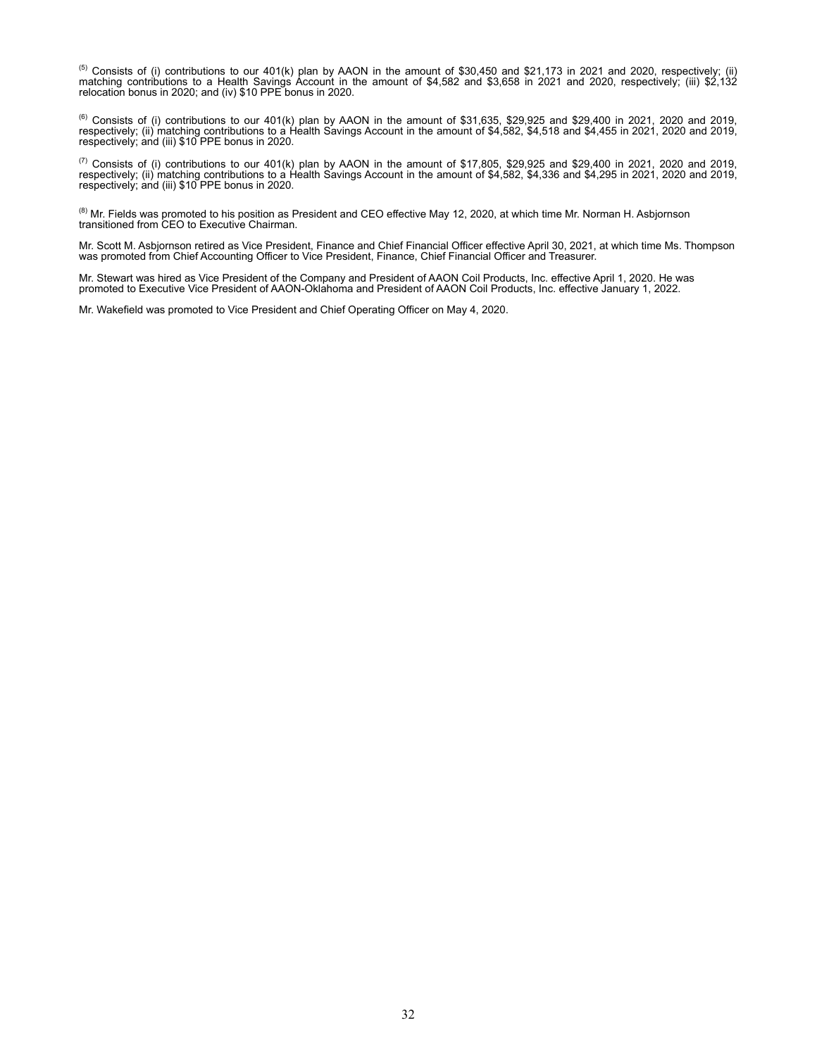[5] Consists of (i) contributions to our 401(k) plan by AAON in the amount of $30,450 and $21,173 in 2021 and 2020, respectively; (ii) matching contributions to a Health Savings Account in the amount of $4,582 and $3,658 in 2021 and 2020, respectively; (iii) $2,132 relocation bonus in 2020; and (iv) $10 PPE bonus in 2020.

[6] Consists of (i) contributions to our 401(k) plan by AAON in the amount of $31,635, $29,925 and $29,400 in 2021, 2020 and 2019, respectively; (ii) matching contributions to a Health Savings Account in the amount of $4,582, $4,518 and $4,455 in 2021, 2020 and 2019, respectively; and (iii) $10 PPE bonus in 2020.

[7] Consists of (i) contributions to our 401(k) plan by AAON in the amount of $17,805, $29,925 and $29,400 in 2021, 2020 and 2019, respectively; (ii) matching contributions to a Health Savings Account in the amount of $4,582, $4,336 and $4,295 in 2021, 2020 and 2019, respectively; and (iii) $10 PPE bonus in 2020.

[8] Mr. Fields was promoted to his position as President and CEO effective May 12, 2020, at which time Mr. Norman H. Asbjornson transitioned from CEO to Executive Chairman.

Mr. Scott M. Asbjornson retired as Vice President, Finance and Chief Financial Officer effective April 30, 2021, at which time Ms. Thompson was promoted from Chief Accounting Officer to Vice President, Finance, Chief Financial Officer and Treasurer.

Mr. Stewart was hired as Vice President of the Company and President of AAON Coil Products, Inc. effective April 1, 2020. He was promoted to Executive Vice President of AAON-Oklahoma and President of AAON Coil Products, Inc. effective January 1, 2022.

Mr. Wakefield was promoted to Vice President and Chief Operating Officer on May 4, 2020.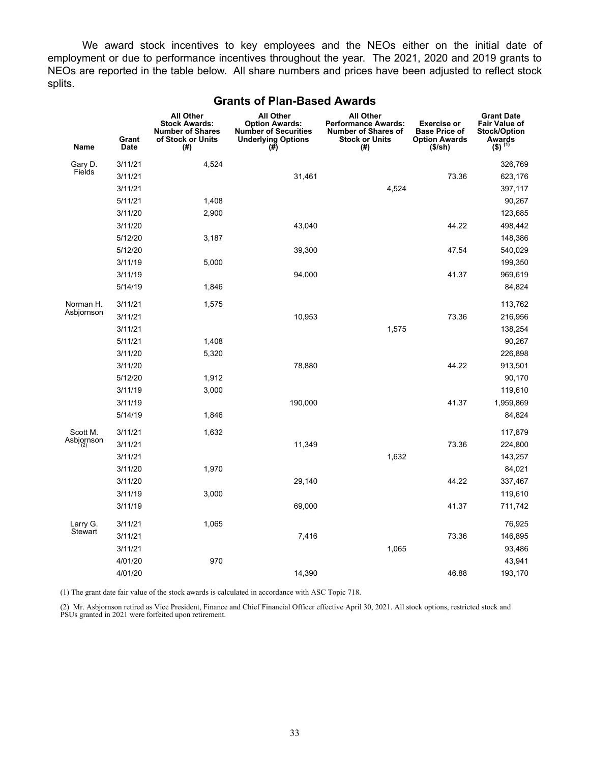We award stock incentives to key employees and the NEOs either on the initial date of employment or due to performance incentives throughout the year. The 2021, 2020 and 2019 grants to NEOs are reported in the table below. All share numbers and prices have been adjusted to reflect stock splits.

## Grants of Plan-Based Awards

| Name | Grant Date | All Other Stock Awards: Number of Shares of Stock or Units (#) | All Other Option Awards: Number of Securities Underlying Options (#) | All Other Performance Awards: Number of Shares of Stock or Units (#) | Exercise or Base Price of Option Awards ($/sh) | Grant Date Fair Value of Stock/Option Awards ($) [(1)] |
|---|---|---|---|---|---|---|
| Gary D. Fields | 3/11/21 | 4,524 | | | | 326,769 |
| | 3/11/21 | | 31,461 | | 73.36 | 623,176 |
| | 3/11/21 | | | 4,524 | | 397,117 |
| | 5/11/21 | 1,408 | | | | 90,267 |
| | 3/11/20 | 2,900 | | | | 123,685 |
| | 3/11/20 | | 43,040 | | 44.22 | 498,442 |
| | 5/12/20 | 3,187 | | | | 148,386 |
| | 5/12/20 | | 39,300 | | 47.54 | 540,029 |
| | 3/11/19 | 5,000 | | | | 199,350 |
| | 3/11/19 | | 94,000 | | 41.37 | 969,619 |
| | 5/14/19 | 1,846 | | | | 84,824 |
| Norman H. Asbjornson | 3/11/21 | 1,575 | | | | 113,762 |
| | 3/11/21 | | 10,953 | | 73.36 | 216,956 |
| | 3/11/21 | | | 1,575 | | 138,254 |
| | 5/11/21 | 1,408 | | | | 90,267 |
| | 3/11/20 | 5,320 | | | | 226,898 |
| | 3/11/20 | | 78,880 | | 44.22 | 913,501 |
| | 5/12/20 | 1,912 | | | | 90,170 |
| | 3/11/19 | 3,000 | | | | 119,610 |
| | 3/11/19 | | 190,000 | | 41.37 | 1,959,869 |
| | 5/14/19 | 1,846 | | | | 84,824 |
| Scott M. Asbjornson [(2)] | 3/11/21 | 1,632 | | | | 117,879 |
| | 3/11/21 | | 11,349 | | 73.36 | 224,800 |
| | 3/11/21 | | | 1,632 | | 143,257 |
| | 3/11/20 | 1,970 | | | | 84,021 |
| | 3/11/20 | | 29,140 | | 44.22 | 337,467 |
| | 3/11/19 | 3,000 | | | | 119,610 |
| | 3/11/19 | | 69,000 | | 41.37 | 711,742 |
| Larry G. Stewart | 3/11/21 | 1,065 | | | | 76,925 |
| | 3/11/21 | | 7,416 | | 73.36 | 146,895 |
| | 3/11/21 | | | 1,065 | | 93,486 |
| | 4/01/20 | 970 | | | | 43,941 |
| | 4/01/20 | | 14,390 | | 46.88 | 193,170 |

(1) The grant date fair value of the stock awards is calculated in accordance with ASC Topic 718.

(2) Mr. Asbjornson retired as Vice President, Finance and Chief Financial Officer effective April 30, 2021. All stock options, restricted stock and PSUs granted in 2021 were forfeited upon retirement.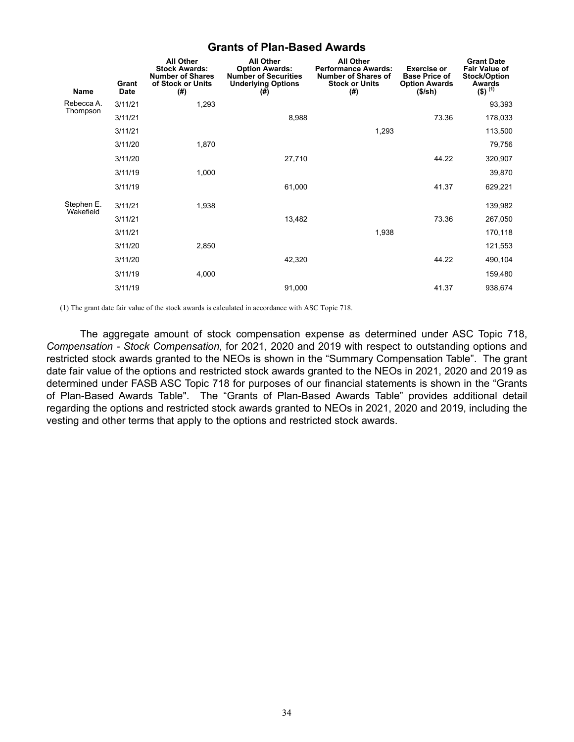## Grants of Plan-Based Awards

| Name | Grant Date | All Other Stock Awards: Number of Shares of Stock or Units (#) | All Other Option Awards: Number of Securities Underlying Options (#) | All Other Performance Awards: Number of Shares of Stock or Units (#) | Exercise or Base Price of Option Awards ($/sh) | Grant Date Fair Value of Stock/Option Awards ($) [1] |
|---|---|---|---|---|---|---|
| Rebecca A. Thompson | 3/11/21 | 1,293 | | | | 93,393 |
| | 3/11/21 | | 8,988 | | 73.36 | 178,033 |
| | 3/11/21 | | | 1,293 | | 113,500 |
| | 3/11/20 | 1,870 | | | | 79,756 |
| | 3/11/20 | | 27,710 | | 44.22 | 320,907 |
| | 3/11/19 | 1,000 | | | | 39,870 |
| | 3/11/19 | | 61,000 | | 41.37 | 629,221 |
| Stephen E. Wakefield | 3/11/21 | 1,938 | | | | 139,982 |
| | 3/11/21 | | 13,482 | | 73.36 | 267,050 |
| | 3/11/21 | | | 1,938 | | 170,118 |
| | 3/11/20 | 2,850 | | | | 121,553 |
| | 3/11/20 | | 42,320 | | 44.22 | 490,104 |
| | 3/11/19 | 4,000 | | | | 159,480 |
| | 3/11/19 | | 91,000 | | 41.37 | 938,674 |

(1) The grant date fair value of the stock awards is calculated in accordance with ASC Topic 718.

The aggregate amount of stock compensation expense as determined under ASC Topic 718, *Compensation - Stock Compensation*, for 2021, 2020 and 2019 with respect to outstanding options and restricted stock awards granted to the NEOs is shown in the "Summary Compensation Table". The grant date fair value of the options and restricted stock awards granted to the NEOs in 2021, 2020 and 2019 as determined under FASB ASC Topic 718 for purposes of our financial statements is shown in the "Grants of Plan-Based Awards Table". The "Grants of Plan-Based Awards Table" provides additional detail regarding the options and restricted stock awards granted to NEOs in 2021, 2020 and 2019, including the vesting and other terms that apply to the options and restricted stock awards.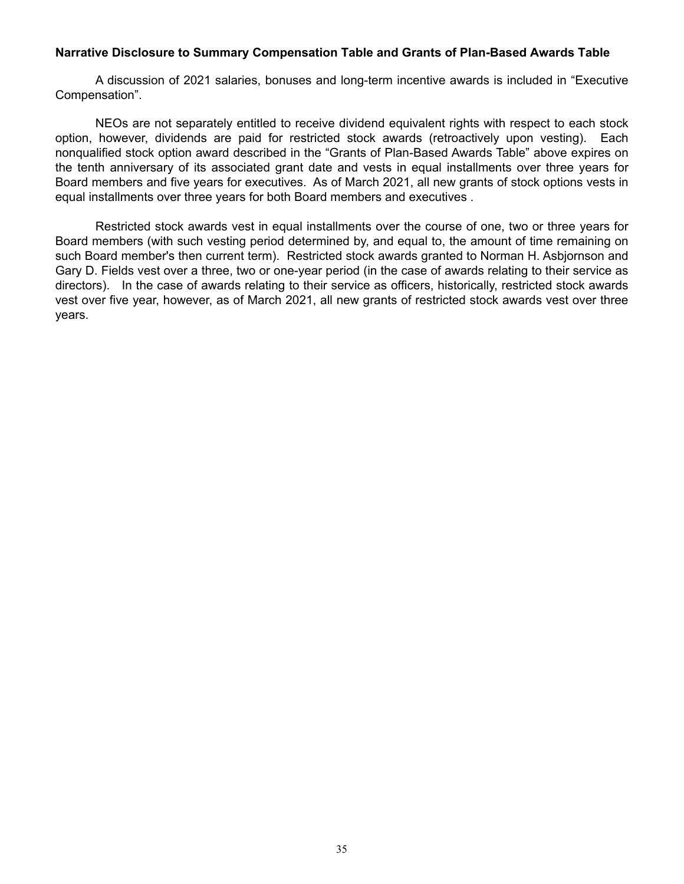**Narrative Disclosure to Summary Compensation Table and Grants of Plan-Based Awards Table**

A discussion of 2021 salaries, bonuses and long-term incentive awards is included in "Executive Compensation".

NEOs are not separately entitled to receive dividend equivalent rights with respect to each stock option, however, dividends are paid for restricted stock awards (retroactively upon vesting). Each nonqualified stock option award described in the "Grants of Plan-Based Awards Table" above expires on the tenth anniversary of its associated grant date and vests in equal installments over three years for Board members and five years for executives. As of March 2021, all new grants of stock options vests in equal installments over three years for both Board members and executives .

Restricted stock awards vest in equal installments over the course of one, two or three years for Board members (with such vesting period determined by, and equal to, the amount of time remaining on such Board member's then current term). Restricted stock awards granted to Norman H. Asbjornson and Gary D. Fields vest over a three, two or one-year period (in the case of awards relating to their service as directors). In the case of awards relating to their service as officers, historically, restricted stock awards vest over five year, however, as of March 2021, all new grants of restricted stock awards vest over three years.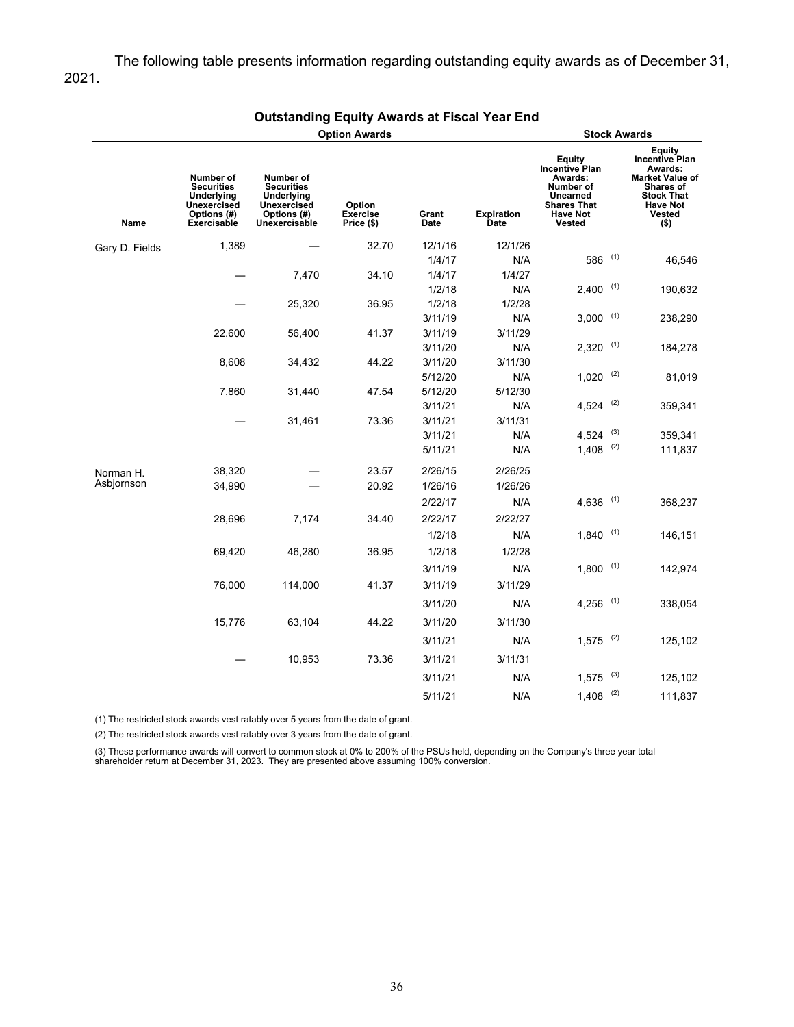The following table presents information regarding outstanding equity awards as of December 31, 2021.

**Outstanding Equity Awards at Fiscal Year End**

| | Option Awards | | | | | Stock Awards | |
|---|---|---|---|---|---|---|---|
| Name | Number of Securities Underlying Unexercised Options (#) Exercisable | Number of Securities Underlying Unexercised Options (#) Unexercisable | Option Exercise Price ($) | Grant Date | Expiration Date | Equity Incentive Plan Awards: Number of Unearned Shares That Have Not Vested | Equity Incentive Plan Awards: Market Value of Shares of Stock That Have Not Vested ($) |
| Gary D. Fields | 1,389 | — | 32.70 | 12/1/16 | 12/1/26 | | |
| | | | | 1/4/17 | N/A | 586 (1) | 46,546 |
| | — | 7,470 | 34.10 | 1/4/17 | 1/4/27 | | |
| | | | | 1/2/18 | N/A | 2,400 (1) | 190,632 |
| | — | 25,320 | 36.95 | 1/2/18 | 1/2/28 | | |
| | | | | 3/11/19 | N/A | 3,000 (1) | 238,290 |
| | 22,600 | 56,400 | 41.37 | 3/11/19 | 3/11/29 | | |
| | | | | 3/11/20 | N/A | 2,320 (1) | 184,278 |
| | 8,608 | 34,432 | 44.22 | 3/11/20 | 3/11/30 | | |
| | | | | 5/12/20 | N/A | 1,020 (2) | 81,019 |
| | 7,860 | 31,440 | 47.54 | 5/12/20 | 5/12/30 | | |
| | | | | 3/11/21 | N/A | 4,524 (2) | 359,341 |
| | — | 31,461 | 73.36 | 3/11/21 | 3/11/31 | | |
| | | | | 3/11/21 | N/A | 4,524 (3) | 359,341 |
| | | | | 5/11/21 | N/A | 1,408 (2) | 111,837 |
| Norman H. Asbjornson | 38,320 | — | 23.57 | 2/26/15 | 2/26/25 | | |
| | 34,990 | — | 20.92 | 1/26/16 | 1/26/26 | | |
| | | | | 2/22/17 | N/A | 4,636 (1) | 368,237 |
| | 28,696 | 7,174 | 34.40 | 2/22/17 | 2/22/27 | | |
| | | | | 1/2/18 | N/A | 1,840 (1) | 146,151 |
| | 69,420 | 46,280 | 36.95 | 1/2/18 | 1/2/28 | | |
| | | | | 3/11/19 | N/A | 1,800 (1) | 142,974 |
| | 76,000 | 114,000 | 41.37 | 3/11/19 | 3/11/29 | | |
| | | | | 3/11/20 | N/A | 4,256 (1) | 338,054 |
| | 15,776 | 63,104 | 44.22 | 3/11/20 | 3/11/30 | | |
| | | | | 3/11/21 | N/A | 1,575 (2) | 125,102 |
| | — | 10,953 | 73.36 | 3/11/21 | 3/11/31 | | |
| | | | | 3/11/21 | N/A | 1,575 (3) | 125,102 |
| | | | | 5/11/21 | N/A | 1,408 (2) | 111,837 |

(1) The restricted stock awards vest ratably over 5 years from the date of grant.

(2) The restricted stock awards vest ratably over 3 years from the date of grant.

(3) These performance awards will convert to common stock at 0% to 200% of the PSUs held, depending on the Company's three year total shareholder return at December 31, 2023. They are presented above assuming 100% conversion.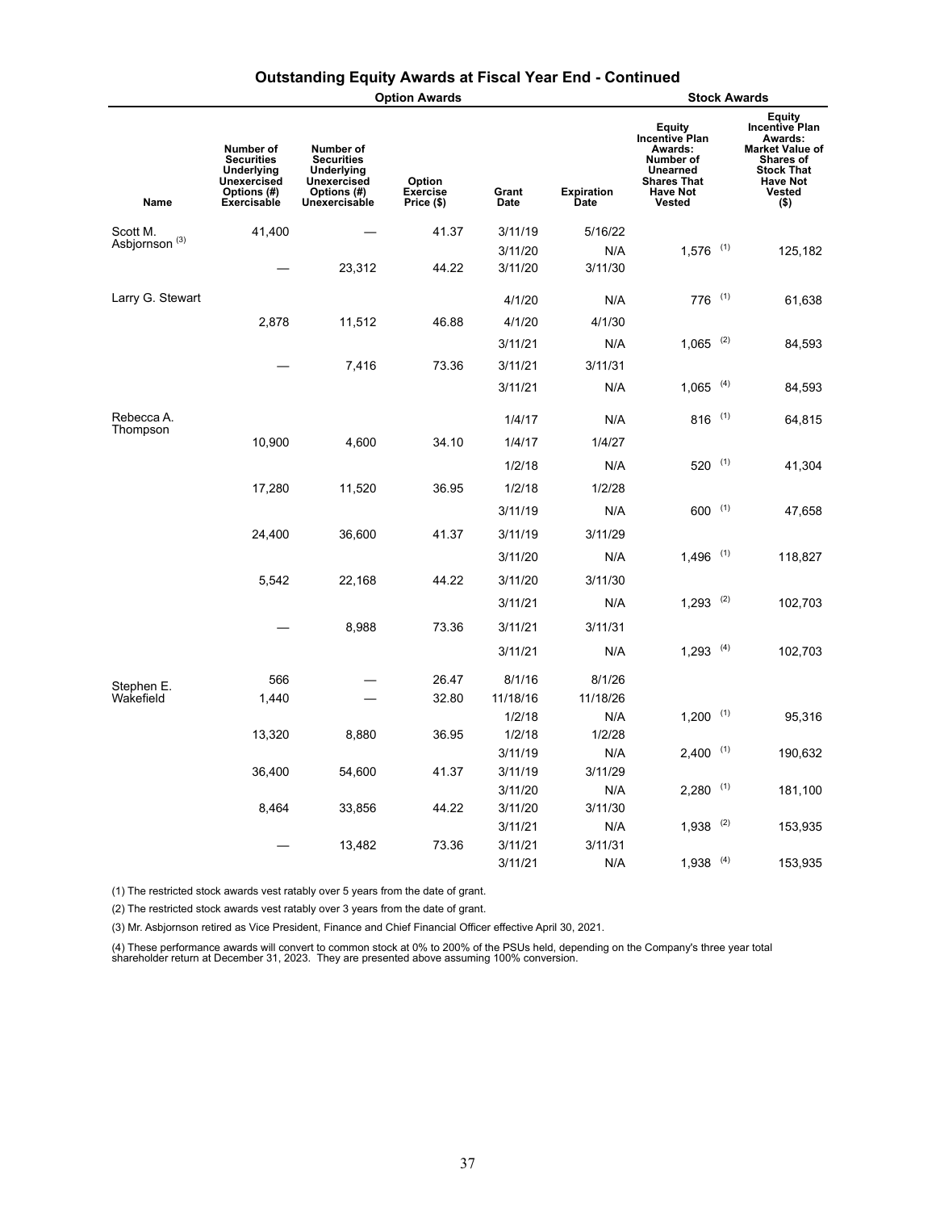## Outstanding Equity Awards at Fiscal Year End - Continued

| | Option Awards | | | | | Stock Awards | |
|---|---|---|---|---|---|---|---|
| Name | Number of Securities Underlying Unexercised Options (#) Exercisable | Number of Securities Underlying Unexercised Options (#) Unexercisable | Option Exercise Price ($) | Grant Date | Expiration Date | Equity Incentive Plan Awards: Number of Unearned Shares That Have Not Vested | Equity Incentive Plan Awards: Market Value of Shares of Stock That Have Not Vested ($) |
| Scott M. Asbjornson [3] | 41,400 | — | 41.37 | 3/11/19 | 5/16/22 | | |
| | | | | 3/11/20 | N/A | 1,576 [1] | 125,182 |
| | — | 23,312 | 44.22 | 3/11/20 | 3/11/30 | | |
| Larry G. Stewart | | | | 4/1/20 | N/A | 776 [1] | 61,638 |
| | 2,878 | 11,512 | 46.88 | 4/1/20 | 4/1/30 | | |
| | | | | 3/11/21 | N/A | 1,065 [2] | 84,593 |
| | — | 7,416 | 73.36 | 3/11/21 | 3/11/31 | | |
| | | | | 3/11/21 | N/A | 1,065 [4] | 84,593 |
| Rebecca A. Thompson | | | | 1/4/17 | N/A | 816 [1] | 64,815 |
| | 10,900 | 4,600 | 34.10 | 1/4/17 | 1/4/27 | | |
| | | | | 1/2/18 | N/A | 520 [1] | 41,304 |
| | 17,280 | 11,520 | 36.95 | 1/2/18 | 1/2/28 | | |
| | | | | 3/11/19 | N/A | 600 [1] | 47,658 |
| | 24,400 | 36,600 | 41.37 | 3/11/19 | 3/11/29 | | |
| | | | | 3/11/20 | N/A | 1,496 [1] | 118,827 |
| | 5,542 | 22,168 | 44.22 | 3/11/20 | 3/11/30 | | |
| | | | | 3/11/21 | N/A | 1,293 [2] | 102,703 |
| | — | 8,988 | 73.36 | 3/11/21 | 3/11/31 | | |
| | | | | 3/11/21 | N/A | 1,293 [4] | 102,703 |
| Stephen E. Wakefield | 566 | — | 26.47 | 8/1/16 | 8/1/26 | | |
| | 1,440 | — | 32.80 | 11/18/16 | 11/18/26 | | |
| | | | | 1/2/18 | N/A | 1,200 [1] | 95,316 |
| | 13,320 | 8,880 | 36.95 | 1/2/18 | 1/2/28 | | |
| | | | | 3/11/19 | N/A | 2,400 [1] | 190,632 |
| | 36,400 | 54,600 | 41.37 | 3/11/19 | 3/11/29 | | |
| | | | | 3/11/20 | N/A | 2,280 [1] | 181,100 |
| | 8,464 | 33,856 | 44.22 | 3/11/20 | 3/11/30 | | |
| | | | | 3/11/21 | N/A | 1,938 [2] | 153,935 |
| | — | 13,482 | 73.36 | 3/11/21 | 3/11/31 | | |
| | | | | 3/11/21 | N/A | 1,938 [4] | 153,935 |

(1) The restricted stock awards vest ratably over 5 years from the date of grant.

(2) The restricted stock awards vest ratably over 3 years from the date of grant.

(3) Mr. Asbjornson retired as Vice President, Finance and Chief Financial Officer effective April 30, 2021.

(4) These performance awards will convert to common stock at 0% to 200% of the PSUs held, depending on the Company's three year total shareholder return at December 31, 2023. They are presented above assuming 100% conversion.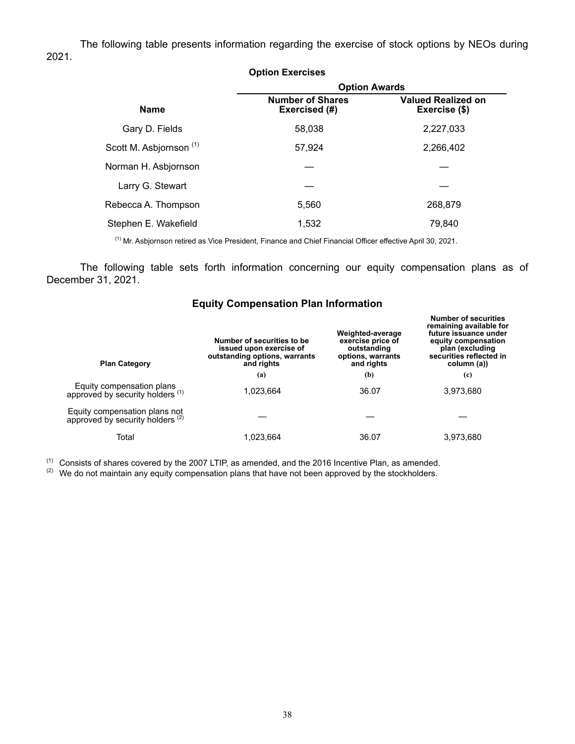The following table presents information regarding the exercise of stock options by NEOs during 2021.

**Option Exercises**

| | Option Awards | |
|---|---|---|
| **Name** | **Number of Shares Exercised (#)** | **Valued Realized on Exercise ($)** |
| Gary D. Fields | 58,038 | 2,227,033 |
| Scott M. Asbjornson [1] | 57,924 | 2,266,402 |
| Norman H. Asbjornson | — | — |
| Larry G. Stewart | — | — |
| Rebecca A. Thompson | 5,560 | 268,879 |
| Stephen E. Wakefield | 1,532 | 79,840 |

[1] Mr. Asbjornson retired as Vice President, Finance and Chief Financial Officer effective April 30, 2021.

The following table sets forth information concerning our equity compensation plans as of December 31, 2021.

## Equity Compensation Plan Information

| Plan Category | Number of securities to be issued upon exercise of outstanding options, warrants and rights | Weighted-average exercise price of outstanding options, warrants and rights | Number of securities remaining available for future issuance under equity compensation plan (excluding securities reflected in column (a)) |
|---|---|---|---|
| | (a) | (b) | (c) |
| Equity compensation plans approved by security holders [1] | 1,023,664 | 36.07 | 3,973,680 |
| Equity compensation plans not approved by security holders [2] | — | — | — |
| Total | 1,023,664 | 36.07 | 3,973,680 |

[1] Consists of shares covered by the 2007 LTIP, as amended, and the 2016 Incentive Plan, as amended.

[2] We do not maintain any equity compensation plans that have not been approved by the stockholders.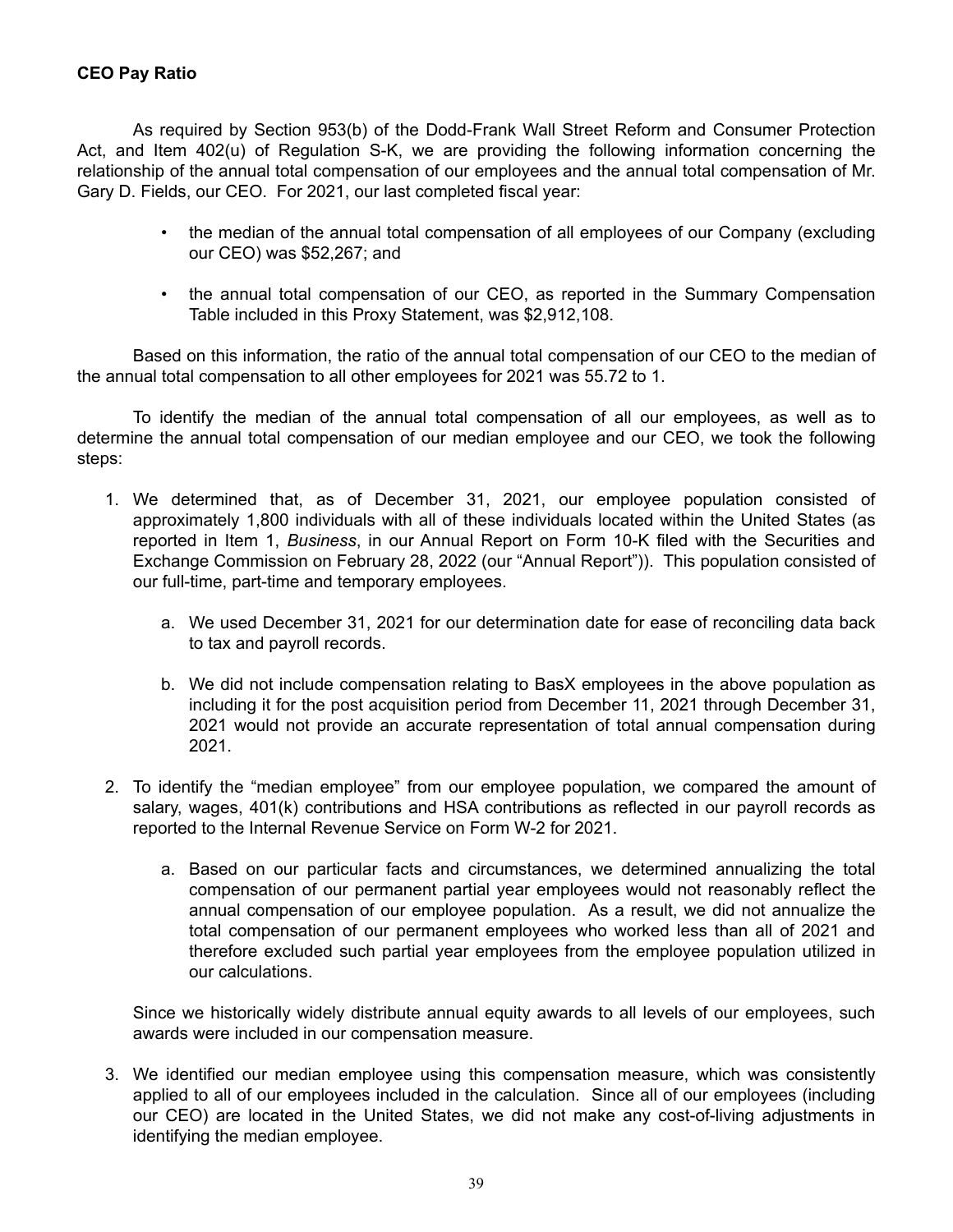**CEO Pay Ratio**

As required by Section 953(b) of the Dodd-Frank Wall Street Reform and Consumer Protection Act, and Item 402(u) of Regulation S-K, we are providing the following information concerning the relationship of the annual total compensation of our employees and the annual total compensation of Mr. Gary D. Fields, our CEO. For 2021, our last completed fiscal year:

- the median of the annual total compensation of all employees of our Company (excluding our CEO) was $52,267; and
- the annual total compensation of our CEO, as reported in the Summary Compensation Table included in this Proxy Statement, was $2,912,108.

Based on this information, the ratio of the annual total compensation of our CEO to the median of the annual total compensation to all other employees for 2021 was 55.72 to 1.

To identify the median of the annual total compensation of all our employees, as well as to determine the annual total compensation of our median employee and our CEO, we took the following steps:

1. We determined that, as of December 31, 2021, our employee population consisted of approximately 1,800 individuals with all of these individuals located within the United States (as reported in Item 1, *Business*, in our Annual Report on Form 10-K filed with the Securities and Exchange Commission on February 28, 2022 (our "Annual Report")). This population consisted of our full-time, part-time and temporary employees.

    a. We used December 31, 2021 for our determination date for ease of reconciling data back to tax and payroll records.

    b. We did not include compensation relating to BasX employees in the above population as including it for the post acquisition period from December 11, 2021 through December 31, 2021 would not provide an accurate representation of total annual compensation during 2021.

2. To identify the "median employee" from our employee population, we compared the amount of salary, wages, 401(k) contributions and HSA contributions as reflected in our payroll records as reported to the Internal Revenue Service on Form W-2 for 2021.

    a. Based on our particular facts and circumstances, we determined annualizing the total compensation of our permanent partial year employees would not reasonably reflect the annual compensation of our employee population. As a result, we did not annualize the total compensation of our permanent employees who worked less than all of 2021 and therefore excluded such partial year employees from the employee population utilized in our calculations.

    Since we historically widely distribute annual equity awards to all levels of our employees, such awards were included in our compensation measure.

3. We identified our median employee using this compensation measure, which was consistently applied to all of our employees included in the calculation. Since all of our employees (including our CEO) are located in the United States, we did not make any cost-of-living adjustments in identifying the median employee.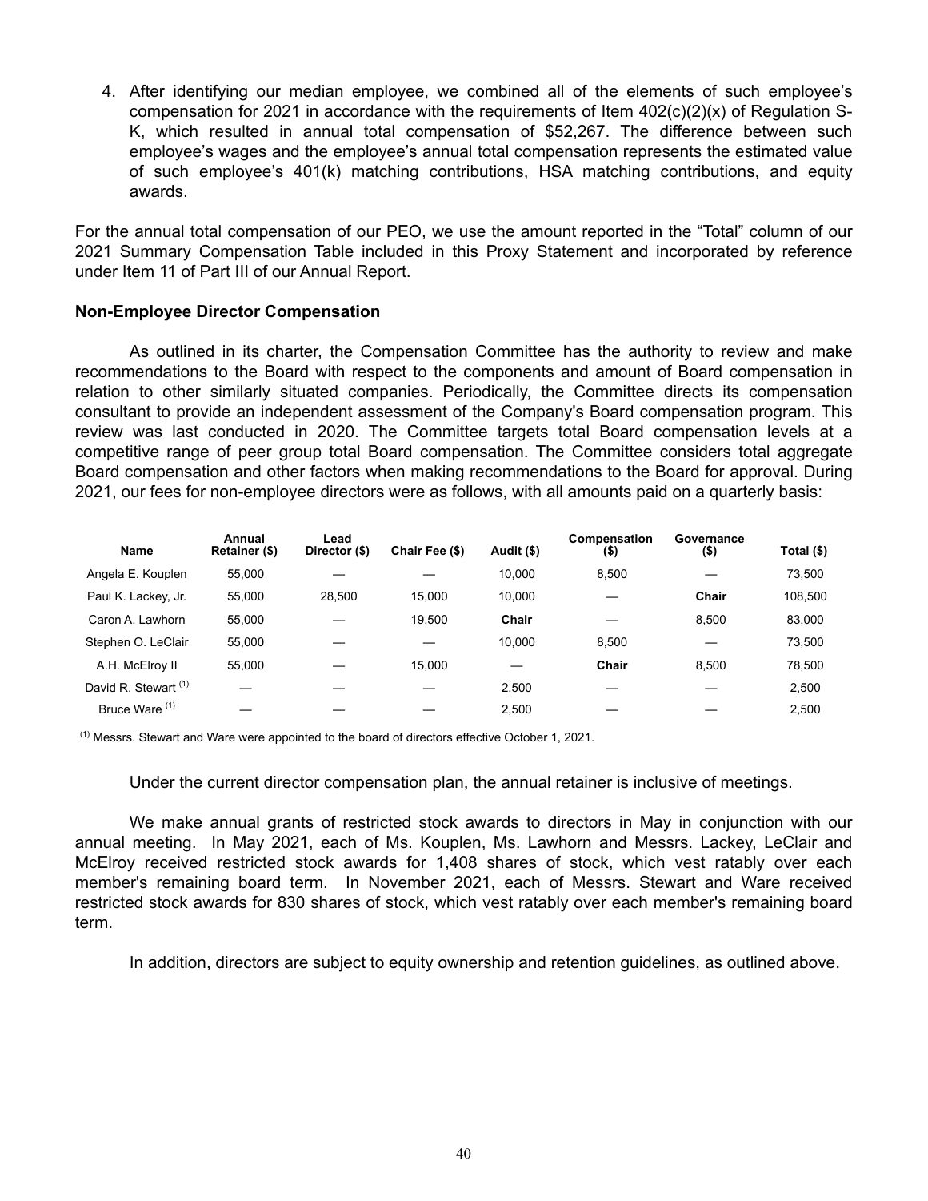4. After identifying our median employee, we combined all of the elements of such employee's compensation for 2021 in accordance with the requirements of Item 402(c)(2)(x) of Regulation S-K, which resulted in annual total compensation of $52,267. The difference between such employee's wages and the employee's annual total compensation represents the estimated value of such employee's 401(k) matching contributions, HSA matching contributions, and equity awards.

For the annual total compensation of our PEO, we use the amount reported in the "Total" column of our 2021 Summary Compensation Table included in this Proxy Statement and incorporated by reference under Item 11 of Part III of our Annual Report.

**Non-Employee Director Compensation**

As outlined in its charter, the Compensation Committee has the authority to review and make recommendations to the Board with respect to the components and amount of Board compensation in relation to other similarly situated companies. Periodically, the Committee directs its compensation consultant to provide an independent assessment of the Company's Board compensation program. This review was last conducted in 2020. The Committee targets total Board compensation levels at a competitive range of peer group total Board compensation. The Committee considers total aggregate Board compensation and other factors when making recommendations to the Board for approval. During 2021, our fees for non-employee directors were as follows, with all amounts paid on a quarterly basis:

| Name | Annual Retainer ($) | Lead Director ($) | Chair Fee ($) | Audit ($) | Compensation ($) | Governance ($) | Total ($) |
|---|---|---|---|---|---|---|---|
| Angela E. Kouplen | 55,000 | — | — | 10,000 | 8,500 | — | 73,500 |
| Paul K. Lackey, Jr. | 55,000 | 28,500 | 15,000 | 10,000 | — | **Chair** | 108,500 |
| Caron A. Lawhorn | 55,000 | — | 19,500 | **Chair** | — | 8,500 | 83,000 |
| Stephen O. LeClair | 55,000 | — | — | 10,000 | 8,500 | — | 73,500 |
| A.H. McElroy II | 55,000 | — | 15,000 | — | **Chair** | 8,500 | 78,500 |
| David R. Stewart [1] | — | — | — | 2,500 | — | — | 2,500 |
| Bruce Ware [1] | — | — | — | 2,500 | — | — | 2,500 |

[1] Messrs. Stewart and Ware were appointed to the board of directors effective October 1, 2021.

Under the current director compensation plan, the annual retainer is inclusive of meetings.

We make annual grants of restricted stock awards to directors in May in conjunction with our annual meeting. In May 2021, each of Ms. Kouplen, Ms. Lawhorn and Messrs. Lackey, LeClair and McElroy received restricted stock awards for 1,408 shares of stock, which vest ratably over each member's remaining board term. In November 2021, each of Messrs. Stewart and Ware received restricted stock awards for 830 shares of stock, which vest ratably over each member's remaining board term.

In addition, directors are subject to equity ownership and retention guidelines, as outlined above.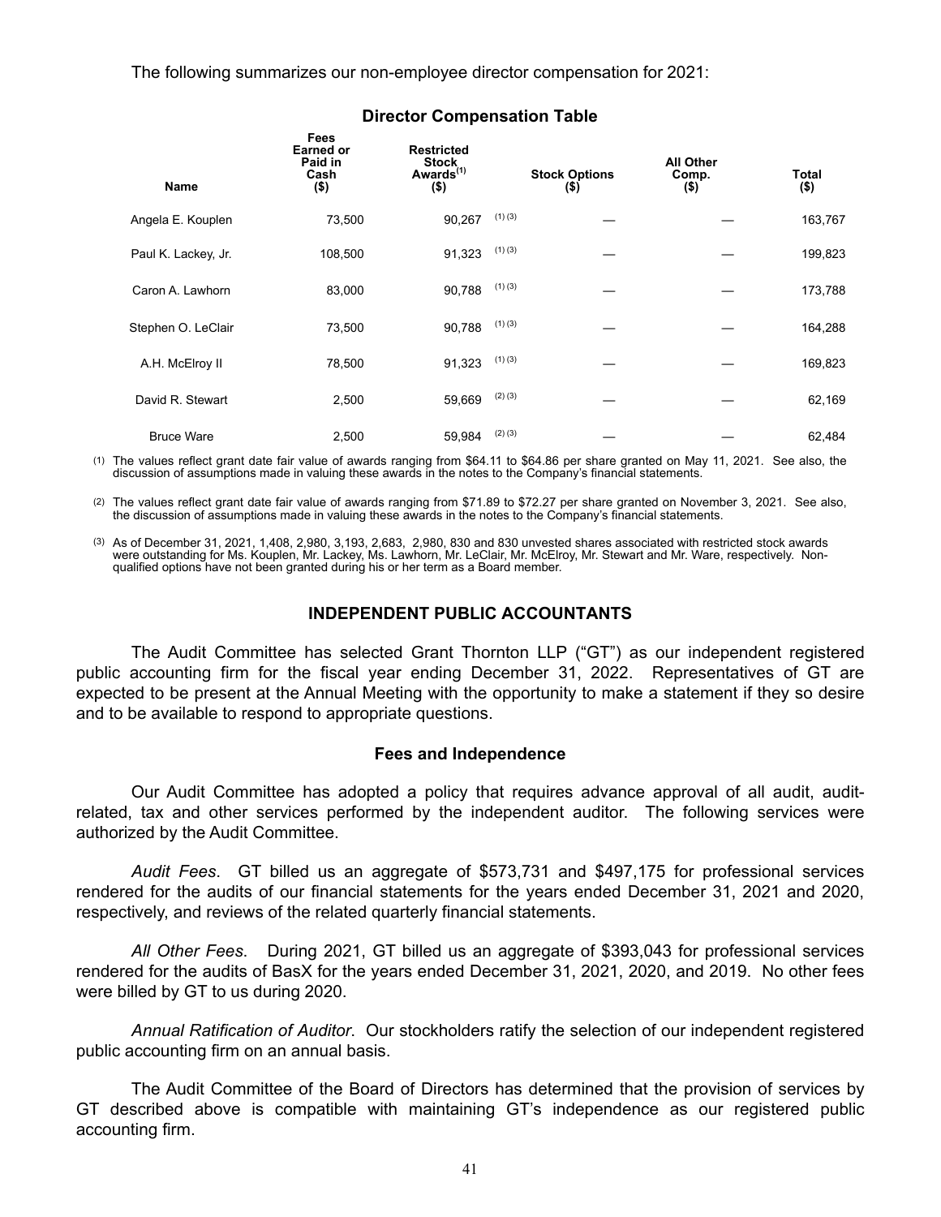The following summarizes our non-employee director compensation for 2021:

**Director Compensation Table**

| Name | Fees Earned or Paid in Cash ($) | Restricted Stock Awards[(1)] ($) | Stock Options ($) | All Other Comp. ($) | Total ($) |
|---|---|---|---|---|---|
| Angela E. Kouplen | 73,500 | 90,267 (1) (3) | — | — | 163,767 |
| Paul K. Lackey, Jr. | 108,500 | 91,323 (1) (3) | — | — | 199,823 |
| Caron A. Lawhorn | 83,000 | 90,788 (1) (3) | — | — | 173,788 |
| Stephen O. LeClair | 73,500 | 90,788 (1) (3) | — | — | 164,288 |
| A.H. McElroy II | 78,500 | 91,323 (1) (3) | — | — | 169,823 |
| David R. Stewart | 2,500 | 59,669 (2) (3) | — | — | 62,169 |
| Bruce Ware | 2,500 | 59,984 (2) (3) | — | — | 62,484 |

(1) The values reflect grant date fair value of awards ranging from $64.11 to $64.86 per share granted on May 11, 2021. See also, the discussion of assumptions made in valuing these awards in the notes to the Company's financial statements.

(2) The values reflect grant date fair value of awards ranging from $71.89 to $72.27 per share granted on November 3, 2021. See also, the discussion of assumptions made in valuing these awards in the notes to the Company's financial statements.

(3) As of December 31, 2021, 1,408, 2,980, 3,193, 2,683, 2,980, 830 and 830 unvested shares associated with restricted stock awards were outstanding for Ms. Kouplen, Mr. Lackey, Ms. Lawhorn, Mr. LeClair, Mr. McElroy, Mr. Stewart and Mr. Ware, respectively. Non-qualified options have not been granted during his or her term as a Board member.

## INDEPENDENT PUBLIC ACCOUNTANTS

The Audit Committee has selected Grant Thornton LLP ("GT") as our independent registered public accounting firm for the fiscal year ending December 31, 2022. Representatives of GT are expected to be present at the Annual Meeting with the opportunity to make a statement if they so desire and to be available to respond to appropriate questions.

### Fees and Independence

Our Audit Committee has adopted a policy that requires advance approval of all audit, audit-related, tax and other services performed by the independent auditor. The following services were authorized by the Audit Committee.

*Audit Fees*. GT billed us an aggregate of $573,731 and $497,175 for professional services rendered for the audits of our financial statements for the years ended December 31, 2021 and 2020, respectively, and reviews of the related quarterly financial statements.

*All Other Fees*. During 2021, GT billed us an aggregate of $393,043 for professional services rendered for the audits of BasX for the years ended December 31, 2021, 2020, and 2019. No other fees were billed by GT to us during 2020.

*Annual Ratification of Auditor*. Our stockholders ratify the selection of our independent registered public accounting firm on an annual basis.

The Audit Committee of the Board of Directors has determined that the provision of services by GT described above is compatible with maintaining GT's independence as our registered public accounting firm.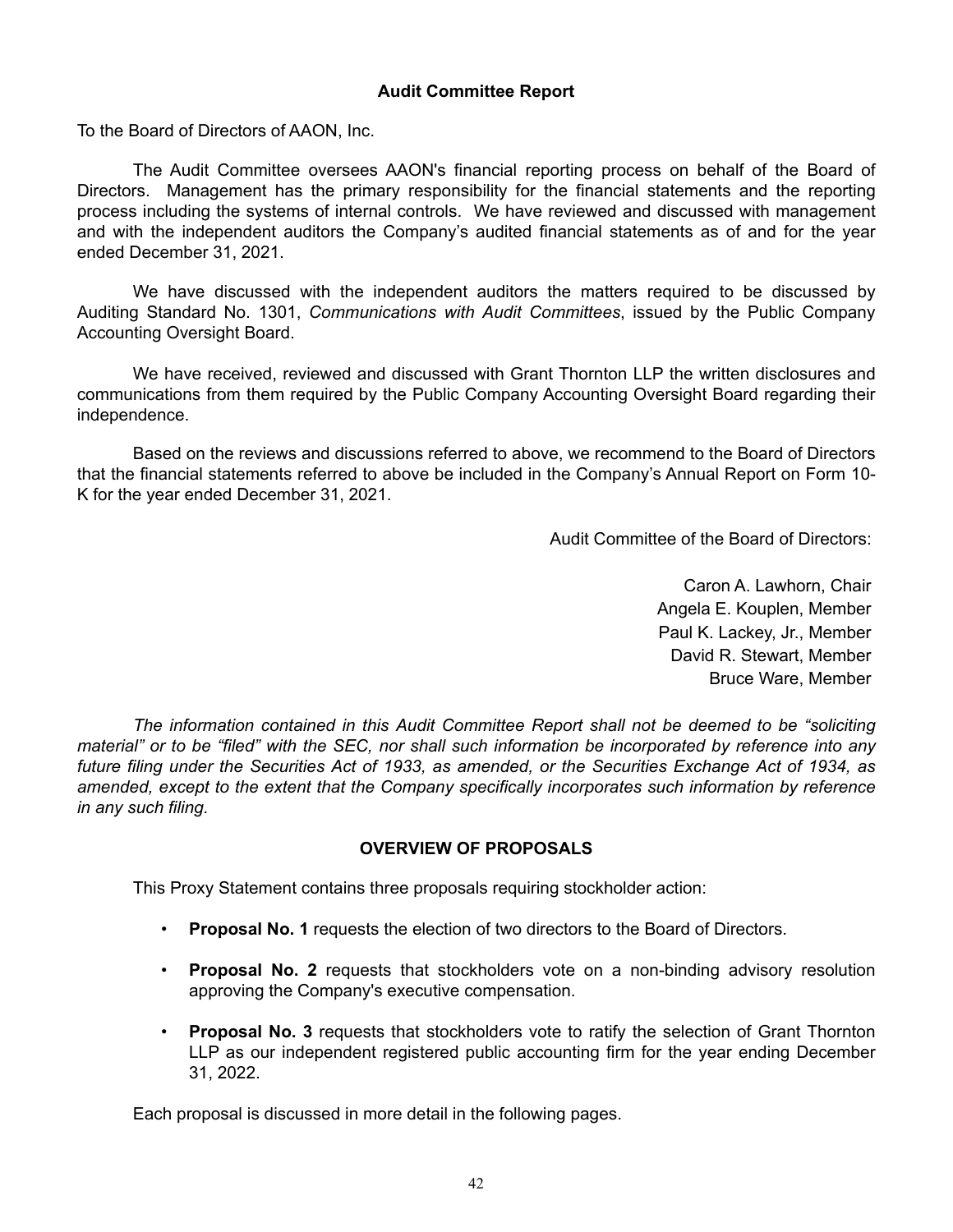## Audit Committee Report

To the Board of Directors of AAON, Inc.

The Audit Committee oversees AAON's financial reporting process on behalf of the Board of Directors. Management has the primary responsibility for the financial statements and the reporting process including the systems of internal controls. We have reviewed and discussed with management and with the independent auditors the Company's audited financial statements as of and for the year ended December 31, 2021.

We have discussed with the independent auditors the matters required to be discussed by Auditing Standard No. 1301, *Communications with Audit Committees*, issued by the Public Company Accounting Oversight Board.

We have received, reviewed and discussed with Grant Thornton LLP the written disclosures and communications from them required by the Public Company Accounting Oversight Board regarding their independence.

Based on the reviews and discussions referred to above, we recommend to the Board of Directors that the financial statements referred to above be included in the Company's Annual Report on Form 10-K for the year ended December 31, 2021.

Audit Committee of the Board of Directors:

Caron A. Lawhorn, Chair
Angela E. Kouplen, Member
Paul K. Lackey, Jr., Member
David R. Stewart, Member
Bruce Ware, Member

*The information contained in this Audit Committee Report shall not be deemed to be "soliciting material" or to be "filed" with the SEC, nor shall such information be incorporated by reference into any future filing under the Securities Act of 1933, as amended, or the Securities Exchange Act of 1934, as amended, except to the extent that the Company specifically incorporates such information by reference in any such filing.*

## OVERVIEW OF PROPOSALS

This Proxy Statement contains three proposals requiring stockholder action:

- **Proposal No. 1** requests the election of two directors to the Board of Directors.
- **Proposal No. 2** requests that stockholders vote on a non-binding advisory resolution approving the Company's executive compensation.
- **Proposal No. 3** requests that stockholders vote to ratify the selection of Grant Thornton LLP as our independent registered public accounting firm for the year ending December 31, 2022.

Each proposal is discussed in more detail in the following pages.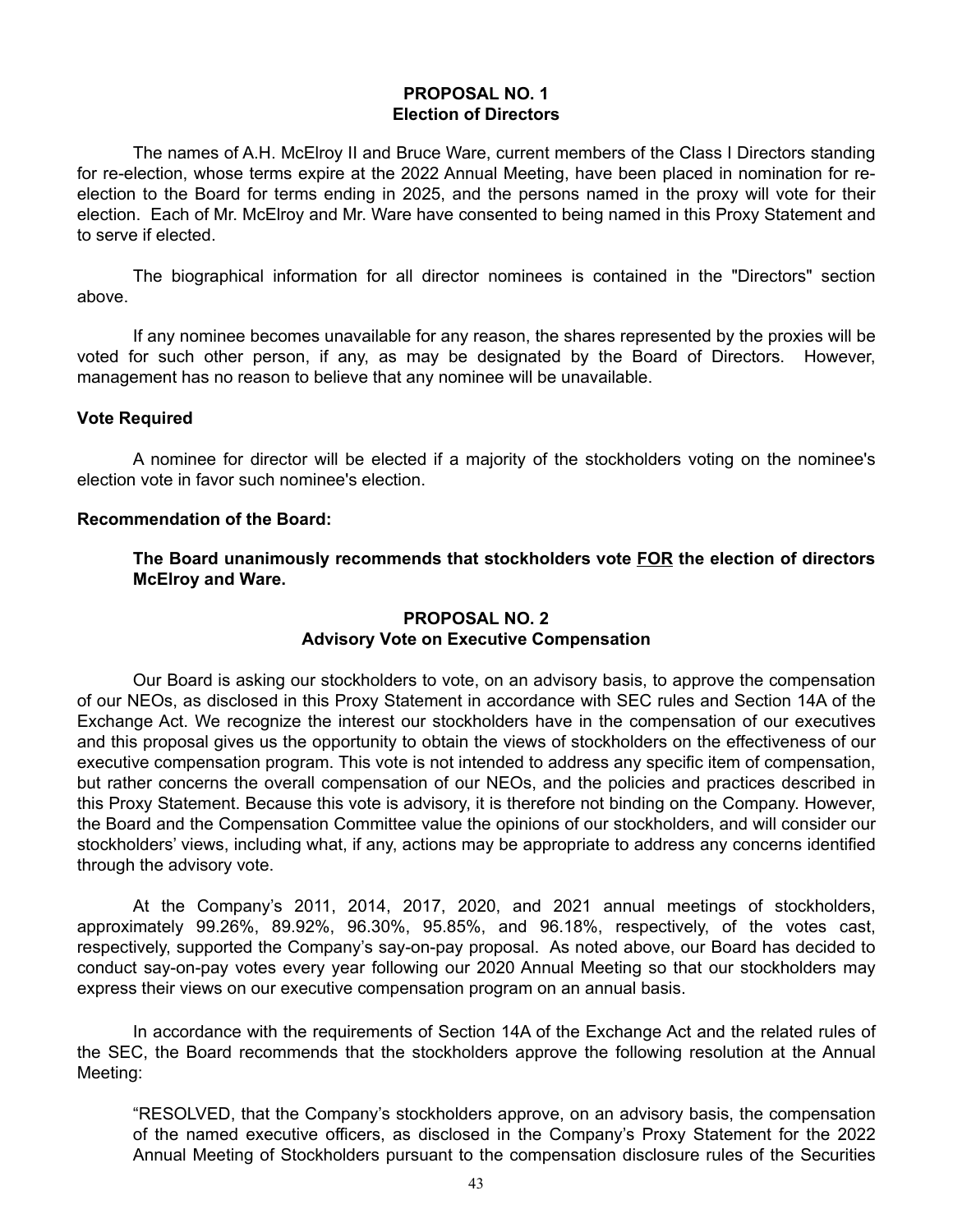## PROPOSAL NO. 1
## Election of Directors

The names of A.H. McElroy II and Bruce Ware, current members of the Class I Directors standing for re-election, whose terms expire at the 2022 Annual Meeting, have been placed in nomination for re-election to the Board for terms ending in 2025, and the persons named in the proxy will vote for their election. Each of Mr. McElroy and Mr. Ware have consented to being named in this Proxy Statement and to serve if elected.

The biographical information for all director nominees is contained in the "Directors" section above.

If any nominee becomes unavailable for any reason, the shares represented by the proxies will be voted for such other person, if any, as may be designated by the Board of Directors. However, management has no reason to believe that any nominee will be unavailable.

### Vote Required

A nominee for director will be elected if a majority of the stockholders voting on the nominee's election vote in favor such nominee's election.

### Recommendation of the Board:

**The Board unanimously recommends that stockholders vote <u>FOR</u> the election of directors McElroy and Ware.**

## PROPOSAL NO. 2
## Advisory Vote on Executive Compensation

Our Board is asking our stockholders to vote, on an advisory basis, to approve the compensation of our NEOs, as disclosed in this Proxy Statement in accordance with SEC rules and Section 14A of the Exchange Act. We recognize the interest our stockholders have in the compensation of our executives and this proposal gives us the opportunity to obtain the views of stockholders on the effectiveness of our executive compensation program. This vote is not intended to address any specific item of compensation, but rather concerns the overall compensation of our NEOs, and the policies and practices described in this Proxy Statement. Because this vote is advisory, it is therefore not binding on the Company. However, the Board and the Compensation Committee value the opinions of our stockholders, and will consider our stockholders' views, including what, if any, actions may be appropriate to address any concerns identified through the advisory vote.

At the Company's 2011, 2014, 2017, 2020, and 2021 annual meetings of stockholders, approximately 99.26%, 89.92%, 96.30%, 95.85%, and 96.18%, respectively, of the votes cast, respectively, supported the Company's say-on-pay proposal. As noted above, our Board has decided to conduct say-on-pay votes every year following our 2020 Annual Meeting so that our stockholders may express their views on our executive compensation program on an annual basis.

In accordance with the requirements of Section 14A of the Exchange Act and the related rules of the SEC, the Board recommends that the stockholders approve the following resolution at the Annual Meeting:

"RESOLVED, that the Company's stockholders approve, on an advisory basis, the compensation of the named executive officers, as disclosed in the Company's Proxy Statement for the 2022 Annual Meeting of Stockholders pursuant to the compensation disclosure rules of the Securities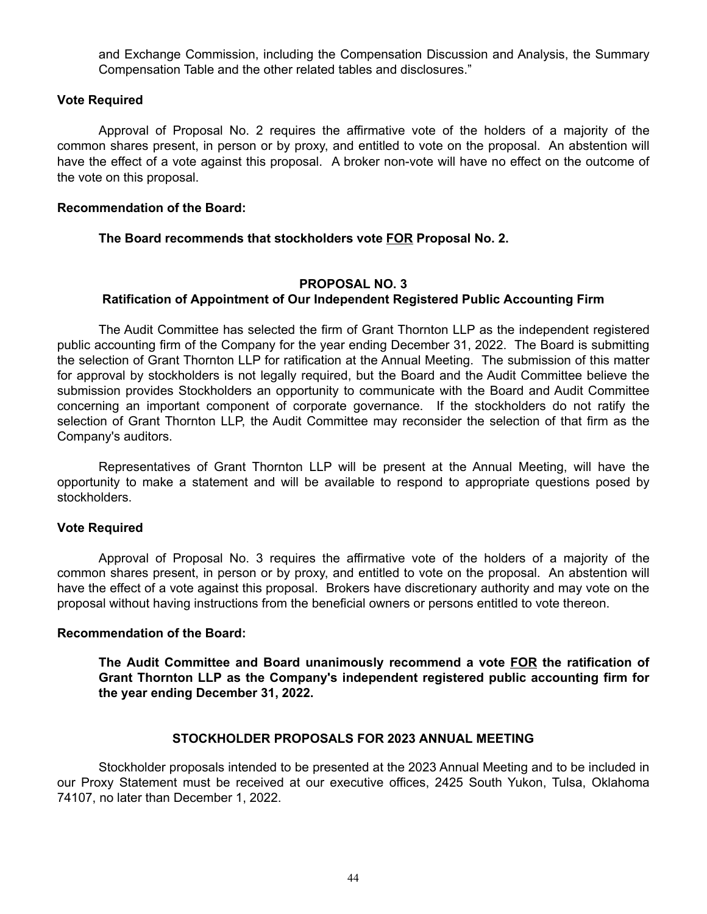and Exchange Commission, including the Compensation Discussion and Analysis, the Summary Compensation Table and the other related tables and disclosures."

**Vote Required**

Approval of Proposal No. 2 requires the affirmative vote of the holders of a majority of the common shares present, in person or by proxy, and entitled to vote on the proposal. An abstention will have the effect of a vote against this proposal. A broker non-vote will have no effect on the outcome of the vote on this proposal.

**Recommendation of the Board:**

**The Board recommends that stockholders vote FOR Proposal No. 2.**

## PROPOSAL NO. 3
## Ratification of Appointment of Our Independent Registered Public Accounting Firm

The Audit Committee has selected the firm of Grant Thornton LLP as the independent registered public accounting firm of the Company for the year ending December 31, 2022. The Board is submitting the selection of Grant Thornton LLP for ratification at the Annual Meeting. The submission of this matter for approval by stockholders is not legally required, but the Board and the Audit Committee believe the submission provides Stockholders an opportunity to communicate with the Board and Audit Committee concerning an important component of corporate governance. If the stockholders do not ratify the selection of Grant Thornton LLP, the Audit Committee may reconsider the selection of that firm as the Company's auditors.

Representatives of Grant Thornton LLP will be present at the Annual Meeting, will have the opportunity to make a statement and will be available to respond to appropriate questions posed by stockholders.

**Vote Required**

Approval of Proposal No. 3 requires the affirmative vote of the holders of a majority of the common shares present, in person or by proxy, and entitled to vote on the proposal. An abstention will have the effect of a vote against this proposal. Brokers have discretionary authority and may vote on the proposal without having instructions from the beneficial owners or persons entitled to vote thereon.

**Recommendation of the Board:**

**The Audit Committee and Board unanimously recommend a vote FOR the ratification of Grant Thornton LLP as the Company's independent registered public accounting firm for the year ending December 31, 2022.**

## STOCKHOLDER PROPOSALS FOR 2023 ANNUAL MEETING

Stockholder proposals intended to be presented at the 2023 Annual Meeting and to be included in our Proxy Statement must be received at our executive offices, 2425 South Yukon, Tulsa, Oklahoma 74107, no later than December 1, 2022.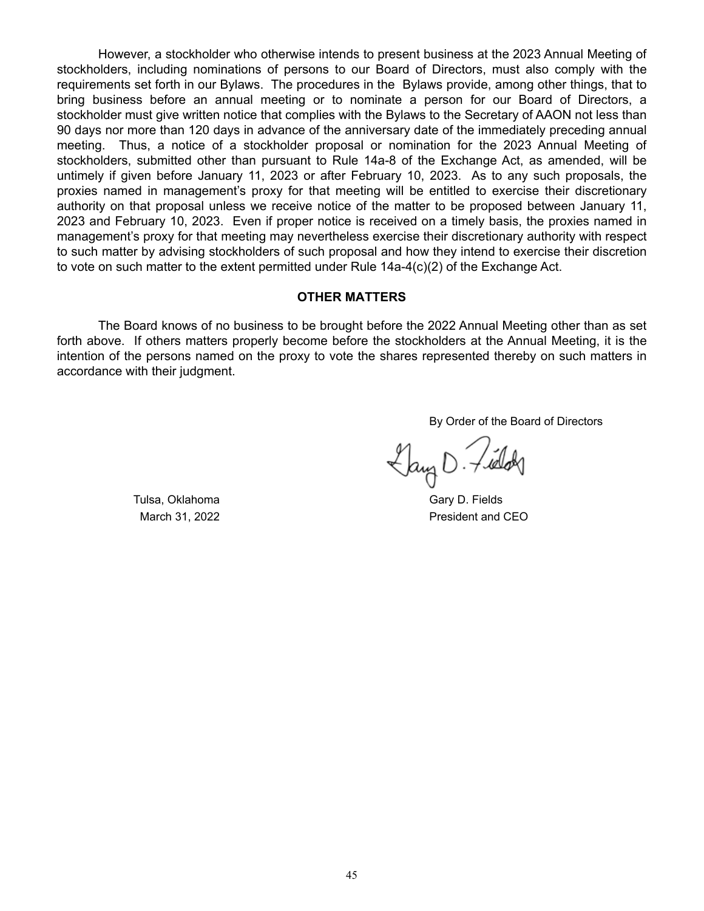However, a stockholder who otherwise intends to present business at the 2023 Annual Meeting of stockholders, including nominations of persons to our Board of Directors, must also comply with the requirements set forth in our Bylaws. The procedures in the Bylaws provide, among other things, that to bring business before an annual meeting or to nominate a person for our Board of Directors, a stockholder must give written notice that complies with the Bylaws to the Secretary of AAON not less than 90 days nor more than 120 days in advance of the anniversary date of the immediately preceding annual meeting. Thus, a notice of a stockholder proposal or nomination for the 2023 Annual Meeting of stockholders, submitted other than pursuant to Rule 14a-8 of the Exchange Act, as amended, will be untimely if given before January 11, 2023 or after February 10, 2023. As to any such proposals, the proxies named in management's proxy for that meeting will be entitled to exercise their discretionary authority on that proposal unless we receive notice of the matter to be proposed between January 11, 2023 and February 10, 2023. Even if proper notice is received on a timely basis, the proxies named in management's proxy for that meeting may nevertheless exercise their discretionary authority with respect to such matter by advising stockholders of such proposal and how they intend to exercise their discretion to vote on such matter to the extent permitted under Rule 14a-4(c)(2) of the Exchange Act.

## OTHER MATTERS

The Board knows of no business to be brought before the 2022 Annual Meeting other than as set forth above. If others matters properly become before the stockholders at the Annual Meeting, it is the intention of the persons named on the proxy to vote the shares represented thereby on such matters in accordance with their judgment.

By Order of the Board of Directors

Gary D. Fields
President and CEO

Tulsa, Oklahoma
March 31, 2022